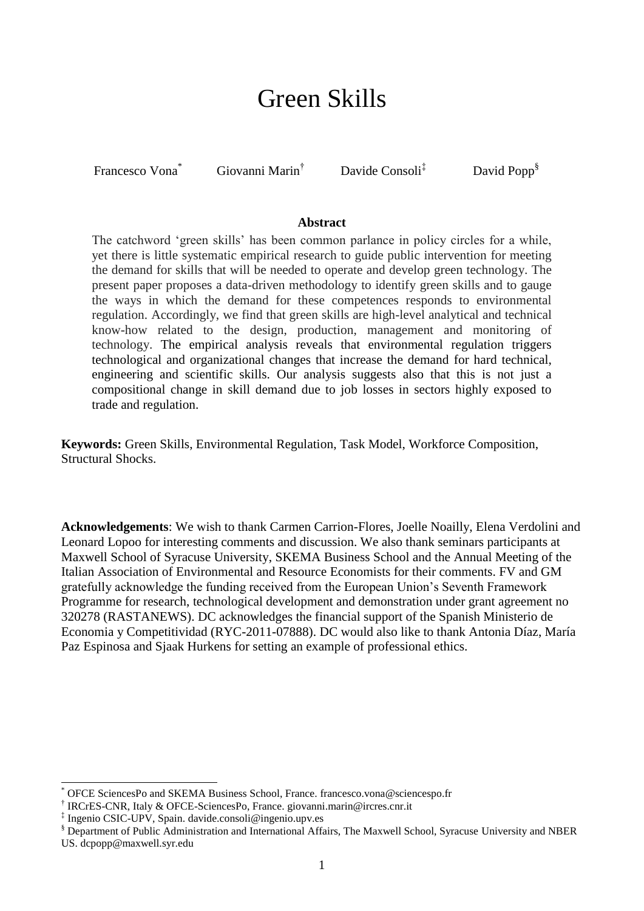# Green Skills

Francesco Vona[*] Giovanni Marin[†] Davide Consoli[‡] David Popp[§]

**Abstract**

The catchword 'green skills' has been common parlance in policy circles for a while, yet there is little systematic empirical research to guide public intervention for meeting the demand for skills that will be needed to operate and develop green technology. The present paper proposes a data-driven methodology to identify green skills and to gauge the ways in which the demand for these competences responds to environmental regulation. Accordingly, we find that green skills are high-level analytical and technical know-how related to the design, production, management and monitoring of technology. The empirical analysis reveals that environmental regulation triggers technological and organizational changes that increase the demand for hard technical, engineering and scientific skills. Our analysis suggests also that this is not just a compositional change in skill demand due to job losses in sectors highly exposed to trade and regulation.

**Keywords:** Green Skills, Environmental Regulation, Task Model, Workforce Composition, Structural Shocks.

**Acknowledgements**: We wish to thank Carmen Carrion-Flores, Joelle Noailly, Elena Verdolini and Leonard Lopoo for interesting comments and discussion. We also thank seminars participants at Maxwell School of Syracuse University, SKEMA Business School and the Annual Meeting of the Italian Association of Environmental and Resource Economists for their comments. FV and GM gratefully acknowledge the funding received from the European Union's Seventh Framework Programme for research, technological development and demonstration under grant agreement no 320278 (RASTANEWS). DC acknowledges the financial support of the Spanish Ministerio de Economia y Competitividad (RYC-2011-07888). DC would also like to thank Antonia Díaz, María Paz Espinosa and Sjaak Hurkens for setting an example of professional ethics.

---

[*] OFCE SciencesPo and SKEMA Business School, France. francesco.vona@sciencespo.fr

[†] IRCrES-CNR, Italy & OFCE-SciencesPo, France. giovanni.marin@ircres.cnr.it

[‡] Ingenio CSIC-UPV, Spain. davide.consoli@ingenio.upv.es

[§] Department of Public Administration and International Affairs, The Maxwell School, Syracuse University and NBER US. dcpopp@maxwell.syr.edu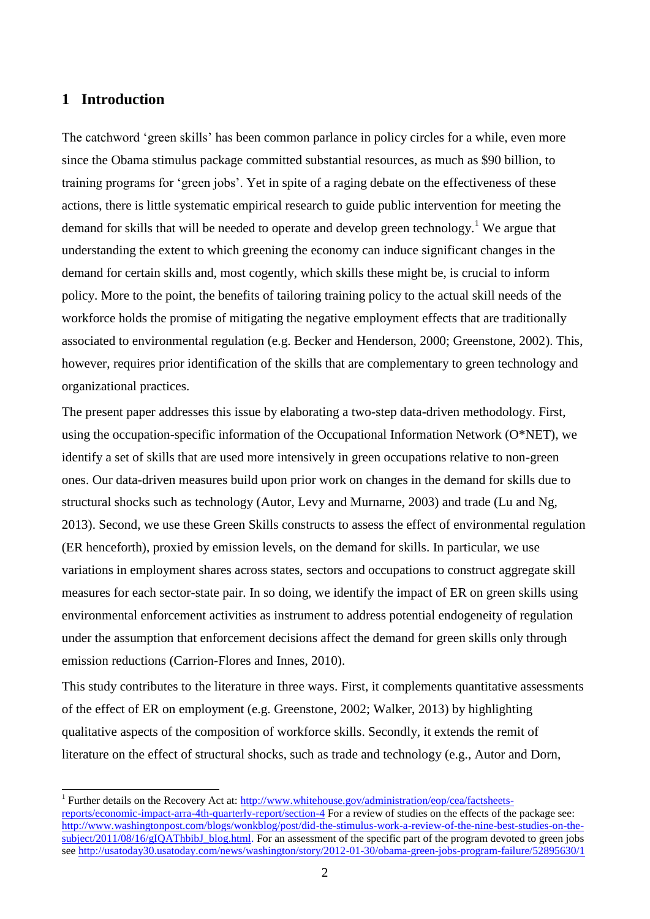# 1 Introduction

The catchword 'green skills' has been common parlance in policy circles for a while, even more since the Obama stimulus package committed substantial resources, as much as $90 billion, to training programs for 'green jobs'. Yet in spite of a raging debate on the effectiveness of these actions, there is little systematic empirical research to guide public intervention for meeting the demand for skills that will be needed to operate and develop green technology.[1] We argue that understanding the extent to which greening the economy can induce significant changes in the demand for certain skills and, most cogently, which skills these might be, is crucial to inform policy. More to the point, the benefits of tailoring training policy to the actual skill needs of the workforce holds the promise of mitigating the negative employment effects that are traditionally associated to environmental regulation (e.g. Becker and Henderson, 2000; Greenstone, 2002). This, however, requires prior identification of the skills that are complementary to green technology and organizational practices.

The present paper addresses this issue by elaborating a two-step data-driven methodology. First, using the occupation-specific information of the Occupational Information Network (O*NET), we identify a set of skills that are used more intensively in green occupations relative to non-green ones. Our data-driven measures build upon prior work on changes in the demand for skills due to structural shocks such as technology (Autor, Levy and Murnarne, 2003) and trade (Lu and Ng, 2013). Second, we use these Green Skills constructs to assess the effect of environmental regulation (ER henceforth), proxied by emission levels, on the demand for skills. In particular, we use variations in employment shares across states, sectors and occupations to construct aggregate skill measures for each sector-state pair. In so doing, we identify the impact of ER on green skills using environmental enforcement activities as instrument to address potential endogeneity of regulation under the assumption that enforcement decisions affect the demand for green skills only through emission reductions (Carrion-Flores and Innes, 2010).

This study contributes to the literature in three ways. First, it complements quantitative assessments of the effect of ER on employment (e.g. Greenstone, 2002; Walker, 2013) by highlighting qualitative aspects of the composition of workforce skills. Secondly, it extends the remit of literature on the effect of structural shocks, such as trade and technology (e.g., Autor and Dorn,

[1] Further details on the Recovery Act at: http://www.whitehouse.gov/administration/eop/cea/factsheets-reports/economic-impact-arra-4th-quarterly-report/section-4 For a review of studies on the effects of the package see: http://www.washingtonpost.com/blogs/wonkblog/post/did-the-stimulus-work-a-review-of-the-nine-best-studies-on-the-subject/2011/08/16/gIQAThbibJ_blog.html. For an assessment of the specific part of the program devoted to green jobs see http://usatoday30.usatoday.com/news/washington/story/2012-01-30/obama-green-jobs-program-failure/52895630/1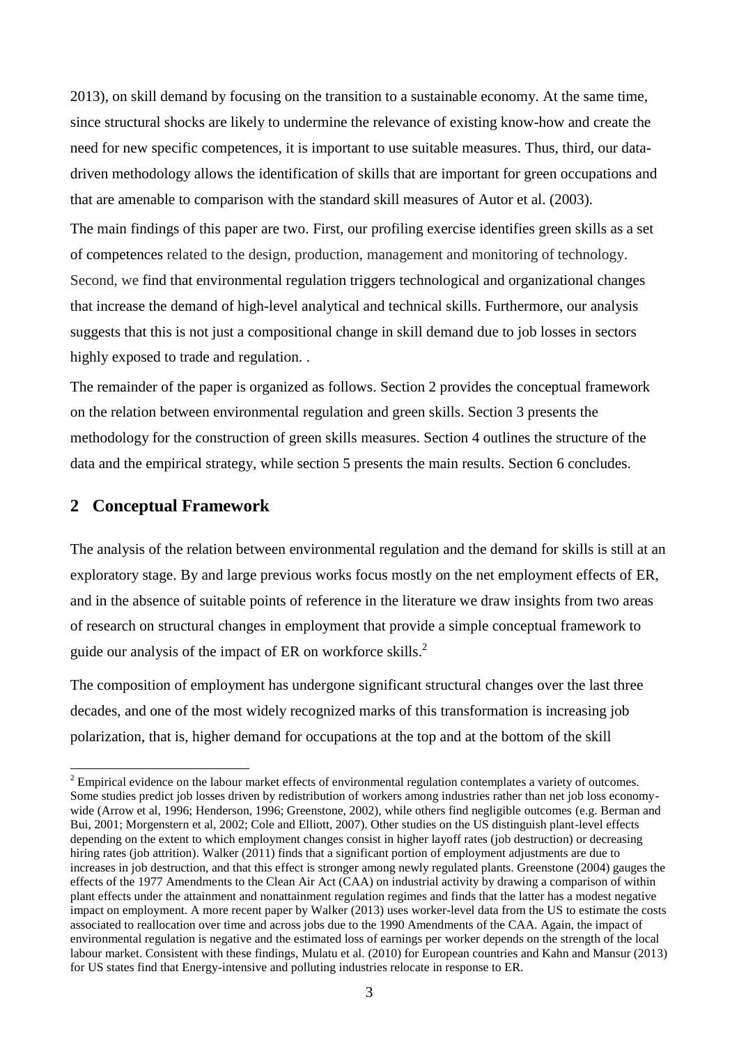2013), on skill demand by focusing on the transition to a sustainable economy. At the same time, since structural shocks are likely to undermine the relevance of existing know-how and create the need for new specific competences, it is important to use suitable measures. Thus, third, our data-driven methodology allows the identification of skills that are important for green occupations and that are amenable to comparison with the standard skill measures of Autor et al. (2003).

The main findings of this paper are two. First, our profiling exercise identifies green skills as a set of competences related to the design, production, management and monitoring of technology. Second, we find that environmental regulation triggers technological and organizational changes that increase the demand of high-level analytical and technical skills. Furthermore, our analysis suggests that this is not just a compositional change in skill demand due to job losses in sectors highly exposed to trade and regulation. .

The remainder of the paper is organized as follows. Section 2 provides the conceptual framework on the relation between environmental regulation and green skills. Section 3 presents the methodology for the construction of green skills measures. Section 4 outlines the structure of the data and the empirical strategy, while section 5 presents the main results. Section 6 concludes.

## 2 Conceptual Framework

The analysis of the relation between environmental regulation and the demand for skills is still at an exploratory stage. By and large previous works focus mostly on the net employment effects of ER, and in the absence of suitable points of reference in the literature we draw insights from two areas of research on structural changes in employment that provide a simple conceptual framework to guide our analysis of the impact of ER on workforce skills.[2]

The composition of employment has undergone significant structural changes over the last three decades, and one of the most widely recognized marks of this transformation is increasing job polarization, that is, higher demand for occupations at the top and at the bottom of the skill

[2] Empirical evidence on the labour market effects of environmental regulation contemplates a variety of outcomes. Some studies predict job losses driven by redistribution of workers among industries rather than net job loss economy-wide (Arrow et al, 1996; Henderson, 1996; Greenstone, 2002), while others find negligible outcomes (e.g. Berman and Bui, 2001; Morgenstern et al, 2002; Cole and Elliott, 2007). Other studies on the US distinguish plant-level effects depending on the extent to which employment changes consist in higher layoff rates (job destruction) or decreasing hiring rates (job attrition). Walker (2011) finds that a significant portion of employment adjustments are due to increases in job destruction, and that this effect is stronger among newly regulated plants. Greenstone (2004) gauges the effects of the 1977 Amendments to the Clean Air Act (CAA) on industrial activity by drawing a comparison of within plant effects under the attainment and nonattainment regulation regimes and finds that the latter has a modest negative impact on employment. A more recent paper by Walker (2013) uses worker-level data from the US to estimate the costs associated to reallocation over time and across jobs due to the 1990 Amendments of the CAA. Again, the impact of environmental regulation is negative and the estimated loss of earnings per worker depends on the strength of the local labour market. Consistent with these findings, Mulatu et al. (2010) for European countries and Kahn and Mansur (2013) for US states find that Energy-intensive and polluting industries relocate in response to ER.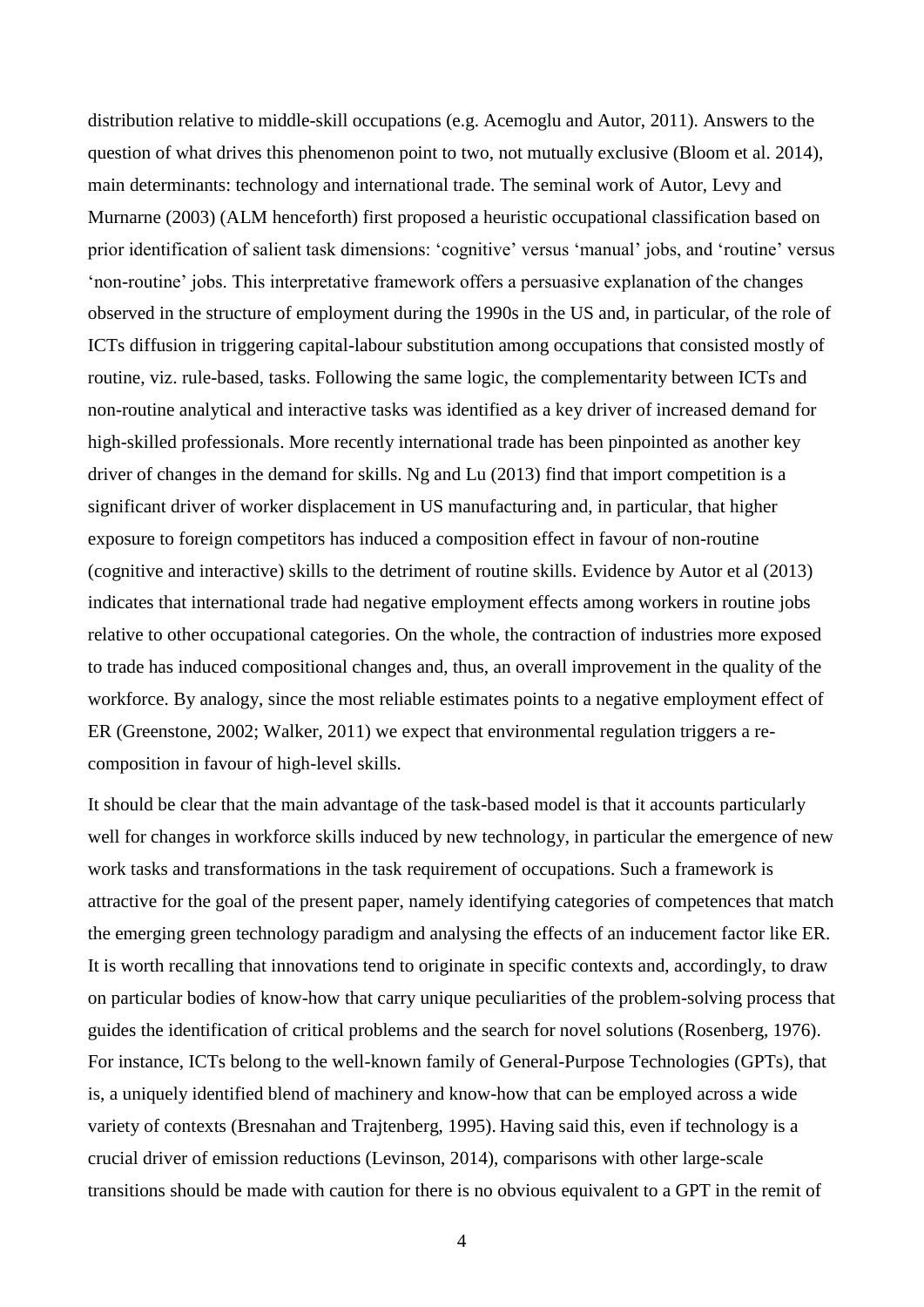distribution relative to middle-skill occupations (e.g. Acemoglu and Autor, 2011). Answers to the question of what drives this phenomenon point to two, not mutually exclusive (Bloom et al. 2014), main determinants: technology and international trade. The seminal work of Autor, Levy and Murnarne (2003) (ALM henceforth) first proposed a heuristic occupational classification based on prior identification of salient task dimensions: 'cognitive' versus 'manual' jobs, and 'routine' versus 'non-routine' jobs. This interpretative framework offers a persuasive explanation of the changes observed in the structure of employment during the 1990s in the US and, in particular, of the role of ICTs diffusion in triggering capital-labour substitution among occupations that consisted mostly of routine, viz. rule-based, tasks. Following the same logic, the complementarity between ICTs and non-routine analytical and interactive tasks was identified as a key driver of increased demand for high-skilled professionals. More recently international trade has been pinpointed as another key driver of changes in the demand for skills. Ng and Lu (2013) find that import competition is a significant driver of worker displacement in US manufacturing and, in particular, that higher exposure to foreign competitors has induced a composition effect in favour of non-routine (cognitive and interactive) skills to the detriment of routine skills. Evidence by Autor et al (2013) indicates that international trade had negative employment effects among workers in routine jobs relative to other occupational categories. On the whole, the contraction of industries more exposed to trade has induced compositional changes and, thus, an overall improvement in the quality of the workforce. By analogy, since the most reliable estimates points to a negative employment effect of ER (Greenstone, 2002; Walker, 2011) we expect that environmental regulation triggers a re-composition in favour of high-level skills.

It should be clear that the main advantage of the task-based model is that it accounts particularly well for changes in workforce skills induced by new technology, in particular the emergence of new work tasks and transformations in the task requirement of occupations. Such a framework is attractive for the goal of the present paper, namely identifying categories of competences that match the emerging green technology paradigm and analysing the effects of an inducement factor like ER. It is worth recalling that innovations tend to originate in specific contexts and, accordingly, to draw on particular bodies of know-how that carry unique peculiarities of the problem-solving process that guides the identification of critical problems and the search for novel solutions (Rosenberg, 1976). For instance, ICTs belong to the well-known family of General-Purpose Technologies (GPTs), that is, a uniquely identified blend of machinery and know-how that can be employed across a wide variety of contexts (Bresnahan and Trajtenberg, 1995). Having said this, even if technology is a crucial driver of emission reductions (Levinson, 2014), comparisons with other large-scale transitions should be made with caution for there is no obvious equivalent to a GPT in the remit of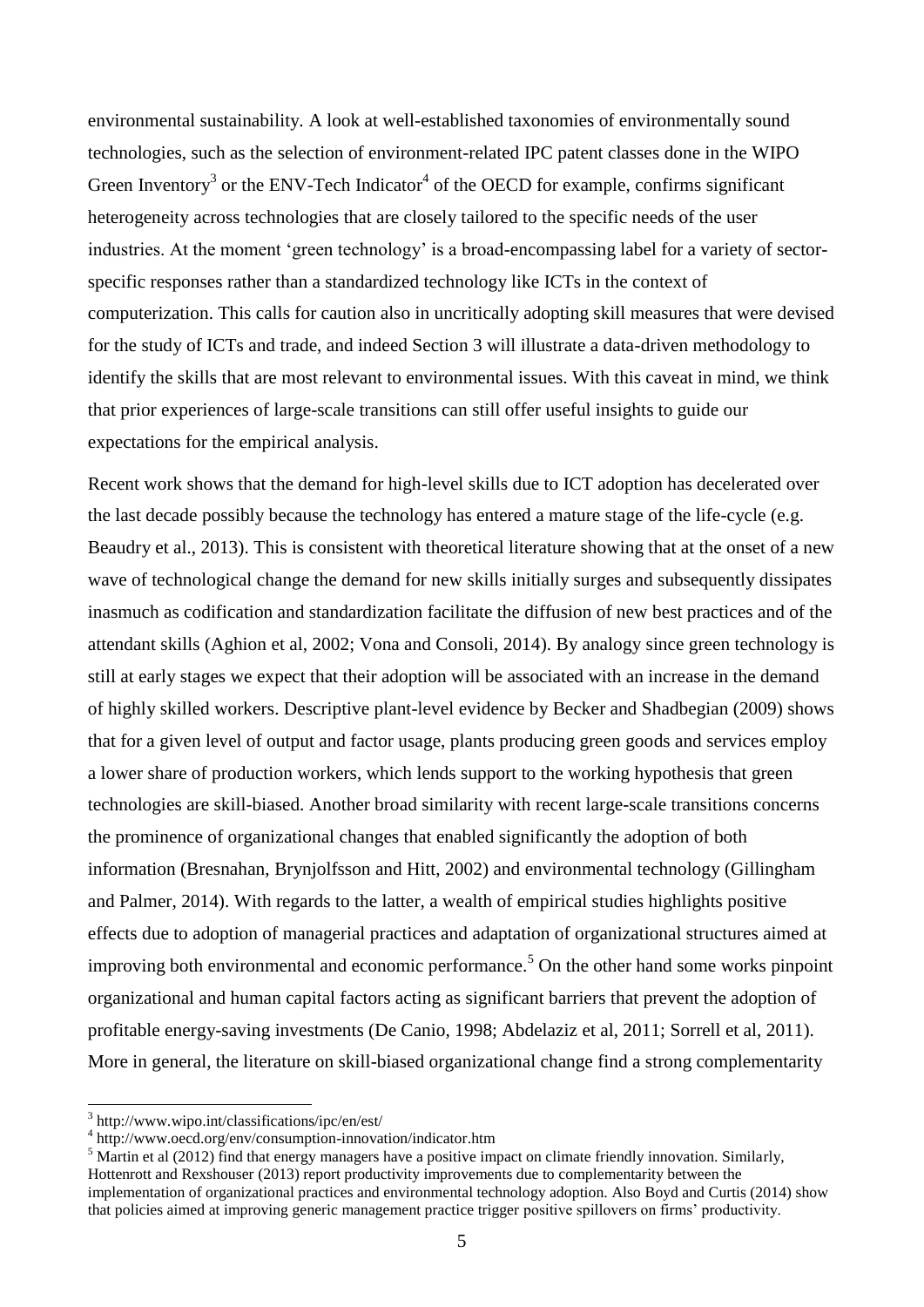environmental sustainability. A look at well-established taxonomies of environmentally sound technologies, such as the selection of environment-related IPC patent classes done in the WIPO Green Inventory[3] or the ENV-Tech Indicator[4] of the OECD for example, confirms significant heterogeneity across technologies that are closely tailored to the specific needs of the user industries. At the moment 'green technology' is a broad-encompassing label for a variety of sector-specific responses rather than a standardized technology like ICTs in the context of computerization. This calls for caution also in uncritically adopting skill measures that were devised for the study of ICTs and trade, and indeed Section 3 will illustrate a data-driven methodology to identify the skills that are most relevant to environmental issues. With this caveat in mind, we think that prior experiences of large-scale transitions can still offer useful insights to guide our expectations for the empirical analysis.

Recent work shows that the demand for high-level skills due to ICT adoption has decelerated over the last decade possibly because the technology has entered a mature stage of the life-cycle (e.g. Beaudry et al., 2013). This is consistent with theoretical literature showing that at the onset of a new wave of technological change the demand for new skills initially surges and subsequently dissipates inasmuch as codification and standardization facilitate the diffusion of new best practices and of the attendant skills (Aghion et al, 2002; Vona and Consoli, 2014). By analogy since green technology is still at early stages we expect that their adoption will be associated with an increase in the demand of highly skilled workers. Descriptive plant-level evidence by Becker and Shadbegian (2009) shows that for a given level of output and factor usage, plants producing green goods and services employ a lower share of production workers, which lends support to the working hypothesis that green technologies are skill-biased. Another broad similarity with recent large-scale transitions concerns the prominence of organizational changes that enabled significantly the adoption of both information (Bresnahan, Brynjolfsson and Hitt, 2002) and environmental technology (Gillingham and Palmer, 2014). With regards to the latter, a wealth of empirical studies highlights positive effects due to adoption of managerial practices and adaptation of organizational structures aimed at improving both environmental and economic performance.[5] On the other hand some works pinpoint organizational and human capital factors acting as significant barriers that prevent the adoption of profitable energy-saving investments (De Canio, 1998; Abdelaziz et al, 2011; Sorrell et al, 2011). More in general, the literature on skill-biased organizational change find a strong complementarity

---

[3] http://www.wipo.int/classifications/ipc/en/est/

[4] http://www.oecd.org/env/consumption-innovation/indicator.htm

[5] Martin et al (2012) find that energy managers have a positive impact on climate friendly innovation. Similarly, Hottenrott and Rexshouser (2013) report productivity improvements due to complementarity between the implementation of organizational practices and environmental technology adoption. Also Boyd and Curtis (2014) show that policies aimed at improving generic management practice trigger positive spillovers on firms' productivity.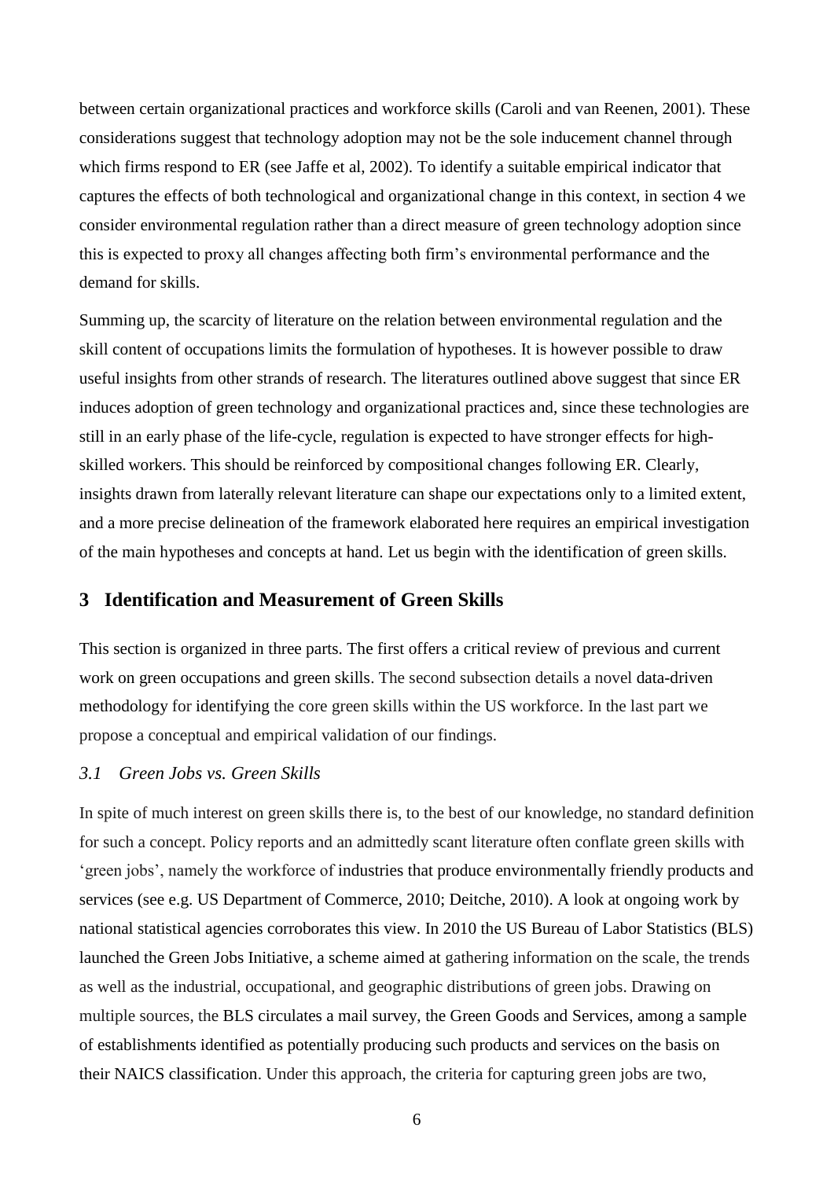between certain organizational practices and workforce skills (Caroli and van Reenen, 2001). These considerations suggest that technology adoption may not be the sole inducement channel through which firms respond to ER (see Jaffe et al, 2002). To identify a suitable empirical indicator that captures the effects of both technological and organizational change in this context, in section 4 we consider environmental regulation rather than a direct measure of green technology adoption since this is expected to proxy all changes affecting both firm's environmental performance and the demand for skills.

Summing up, the scarcity of literature on the relation between environmental regulation and the skill content of occupations limits the formulation of hypotheses. It is however possible to draw useful insights from other strands of research. The literatures outlined above suggest that since ER induces adoption of green technology and organizational practices and, since these technologies are still in an early phase of the life-cycle, regulation is expected to have stronger effects for high-skilled workers. This should be reinforced by compositional changes following ER. Clearly, insights drawn from laterally relevant literature can shape our expectations only to a limited extent, and a more precise delineation of the framework elaborated here requires an empirical investigation of the main hypotheses and concepts at hand. Let us begin with the identification of green skills.

## 3 Identification and Measurement of Green Skills

This section is organized in three parts. The first offers a critical review of previous and current work on green occupations and green skills. The second subsection details a novel data-driven methodology for identifying the core green skills within the US workforce. In the last part we propose a conceptual and empirical validation of our findings.

### *3.1 Green Jobs vs. Green Skills*

In spite of much interest on green skills there is, to the best of our knowledge, no standard definition for such a concept. Policy reports and an admittedly scant literature often conflate green skills with 'green jobs', namely the workforce of industries that produce environmentally friendly products and services (see e.g. US Department of Commerce, 2010; Deitche, 2010). A look at ongoing work by national statistical agencies corroborates this view. In 2010 the US Bureau of Labor Statistics (BLS) launched the Green Jobs Initiative, a scheme aimed at gathering information on the scale, the trends as well as the industrial, occupational, and geographic distributions of green jobs. Drawing on multiple sources, the BLS circulates a mail survey, the Green Goods and Services, among a sample of establishments identified as potentially producing such products and services on the basis on their NAICS classification. Under this approach, the criteria for capturing green jobs are two,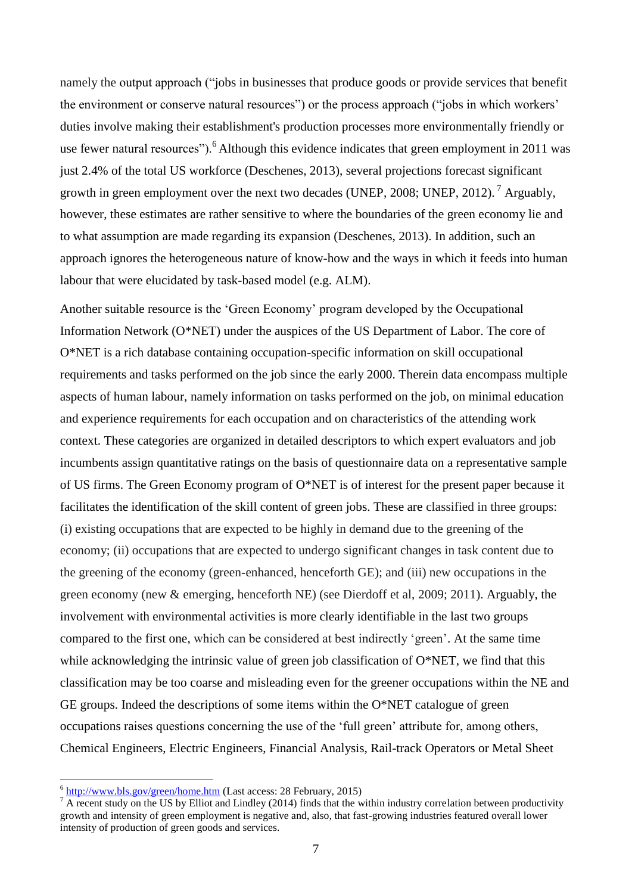namely the output approach ("jobs in businesses that produce goods or provide services that benefit the environment or conserve natural resources") or the process approach ("jobs in which workers' duties involve making their establishment's production processes more environmentally friendly or use fewer natural resources").[6] Although this evidence indicates that green employment in 2011 was just 2.4% of the total US workforce (Deschenes, 2013), several projections forecast significant growth in green employment over the next two decades (UNEP, 2008; UNEP, 2012).[7] Arguably, however, these estimates are rather sensitive to where the boundaries of the green economy lie and to what assumption are made regarding its expansion (Deschenes, 2013). In addition, such an approach ignores the heterogeneous nature of know-how and the ways in which it feeds into human labour that were elucidated by task-based model (e.g. ALM).

Another suitable resource is the 'Green Economy' program developed by the Occupational Information Network (O*NET) under the auspices of the US Department of Labor. The core of O*NET is a rich database containing occupation-specific information on skill occupational requirements and tasks performed on the job since the early 2000. Therein data encompass multiple aspects of human labour, namely information on tasks performed on the job, on minimal education and experience requirements for each occupation and on characteristics of the attending work context. These categories are organized in detailed descriptors to which expert evaluators and job incumbents assign quantitative ratings on the basis of questionnaire data on a representative sample of US firms. The Green Economy program of O*NET is of interest for the present paper because it facilitates the identification of the skill content of green jobs. These are classified in three groups: (i) existing occupations that are expected to be highly in demand due to the greening of the economy; (ii) occupations that are expected to undergo significant changes in task content due to the greening of the economy (green-enhanced, henceforth GE); and (iii) new occupations in the green economy (new & emerging, henceforth NE) (see Dierdoff et al, 2009; 2011). Arguably, the involvement with environmental activities is more clearly identifiable in the last two groups compared to the first one, which can be considered at best indirectly 'green'. At the same time while acknowledging the intrinsic value of green job classification of O*NET, we find that this classification may be too coarse and misleading even for the greener occupations within the NE and GE groups. Indeed the descriptions of some items within the O*NET catalogue of green occupations raises questions concerning the use of the 'full green' attribute for, among others, Chemical Engineers, Electric Engineers, Financial Analysis, Rail-track Operators or Metal Sheet

---

[6] http://www.bls.gov/green/home.htm (Last access: 28 February, 2015)

[7] A recent study on the US by Elliot and Lindley (2014) finds that the within industry correlation between productivity growth and intensity of green employment is negative and, also, that fast-growing industries featured overall lower intensity of production of green goods and services.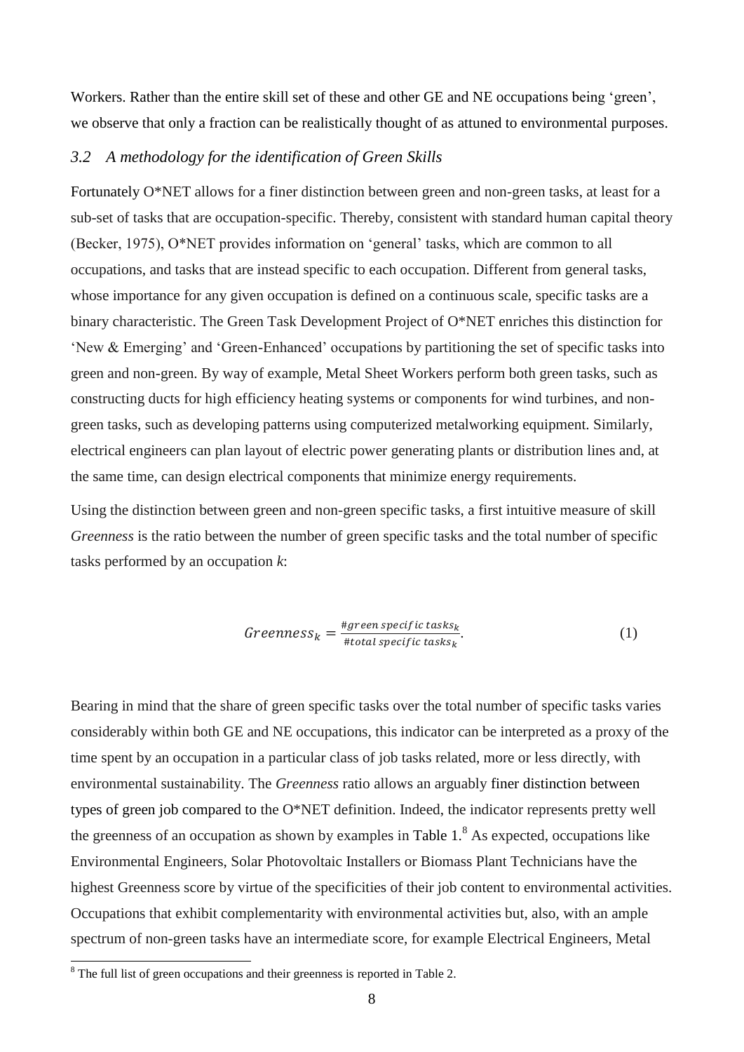Workers. Rather than the entire skill set of these and other GE and NE occupations being 'green', we observe that only a fraction can be realistically thought of as attuned to environmental purposes.

### *3.2 A methodology for the identification of Green Skills*

Fortunately O*NET allows for a finer distinction between green and non-green tasks, at least for a sub-set of tasks that are occupation-specific. Thereby, consistent with standard human capital theory (Becker, 1975), O*NET provides information on 'general' tasks, which are common to all occupations, and tasks that are instead specific to each occupation. Different from general tasks, whose importance for any given occupation is defined on a continuous scale, specific tasks are a binary characteristic. The Green Task Development Project of O*NET enriches this distinction for 'New & Emerging' and 'Green-Enhanced' occupations by partitioning the set of specific tasks into green and non-green. By way of example, Metal Sheet Workers perform both green tasks, such as constructing ducts for high efficiency heating systems or components for wind turbines, and non-green tasks, such as developing patterns using computerized metalworking equipment. Similarly, electrical engineers can plan layout of electric power generating plants or distribution lines and, at the same time, can design electrical components that minimize energy requirements.

Using the distinction between green and non-green specific tasks, a first intuitive measure of skill *Greenness* is the ratio between the number of green specific tasks and the total number of specific tasks performed by an occupation *k*:

$$Greenness_k = \frac{\#green\ specific\ tasks_k}{\#total\ specific\ tasks_k}. \qquad (1)$$

Bearing in mind that the share of green specific tasks over the total number of specific tasks varies considerably within both GE and NE occupations, this indicator can be interpreted as a proxy of the time spent by an occupation in a particular class of job tasks related, more or less directly, with environmental sustainability. The *Greenness* ratio allows an arguably finer distinction between types of green job compared to the O*NET definition. Indeed, the indicator represents pretty well the greenness of an occupation as shown by examples in Table 1.[8] As expected, occupations like Environmental Engineers, Solar Photovoltaic Installers or Biomass Plant Technicians have the highest Greenness score by virtue of the specificities of their job content to environmental activities. Occupations that exhibit complementarity with environmental activities but, also, with an ample spectrum of non-green tasks have an intermediate score, for example Electrical Engineers, Metal

[8] The full list of green occupations and their greenness is reported in Table 2.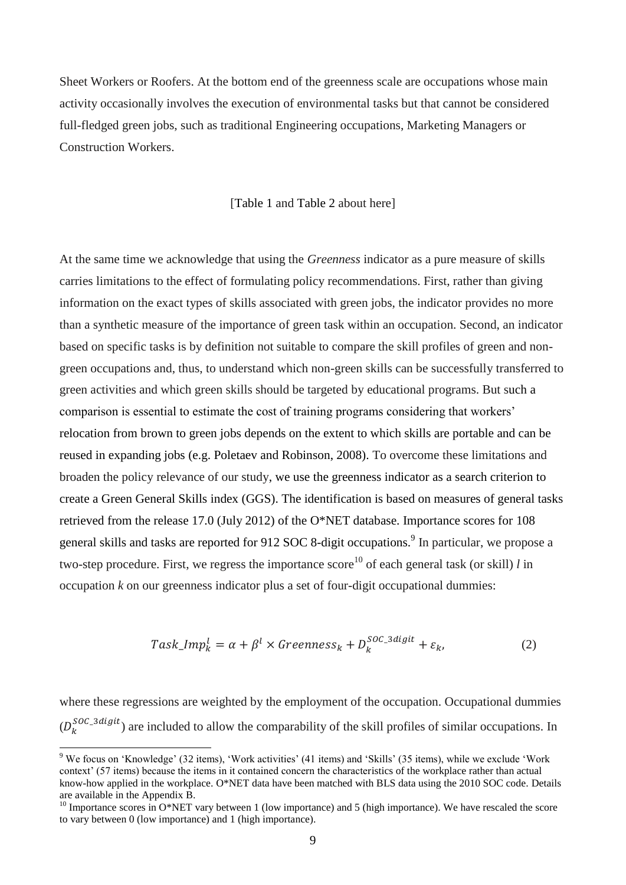Sheet Workers or Roofers. At the bottom end of the greenness scale are occupations whose main activity occasionally involves the execution of environmental tasks but that cannot be considered full-fledged green jobs, such as traditional Engineering occupations, Marketing Managers or Construction Workers.

[Table 1 and Table 2 about here]

At the same time we acknowledge that using the *Greenness* indicator as a pure measure of skills carries limitations to the effect of formulating policy recommendations. First, rather than giving information on the exact types of skills associated with green jobs, the indicator provides no more than a synthetic measure of the importance of green task within an occupation. Second, an indicator based on specific tasks is by definition not suitable to compare the skill profiles of green and non-green occupations and, thus, to understand which non-green skills can be successfully transferred to green activities and which green skills should be targeted by educational programs. But such a comparison is essential to estimate the cost of training programs considering that workers' relocation from brown to green jobs depends on the extent to which skills are portable and can be reused in expanding jobs (e.g. Poletaev and Robinson, 2008). To overcome these limitations and broaden the policy relevance of our study, we use the greenness indicator as a search criterion to create a Green General Skills index (GGS). The identification is based on measures of general tasks retrieved from the release 17.0 (July 2012) of the O*NET database. Importance scores for 108 general skills and tasks are reported for 912 SOC 8-digit occupations.[9] In particular, we propose a two-step procedure. First, we regress the importance score[10] of each general task (or skill) $l$ in occupation $k$ on our greenness indicator plus a set of four-digit occupational dummies:

$$Task\_Imp_k^l = \alpha + \beta^l \times Greenness_k + D_k^{SOC\_3digit} + \varepsilon_k, \qquad (2)$$

where these regressions are weighted by the employment of the occupation. Occupational dummies ($D_k^{SOC\_3digit}$) are included to allow the comparability of the skill profiles of similar occupations. In

[9] We focus on 'Knowledge' (32 items), 'Work activities' (41 items) and 'Skills' (35 items), while we exclude 'Work context' (57 items) because the items in it contained concern the characteristics of the workplace rather than actual know-how applied in the workplace. O*NET data have been matched with BLS data using the 2010 SOC code. Details are available in the Appendix B.

[10] Importance scores in O*NET vary between 1 (low importance) and 5 (high importance). We have rescaled the score to vary between 0 (low importance) and 1 (high importance).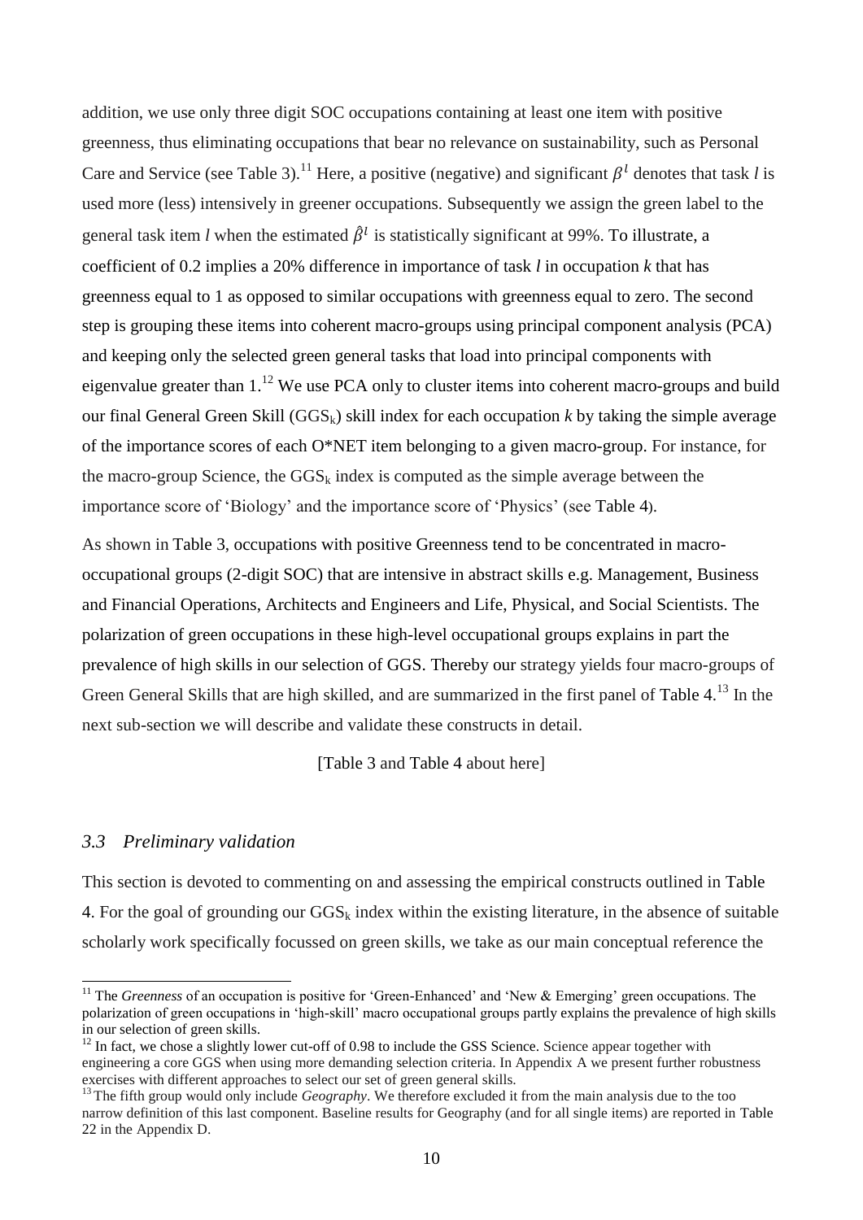addition, we use only three digit SOC occupations containing at least one item with positive greenness, thus eliminating occupations that bear no relevance on sustainability, such as Personal Care and Service (see Table 3).[11] Here, a positive (negative) and significant $\beta^l$ denotes that task $l$ is used more (less) intensively in greener occupations. Subsequently we assign the green label to the general task item $l$ when the estimated $\hat{\beta}^l$ is statistically significant at 99%. To illustrate, a coefficient of 0.2 implies a 20% difference in importance of task $l$ in occupation $k$ that has greenness equal to 1 as opposed to similar occupations with greenness equal to zero. The second step is grouping these items into coherent macro-groups using principal component analysis (PCA) and keeping only the selected green general tasks that load into principal components with eigenvalue greater than 1.[12] We use PCA only to cluster items into coherent macro-groups and build our final General Green Skill ($GGS_k$) skill index for each occupation $k$ by taking the simple average of the importance scores of each O*NET item belonging to a given macro-group. For instance, for the macro-group Science, the $GGS_k$ index is computed as the simple average between the importance score of 'Biology' and the importance score of 'Physics' (see Table 4).

As shown in Table 3, occupations with positive Greenness tend to be concentrated in macro-occupational groups (2-digit SOC) that are intensive in abstract skills e.g. Management, Business and Financial Operations, Architects and Engineers and Life, Physical, and Social Scientists. The polarization of green occupations in these high-level occupational groups explains in part the prevalence of high skills in our selection of GGS. Thereby our strategy yields four macro-groups of Green General Skills that are high skilled, and are summarized in the first panel of Table 4.[13] In the next sub-section we will describe and validate these constructs in detail.

[Table 3 and Table 4 about here]

### *3.3 Preliminary validation*

This section is devoted to commenting on and assessing the empirical constructs outlined in Table 4. For the goal of grounding our $GGS_k$ index within the existing literature, in the absence of suitable scholarly work specifically focussed on green skills, we take as our main conceptual reference the

---

[11] The *Greenness* of an occupation is positive for 'Green-Enhanced' and 'New & Emerging' green occupations. The polarization of green occupations in 'high-skill' macro occupational groups partly explains the prevalence of high skills in our selection of green skills.

[12] In fact, we chose a slightly lower cut-off of 0.98 to include the GSS Science. Science appear together with engineering a core GGS when using more demanding selection criteria. In Appendix A we present further robustness exercises with different approaches to select our set of green general skills.

[13] The fifth group would only include *Geography*. We therefore excluded it from the main analysis due to the too narrow definition of this last component. Baseline results for Geography (and for all single items) are reported in Table 22 in the Appendix D.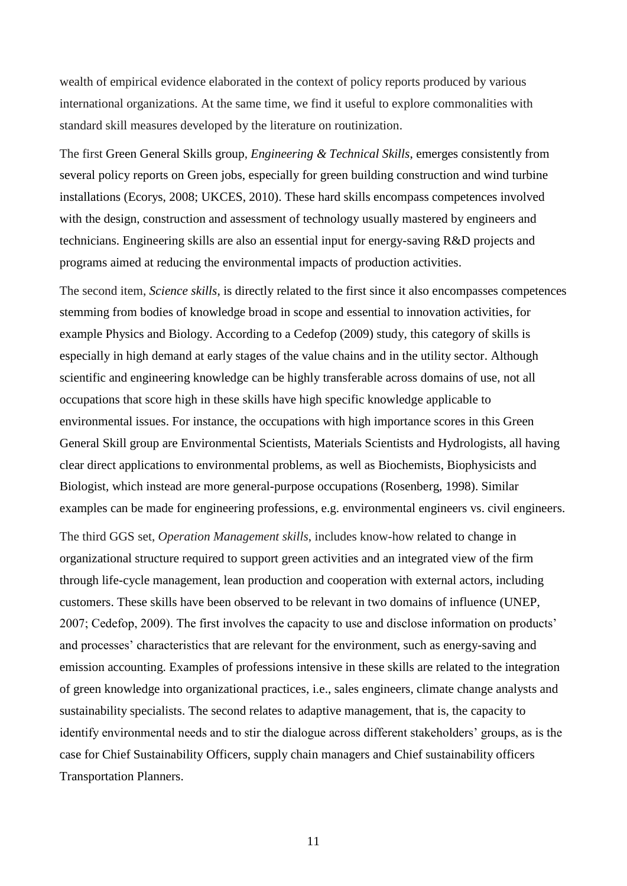wealth of empirical evidence elaborated in the context of policy reports produced by various international organizations. At the same time, we find it useful to explore commonalities with standard skill measures developed by the literature on routinization.

The first Green General Skills group, *Engineering & Technical Skills*, emerges consistently from several policy reports on Green jobs, especially for green building construction and wind turbine installations (Ecorys, 2008; UKCES, 2010). These hard skills encompass competences involved with the design, construction and assessment of technology usually mastered by engineers and technicians. Engineering skills are also an essential input for energy-saving R&D projects and programs aimed at reducing the environmental impacts of production activities.

The second item, *Science skills*, is directly related to the first since it also encompasses competences stemming from bodies of knowledge broad in scope and essential to innovation activities, for example Physics and Biology. According to a Cedefop (2009) study, this category of skills is especially in high demand at early stages of the value chains and in the utility sector. Although scientific and engineering knowledge can be highly transferable across domains of use, not all occupations that score high in these skills have high specific knowledge applicable to environmental issues. For instance, the occupations with high importance scores in this Green General Skill group are Environmental Scientists, Materials Scientists and Hydrologists, all having clear direct applications to environmental problems, as well as Biochemists, Biophysicists and Biologist, which instead are more general-purpose occupations (Rosenberg, 1998). Similar examples can be made for engineering professions, e.g. environmental engineers vs. civil engineers.

The third GGS set, *Operation Management skills*, includes know-how related to change in organizational structure required to support green activities and an integrated view of the firm through life-cycle management, lean production and cooperation with external actors, including customers. These skills have been observed to be relevant in two domains of influence (UNEP, 2007; Cedefop, 2009). The first involves the capacity to use and disclose information on products' and processes' characteristics that are relevant for the environment, such as energy-saving and emission accounting. Examples of professions intensive in these skills are related to the integration of green knowledge into organizational practices, i.e., sales engineers, climate change analysts and sustainability specialists. The second relates to adaptive management, that is, the capacity to identify environmental needs and to stir the dialogue across different stakeholders' groups, as is the case for Chief Sustainability Officers, supply chain managers and Chief sustainability officers Transportation Planners.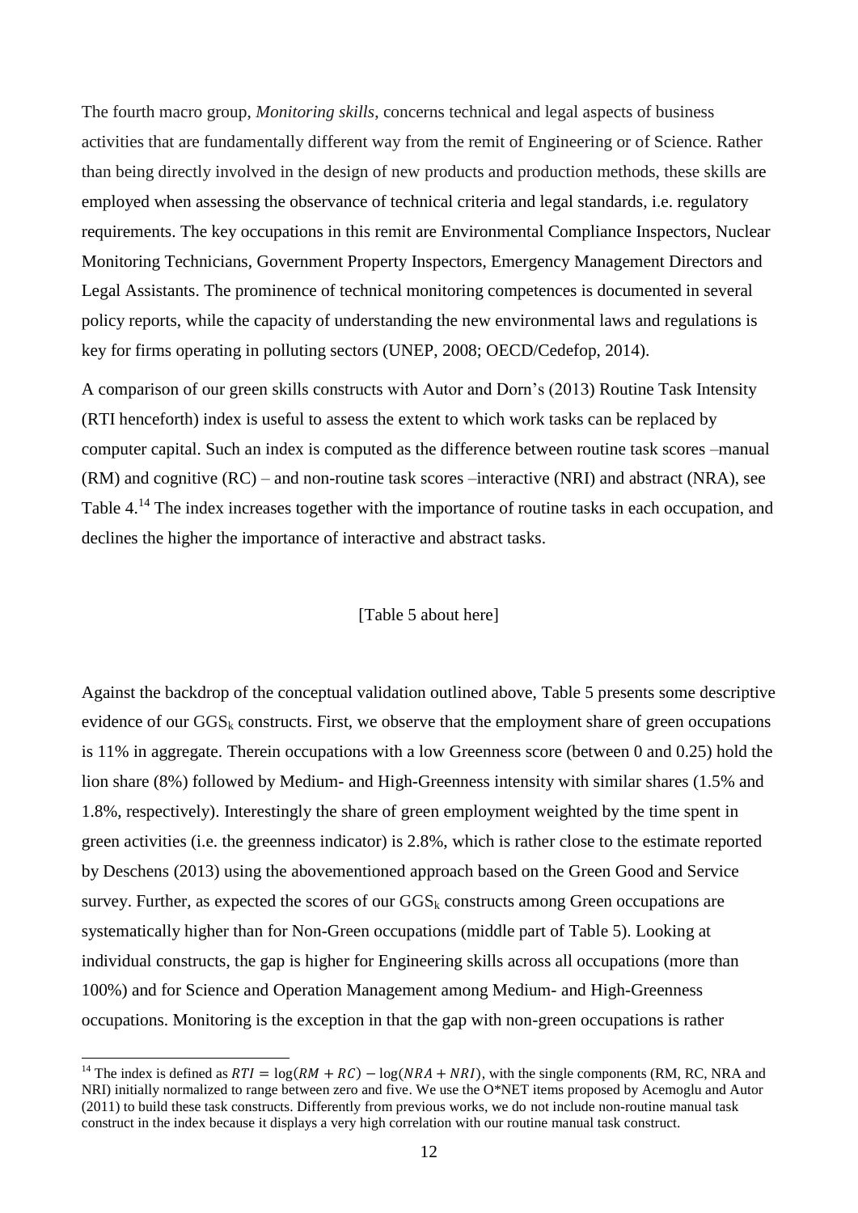The fourth macro group, *Monitoring skills*, concerns technical and legal aspects of business activities that are fundamentally different way from the remit of Engineering or of Science. Rather than being directly involved in the design of new products and production methods, these skills are employed when assessing the observance of technical criteria and legal standards, i.e. regulatory requirements. The key occupations in this remit are Environmental Compliance Inspectors, Nuclear Monitoring Technicians, Government Property Inspectors, Emergency Management Directors and Legal Assistants. The prominence of technical monitoring competences is documented in several policy reports, while the capacity of understanding the new environmental laws and regulations is key for firms operating in polluting sectors (UNEP, 2008; OECD/Cedefop, 2014).

A comparison of our green skills constructs with Autor and Dorn's (2013) Routine Task Intensity (RTI henceforth) index is useful to assess the extent to which work tasks can be replaced by computer capital. Such an index is computed as the difference between routine task scores –manual (RM) and cognitive (RC) – and non-routine task scores –interactive (NRI) and abstract (NRA), see Table 4.[14] The index increases together with the importance of routine tasks in each occupation, and declines the higher the importance of interactive and abstract tasks.

[Table 5 about here]

Against the backdrop of the conceptual validation outlined above, Table 5 presents some descriptive evidence of our $GGS_k$ constructs. First, we observe that the employment share of green occupations is 11% in aggregate. Therein occupations with a low Greenness score (between 0 and 0.25) hold the lion share (8%) followed by Medium- and High-Greenness intensity with similar shares (1.5% and 1.8%, respectively). Interestingly the share of green employment weighted by the time spent in green activities (i.e. the greenness indicator) is 2.8%, which is rather close to the estimate reported by Deschens (2013) using the abovementioned approach based on the Green Good and Service survey. Further, as expected the scores of our $GGS_k$ constructs among Green occupations are systematically higher than for Non-Green occupations (middle part of Table 5). Looking at individual constructs, the gap is higher for Engineering skills across all occupations (more than 100%) and for Science and Operation Management among Medium- and High-Greenness occupations. Monitoring is the exception in that the gap with non-green occupations is rather

[14] The index is defined as $RTI = \log(RM + RC) - \log(NRA + NRI)$, with the single components (RM, RC, NRA and NRI) initially normalized to range between zero and five. We use the O*NET items proposed by Acemoglu and Autor (2011) to build these task constructs. Differently from previous works, we do not include non-routine manual task construct in the index because it displays a very high correlation with our routine manual task construct.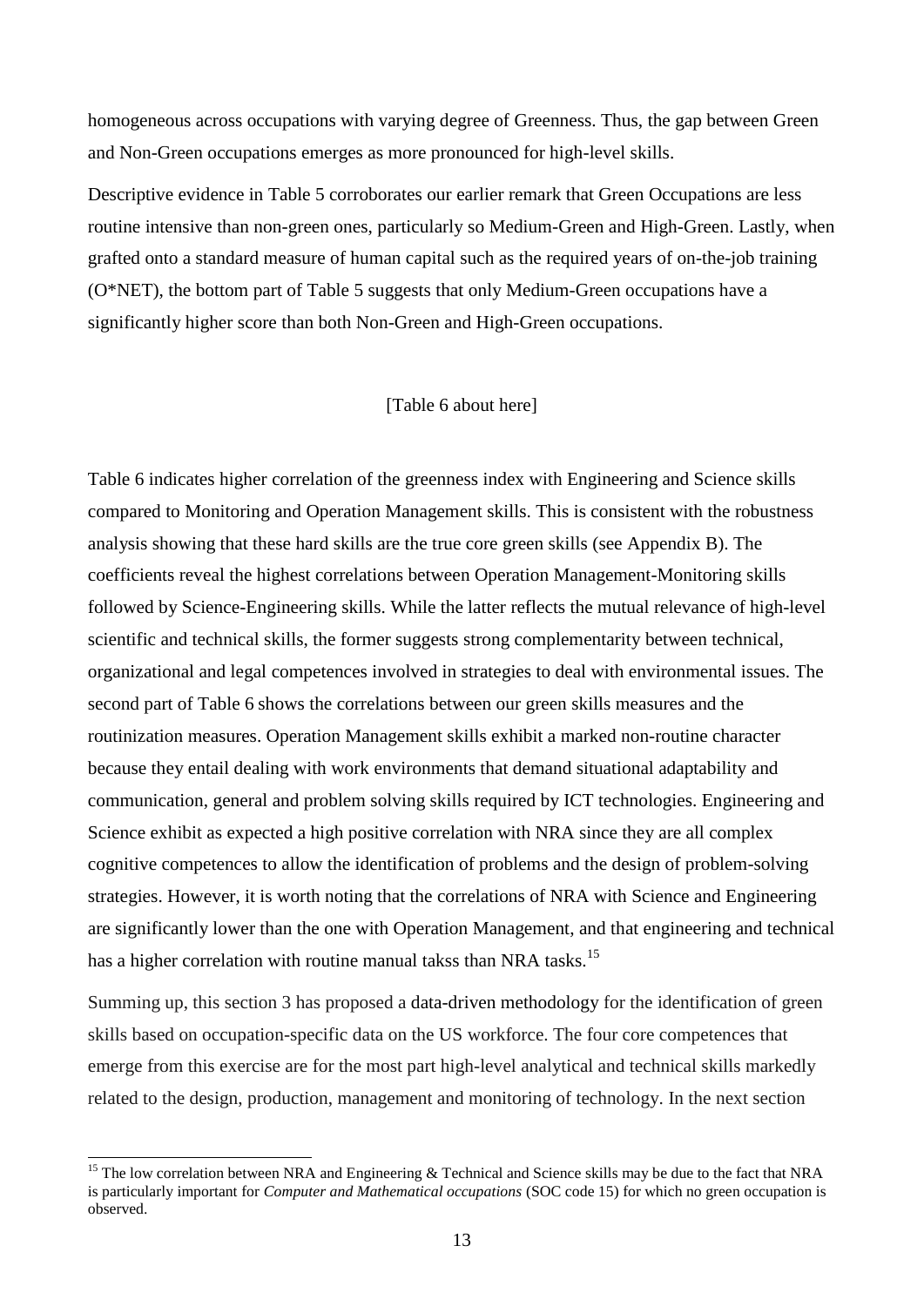homogeneous across occupations with varying degree of Greenness. Thus, the gap between Green and Non-Green occupations emerges as more pronounced for high-level skills.

Descriptive evidence in Table 5 corroborates our earlier remark that Green Occupations are less routine intensive than non-green ones, particularly so Medium-Green and High-Green. Lastly, when grafted onto a standard measure of human capital such as the required years of on-the-job training (O*NET), the bottom part of Table 5 suggests that only Medium-Green occupations have a significantly higher score than both Non-Green and High-Green occupations.

[Table 6 about here]

Table 6 indicates higher correlation of the greenness index with Engineering and Science skills compared to Monitoring and Operation Management skills. This is consistent with the robustness analysis showing that these hard skills are the true core green skills (see Appendix B). The coefficients reveal the highest correlations between Operation Management-Monitoring skills followed by Science-Engineering skills. While the latter reflects the mutual relevance of high-level scientific and technical skills, the former suggests strong complementarity between technical, organizational and legal competences involved in strategies to deal with environmental issues. The second part of Table 6 shows the correlations between our green skills measures and the routinization measures. Operation Management skills exhibit a marked non-routine character because they entail dealing with work environments that demand situational adaptability and communication, general and problem solving skills required by ICT technologies. Engineering and Science exhibit as expected a high positive correlation with NRA since they are all complex cognitive competences to allow the identification of problems and the design of problem-solving strategies. However, it is worth noting that the correlations of NRA with Science and Engineering are significantly lower than the one with Operation Management, and that engineering and technical has a higher correlation with routine manual takss than NRA tasks.[15]

Summing up, this section 3 has proposed a data-driven methodology for the identification of green skills based on occupation-specific data on the US workforce. The four core competences that emerge from this exercise are for the most part high-level analytical and technical skills markedly related to the design, production, management and monitoring of technology. In the next section

[15] The low correlation between NRA and Engineering & Technical and Science skills may be due to the fact that NRA is particularly important for *Computer and Mathematical occupations* (SOC code 15) for which no green occupation is observed.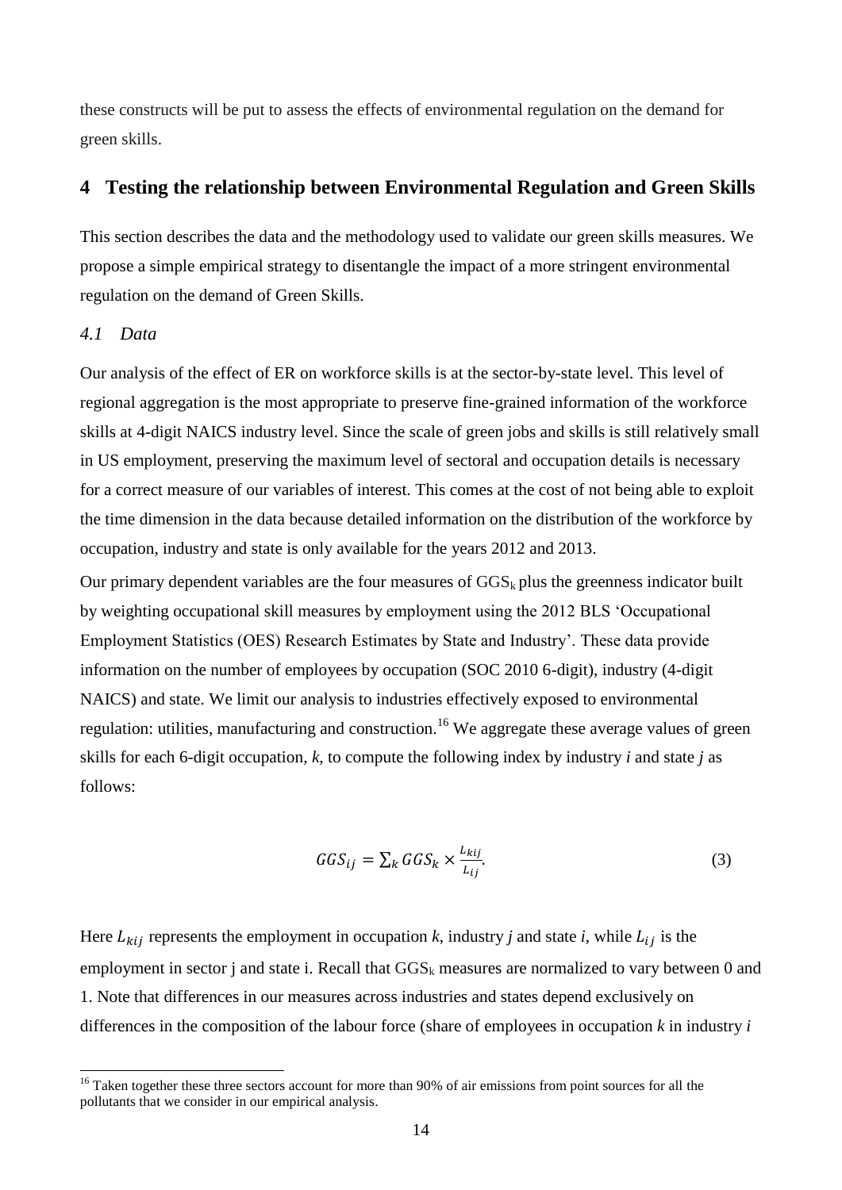these constructs will be put to assess the effects of environmental regulation on the demand for green skills.

## 4 Testing the relationship between Environmental Regulation and Green Skills

This section describes the data and the methodology used to validate our green skills measures. We propose a simple empirical strategy to disentangle the impact of a more stringent environmental regulation on the demand of Green Skills.

### *4.1 Data*

Our analysis of the effect of ER on workforce skills is at the sector-by-state level. This level of regional aggregation is the most appropriate to preserve fine-grained information of the workforce skills at 4-digit NAICS industry level. Since the scale of green jobs and skills is still relatively small in US employment, preserving the maximum level of sectoral and occupation details is necessary for a correct measure of our variables of interest. This comes at the cost of not being able to exploit the time dimension in the data because detailed information on the distribution of the workforce by occupation, industry and state is only available for the years 2012 and 2013.

Our primary dependent variables are the four measures of $GGS_k$ plus the greenness indicator built by weighting occupational skill measures by employment using the 2012 BLS 'Occupational Employment Statistics (OES) Research Estimates by State and Industry'. These data provide information on the number of employees by occupation (SOC 2010 6-digit), industry (4-digit NAICS) and state. We limit our analysis to industries effectively exposed to environmental regulation: utilities, manufacturing and construction.[16] We aggregate these average values of green skills for each 6-digit occupation, *k*, to compute the following index by industry *i* and state *j* as follows:

$$GGS_{ij} = \sum_k GGS_k \times \frac{L_{kij}}{L_{ij}}. \tag{3}$$

Here $L_{kij}$ represents the employment in occupation *k*, industry *j* and state *i*, while $L_{ij}$ is the employment in sector j and state i. Recall that $GGS_k$ measures are normalized to vary between 0 and 1. Note that differences in our measures across industries and states depend exclusively on differences in the composition of the labour force (share of employees in occupation *k* in industry *i*

[16] Taken together these three sectors account for more than 90% of air emissions from point sources for all the pollutants that we consider in our empirical analysis.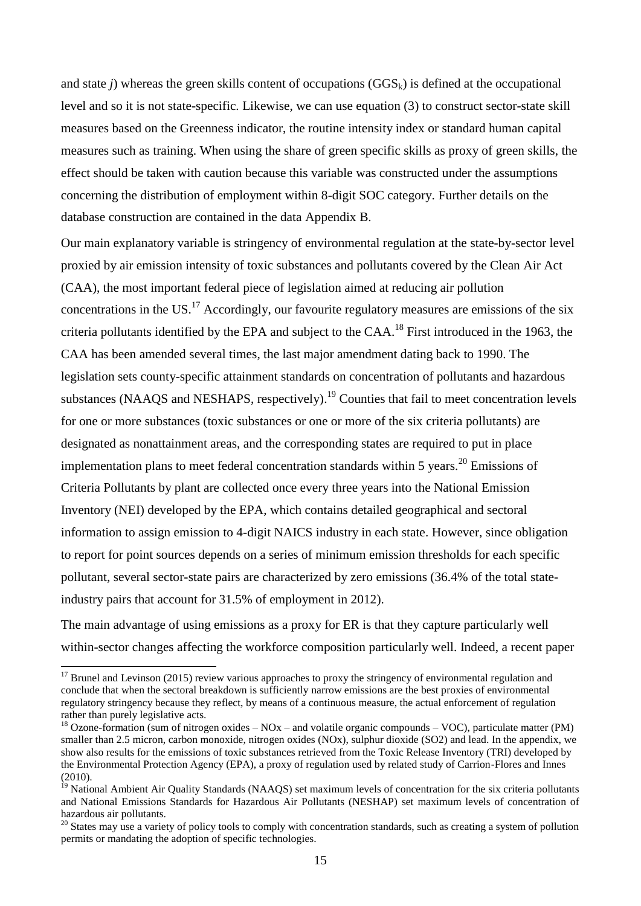and state *j*) whereas the green skills content of occupations ($GGS_k$) is defined at the occupational level and so it is not state-specific. Likewise, we can use equation (3) to construct sector-state skill measures based on the Greenness indicator, the routine intensity index or standard human capital measures such as training. When using the share of green specific skills as proxy of green skills, the effect should be taken with caution because this variable was constructed under the assumptions concerning the distribution of employment within 8-digit SOC category. Further details on the database construction are contained in the data Appendix B.

Our main explanatory variable is stringency of environmental regulation at the state-by-sector level proxied by air emission intensity of toxic substances and pollutants covered by the Clean Air Act (CAA), the most important federal piece of legislation aimed at reducing air pollution concentrations in the US.[17] Accordingly, our favourite regulatory measures are emissions of the six criteria pollutants identified by the EPA and subject to the CAA.[18] First introduced in the 1963, the CAA has been amended several times, the last major amendment dating back to 1990. The legislation sets county-specific attainment standards on concentration of pollutants and hazardous substances (NAAQS and NESHAPS, respectively).[19] Counties that fail to meet concentration levels for one or more substances (toxic substances or one or more of the six criteria pollutants) are designated as nonattainment areas, and the corresponding states are required to put in place implementation plans to meet federal concentration standards within 5 years.[20] Emissions of Criteria Pollutants by plant are collected once every three years into the National Emission Inventory (NEI) developed by the EPA, which contains detailed geographical and sectoral information to assign emission to 4-digit NAICS industry in each state. However, since obligation to report for point sources depends on a series of minimum emission thresholds for each specific pollutant, several sector-state pairs are characterized by zero emissions (36.4% of the total state-industry pairs that account for 31.5% of employment in 2012).

The main advantage of using emissions as a proxy for ER is that they capture particularly well within-sector changes affecting the workforce composition particularly well. Indeed, a recent paper

---

[17] Brunel and Levinson (2015) review various approaches to proxy the stringency of environmental regulation and conclude that when the sectoral breakdown is sufficiently narrow emissions are the best proxies of environmental regulatory stringency because they reflect, by means of a continuous measure, the actual enforcement of regulation rather than purely legislative acts.

[18] Ozone-formation (sum of nitrogen oxides – NOx – and volatile organic compounds – VOC), particulate matter (PM) smaller than 2.5 micron, carbon monoxide, nitrogen oxides (NOx), sulphur dioxide (SO2) and lead. In the appendix, we show also results for the emissions of toxic substances retrieved from the Toxic Release Inventory (TRI) developed by the Environmental Protection Agency (EPA), a proxy of regulation used by related study of Carrion-Flores and Innes (2010).

[19] National Ambient Air Quality Standards (NAAQS) set maximum levels of concentration for the six criteria pollutants and National Emissions Standards for Hazardous Air Pollutants (NESHAP) set maximum levels of concentration of hazardous air pollutants.

[20] States may use a variety of policy tools to comply with concentration standards, such as creating a system of pollution permits or mandating the adoption of specific technologies.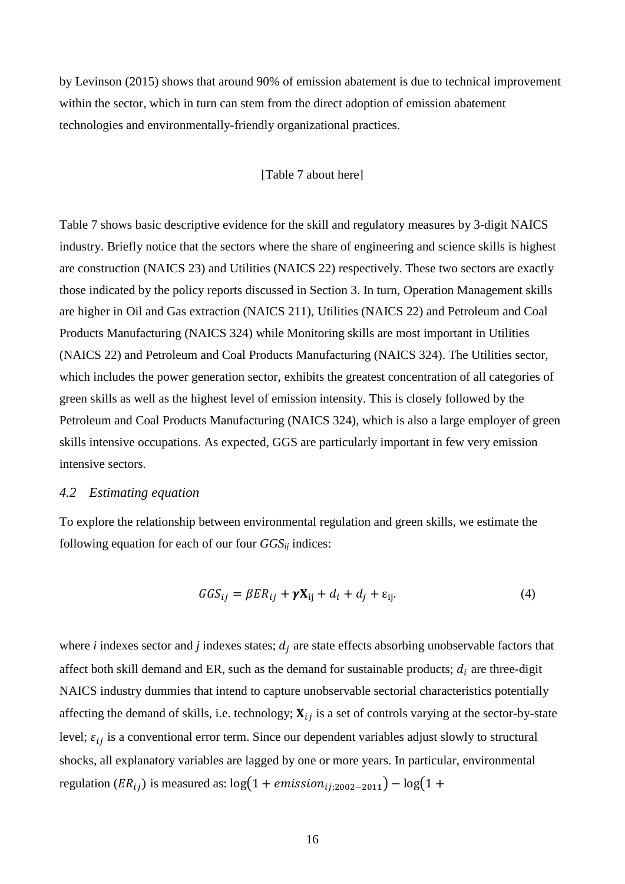by Levinson (2015) shows that around 90% of emission abatement is due to technical improvement within the sector, which in turn can stem from the direct adoption of emission abatement technologies and environmentally-friendly organizational practices.

[Table 7 about here]

Table 7 shows basic descriptive evidence for the skill and regulatory measures by 3-digit NAICS industry. Briefly notice that the sectors where the share of engineering and science skills is highest are construction (NAICS 23) and Utilities (NAICS 22) respectively. These two sectors are exactly those indicated by the policy reports discussed in Section 3. In turn, Operation Management skills are higher in Oil and Gas extraction (NAICS 211), Utilities (NAICS 22) and Petroleum and Coal Products Manufacturing (NAICS 324) while Monitoring skills are most important in Utilities (NAICS 22) and Petroleum and Coal Products Manufacturing (NAICS 324). The Utilities sector, which includes the power generation sector, exhibits the greatest concentration of all categories of green skills as well as the highest level of emission intensity. This is closely followed by the Petroleum and Coal Products Manufacturing (NAICS 324), which is also a large employer of green skills intensive occupations. As expected, GGS are particularly important in few very emission intensive sectors.

## *4.2 Estimating equation*

To explore the relationship between environmental regulation and green skills, we estimate the following equation for each of our four $GGS_{ij}$ indices:

$$GGS_{ij} = \beta ER_{ij} + \boldsymbol{\gamma}\mathbf{X}_{ij} + d_i + d_j + \varepsilon_{ij}. \tag{4}$$

where *i* indexes sector and *j* indexes states; $d_j$ are state effects absorbing unobservable factors that affect both skill demand and ER, such as the demand for sustainable products; $d_i$ are three-digit NAICS industry dummies that intend to capture unobservable sectorial characteristics potentially affecting the demand of skills, i.e. technology; $\mathbf{X}_{ij}$ is a set of controls varying at the sector-by-state level; $\varepsilon_{ij}$ is a conventional error term. Since our dependent variables adjust slowly to structural shocks, all explanatory variables are lagged by one or more years. In particular, environmental regulation ($ER_{ij}$) is measured as: $\log\left(1 + emission_{ij;2002-2011}\right) - \log\left(1 + \right.$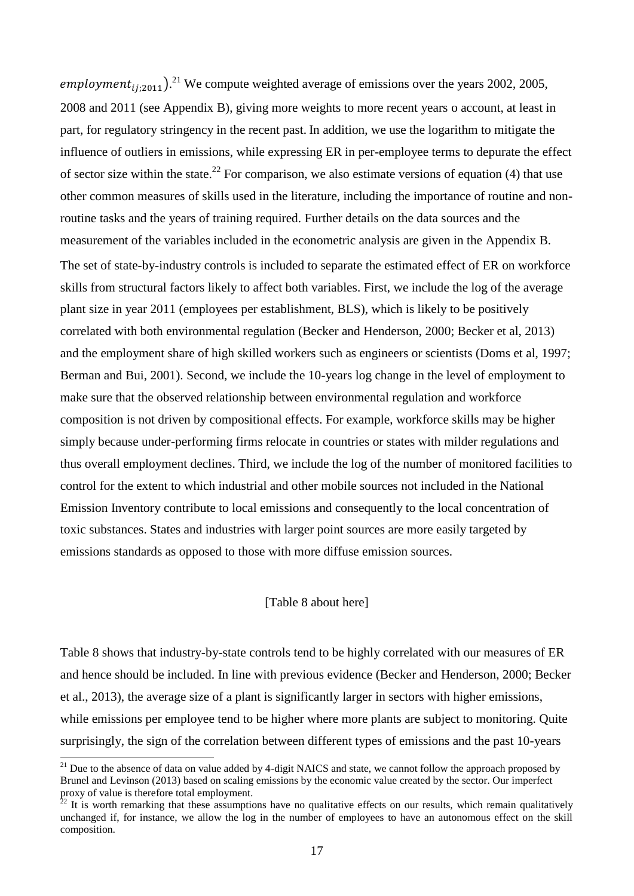$employment_{ij;2011}$).[21] We compute weighted average of emissions over the years 2002, 2005, 2008 and 2011 (see Appendix B), giving more weights to more recent years o account, at least in part, for regulatory stringency in the recent past. In addition, we use the logarithm to mitigate the influence of outliers in emissions, while expressing ER in per-employee terms to depurate the effect of sector size within the state.[22] For comparison, we also estimate versions of equation (4) that use other common measures of skills used in the literature, including the importance of routine and non-routine tasks and the years of training required. Further details on the data sources and the measurement of the variables included in the econometric analysis are given in the Appendix B.

The set of state-by-industry controls is included to separate the estimated effect of ER on workforce skills from structural factors likely to affect both variables. First, we include the log of the average plant size in year 2011 (employees per establishment, BLS), which is likely to be positively correlated with both environmental regulation (Becker and Henderson, 2000; Becker et al, 2013) and the employment share of high skilled workers such as engineers or scientists (Doms et al, 1997; Berman and Bui, 2001). Second, we include the 10-years log change in the level of employment to make sure that the observed relationship between environmental regulation and workforce composition is not driven by compositional effects. For example, workforce skills may be higher simply because under-performing firms relocate in countries or states with milder regulations and thus overall employment declines. Third, we include the log of the number of monitored facilities to control for the extent to which industrial and other mobile sources not included in the National Emission Inventory contribute to local emissions and consequently to the local concentration of toxic substances. States and industries with larger point sources are more easily targeted by emissions standards as opposed to those with more diffuse emission sources.

[Table 8 about here]

Table 8 shows that industry-by-state controls tend to be highly correlated with our measures of ER and hence should be included. In line with previous evidence (Becker and Henderson, 2000; Becker et al., 2013), the average size of a plant is significantly larger in sectors with higher emissions, while emissions per employee tend to be higher where more plants are subject to monitoring. Quite surprisingly, the sign of the correlation between different types of emissions and the past 10-years

[21] Due to the absence of data on value added by 4-digit NAICS and state, we cannot follow the approach proposed by Brunel and Levinson (2013) based on scaling emissions by the economic value created by the sector. Our imperfect proxy of value is therefore total employment.

[22] It is worth remarking that these assumptions have no qualitative effects on our results, which remain qualitatively unchanged if, for instance, we allow the log in the number of employees to have an autonomous effect on the skill composition.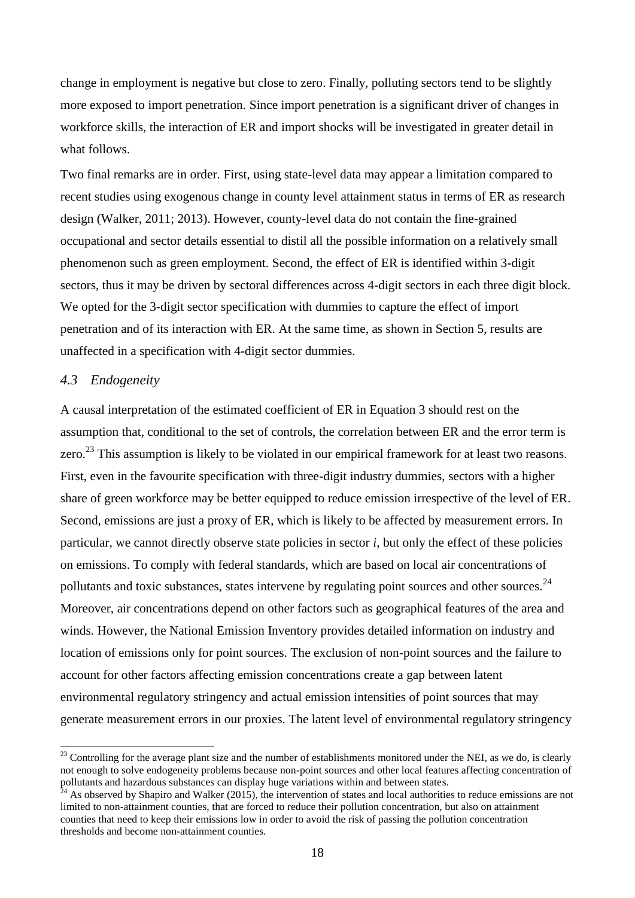change in employment is negative but close to zero. Finally, polluting sectors tend to be slightly more exposed to import penetration. Since import penetration is a significant driver of changes in workforce skills, the interaction of ER and import shocks will be investigated in greater detail in what follows.

Two final remarks are in order. First, using state-level data may appear a limitation compared to recent studies using exogenous change in county level attainment status in terms of ER as research design (Walker, 2011; 2013). However, county-level data do not contain the fine-grained occupational and sector details essential to distil all the possible information on a relatively small phenomenon such as green employment. Second, the effect of ER is identified within 3-digit sectors, thus it may be driven by sectoral differences across 4-digit sectors in each three digit block. We opted for the 3-digit sector specification with dummies to capture the effect of import penetration and of its interaction with ER. At the same time, as shown in Section 5, results are unaffected in a specification with 4-digit sector dummies.

### *4.3 Endogeneity*

A causal interpretation of the estimated coefficient of ER in Equation 3 should rest on the assumption that, conditional to the set of controls, the correlation between ER and the error term is zero.[23] This assumption is likely to be violated in our empirical framework for at least two reasons. First, even in the favourite specification with three-digit industry dummies, sectors with a higher share of green workforce may be better equipped to reduce emission irrespective of the level of ER. Second, emissions are just a proxy of ER, which is likely to be affected by measurement errors. In particular, we cannot directly observe state policies in sector $i$, but only the effect of these policies on emissions. To comply with federal standards, which are based on local air concentrations of pollutants and toxic substances, states intervene by regulating point sources and other sources.[24] Moreover, air concentrations depend on other factors such as geographical features of the area and winds. However, the National Emission Inventory provides detailed information on industry and location of emissions only for point sources. The exclusion of non-point sources and the failure to account for other factors affecting emission concentrations create a gap between latent environmental regulatory stringency and actual emission intensities of point sources that may generate measurement errors in our proxies. The latent level of environmental regulatory stringency

[23] Controlling for the average plant size and the number of establishments monitored under the NEI, as we do, is clearly not enough to solve endogeneity problems because non-point sources and other local features affecting concentration of pollutants and hazardous substances can display huge variations within and between states.

[24] As observed by Shapiro and Walker (2015), the intervention of states and local authorities to reduce emissions are not limited to non-attainment counties, that are forced to reduce their pollution concentration, but also on attainment counties that need to keep their emissions low in order to avoid the risk of passing the pollution concentration thresholds and become non-attainment counties.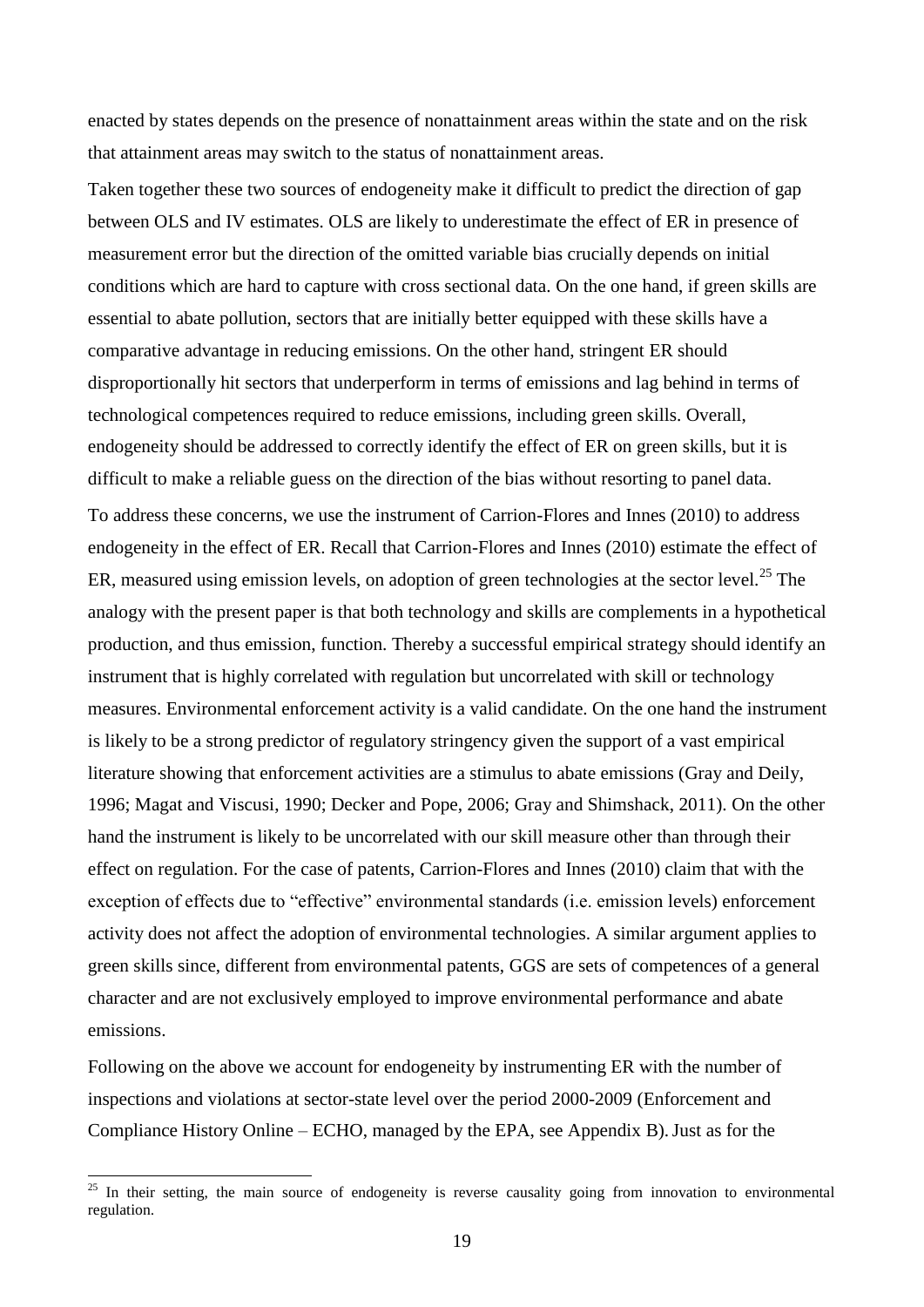enacted by states depends on the presence of nonattainment areas within the state and on the risk that attainment areas may switch to the status of nonattainment areas.

Taken together these two sources of endogeneity make it difficult to predict the direction of gap between OLS and IV estimates. OLS are likely to underestimate the effect of ER in presence of measurement error but the direction of the omitted variable bias crucially depends on initial conditions which are hard to capture with cross sectional data. On the one hand, if green skills are essential to abate pollution, sectors that are initially better equipped with these skills have a comparative advantage in reducing emissions. On the other hand, stringent ER should disproportionally hit sectors that underperform in terms of emissions and lag behind in terms of technological competences required to reduce emissions, including green skills. Overall, endogeneity should be addressed to correctly identify the effect of ER on green skills, but it is difficult to make a reliable guess on the direction of the bias without resorting to panel data.

To address these concerns, we use the instrument of Carrion-Flores and Innes (2010) to address endogeneity in the effect of ER. Recall that Carrion-Flores and Innes (2010) estimate the effect of ER, measured using emission levels, on adoption of green technologies at the sector level.[25] The analogy with the present paper is that both technology and skills are complements in a hypothetical production, and thus emission, function. Thereby a successful empirical strategy should identify an instrument that is highly correlated with regulation but uncorrelated with skill or technology measures. Environmental enforcement activity is a valid candidate. On the one hand the instrument is likely to be a strong predictor of regulatory stringency given the support of a vast empirical literature showing that enforcement activities are a stimulus to abate emissions (Gray and Deily, 1996; Magat and Viscusi, 1990; Decker and Pope, 2006; Gray and Shimshack, 2011). On the other hand the instrument is likely to be uncorrelated with our skill measure other than through their effect on regulation. For the case of patents, Carrion-Flores and Innes (2010) claim that with the exception of effects due to "effective" environmental standards (i.e. emission levels) enforcement activity does not affect the adoption of environmental technologies. A similar argument applies to green skills since, different from environmental patents, GGS are sets of competences of a general character and are not exclusively employed to improve environmental performance and abate emissions.

Following on the above we account for endogeneity by instrumenting ER with the number of inspections and violations at sector-state level over the period 2000-2009 (Enforcement and Compliance History Online – ECHO, managed by the EPA, see Appendix B). Just as for the

[25] In their setting, the main source of endogeneity is reverse causality going from innovation to environmental regulation.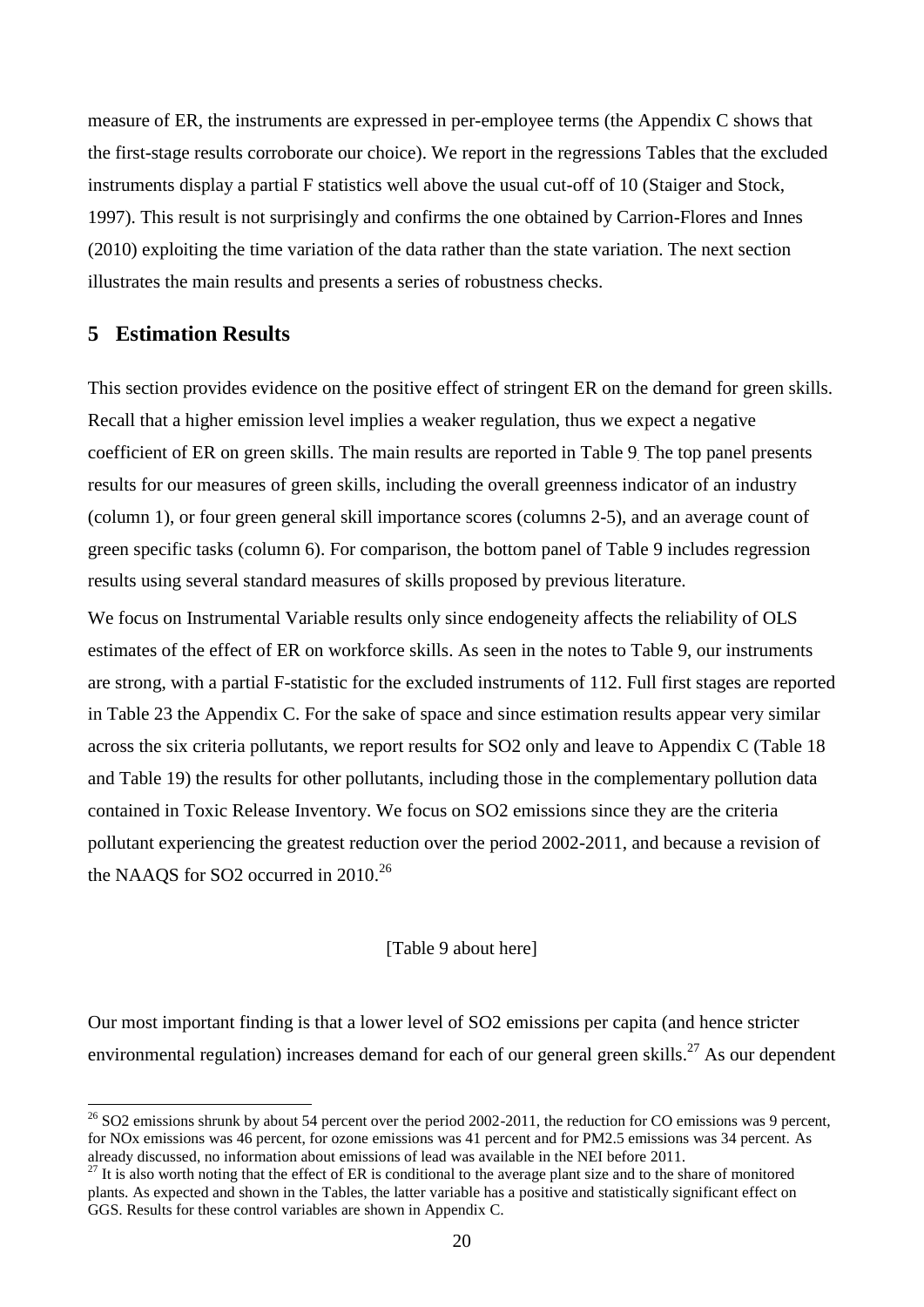measure of ER, the instruments are expressed in per-employee terms (the Appendix C shows that the first-stage results corroborate our choice). We report in the regressions Tables that the excluded instruments display a partial F statistics well above the usual cut-off of 10 (Staiger and Stock, 1997). This result is not surprisingly and confirms the one obtained by Carrion-Flores and Innes (2010) exploiting the time variation of the data rather than the state variation. The next section illustrates the main results and presents a series of robustness checks.

## 5 Estimation Results

This section provides evidence on the positive effect of stringent ER on the demand for green skills. Recall that a higher emission level implies a weaker regulation, thus we expect a negative coefficient of ER on green skills. The main results are reported in Table 9. The top panel presents results for our measures of green skills, including the overall greenness indicator of an industry (column 1), or four green general skill importance scores (columns 2-5), and an average count of green specific tasks (column 6). For comparison, the bottom panel of Table 9 includes regression results using several standard measures of skills proposed by previous literature.

We focus on Instrumental Variable results only since endogeneity affects the reliability of OLS estimates of the effect of ER on workforce skills. As seen in the notes to Table 9, our instruments are strong, with a partial F-statistic for the excluded instruments of 112. Full first stages are reported in Table 23 the Appendix C. For the sake of space and since estimation results appear very similar across the six criteria pollutants, we report results for SO2 only and leave to Appendix C (Table 18 and Table 19) the results for other pollutants, including those in the complementary pollution data contained in Toxic Release Inventory. We focus on SO2 emissions since they are the criteria pollutant experiencing the greatest reduction over the period 2002-2011, and because a revision of the NAAQS for SO2 occurred in 2010.[26]

[Table 9 about here]

Our most important finding is that a lower level of SO2 emissions per capita (and hence stricter environmental regulation) increases demand for each of our general green skills.[27] As our dependent

[26] SO2 emissions shrunk by about 54 percent over the period 2002-2011, the reduction for CO emissions was 9 percent, for NOx emissions was 46 percent, for ozone emissions was 41 percent and for PM2.5 emissions was 34 percent. As already discussed, no information about emissions of lead was available in the NEI before 2011.

[27] It is also worth noting that the effect of ER is conditional to the average plant size and to the share of monitored plants. As expected and shown in the Tables, the latter variable has a positive and statistically significant effect on GGS. Results for these control variables are shown in Appendix C.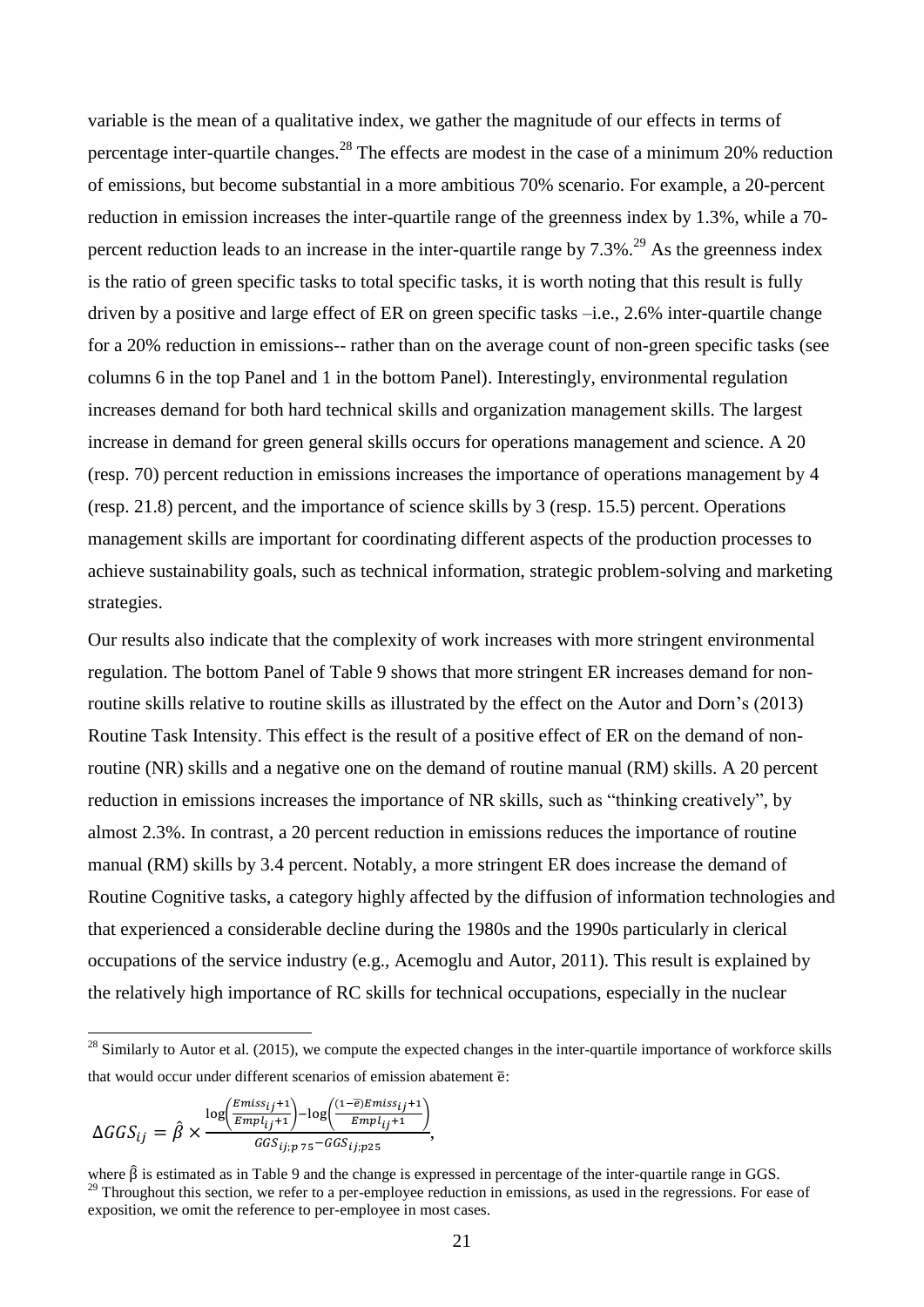variable is the mean of a qualitative index, we gather the magnitude of our effects in terms of percentage inter-quartile changes.[28] The effects are modest in the case of a minimum 20% reduction of emissions, but become substantial in a more ambitious 70% scenario. For example, a 20-percent reduction in emission increases the inter-quartile range of the greenness index by 1.3%, while a 70-percent reduction leads to an increase in the inter-quartile range by 7.3%.[29] As the greenness index is the ratio of green specific tasks to total specific tasks, it is worth noting that this result is fully driven by a positive and large effect of ER on green specific tasks –i.e., 2.6% inter-quartile change for a 20% reduction in emissions-- rather than on the average count of non-green specific tasks (see columns 6 in the top Panel and 1 in the bottom Panel). Interestingly, environmental regulation increases demand for both hard technical skills and organization management skills. The largest increase in demand for green general skills occurs for operations management and science. A 20 (resp. 70) percent reduction in emissions increases the importance of operations management by 4 (resp. 21.8) percent, and the importance of science skills by 3 (resp. 15.5) percent. Operations management skills are important for coordinating different aspects of the production processes to achieve sustainability goals, such as technical information, strategic problem-solving and marketing strategies.

Our results also indicate that the complexity of work increases with more stringent environmental regulation. The bottom Panel of Table 9 shows that more stringent ER increases demand for non-routine skills relative to routine skills as illustrated by the effect on the Autor and Dorn's (2013) Routine Task Intensity. This effect is the result of a positive effect of ER on the demand of non-routine (NR) skills and a negative one on the demand of routine manual (RM) skills. A 20 percent reduction in emissions increases the importance of NR skills, such as "thinking creatively", by almost 2.3%. In contrast, a 20 percent reduction in emissions reduces the importance of routine manual (RM) skills by 3.4 percent. Notably, a more stringent ER does increase the demand of Routine Cognitive tasks, a category highly affected by the diffusion of information technologies and that experienced a considerable decline during the 1980s and the 1990s particularly in clerical occupations of the service industry (e.g., Acemoglu and Autor, 2011). This result is explained by the relatively high importance of RC skills for technical occupations, especially in the nuclear

[28] Similarly to Autor et al. (2015), we compute the expected changes in the inter-quartile importance of workforce skills that would occur under different scenarios of emission abatement $\bar{e}$:

$$\Delta GGS_{ij} = \hat{\beta} \times \frac{\log\left(\frac{Emiss_{ij}+1}{Empl_{ij}+1}\right) - \log\left(\frac{(1-\bar{e})Emiss_{ij}+1}{Empl_{ij}+1}\right)}{GGS_{ij;p\,75} - GGS_{ij;p25}},$$

where $\hat{\beta}$ is estimated as in Table 9 and the change is expressed in percentage of the inter-quartile range in GGS.

[29] Throughout this section, we refer to a per-employee reduction in emissions, as used in the regressions. For ease of exposition, we omit the reference to per-employee in most cases.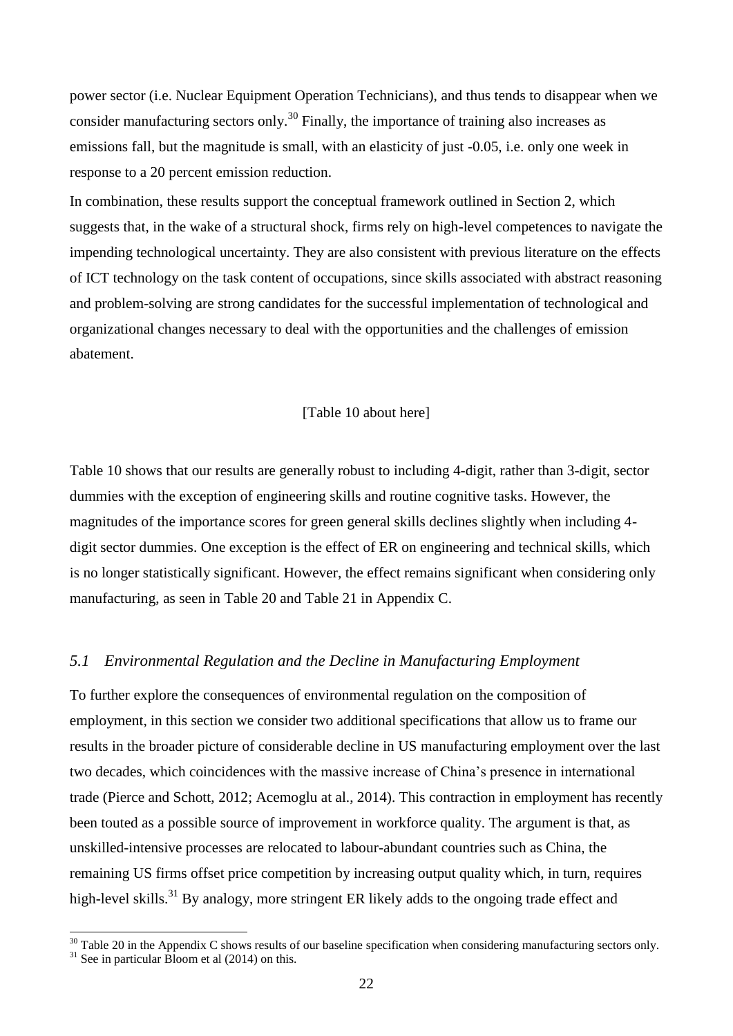power sector (i.e. Nuclear Equipment Operation Technicians), and thus tends to disappear when we consider manufacturing sectors only.[30] Finally, the importance of training also increases as emissions fall, but the magnitude is small, with an elasticity of just -0.05, i.e. only one week in response to a 20 percent emission reduction.

In combination, these results support the conceptual framework outlined in Section 2, which suggests that, in the wake of a structural shock, firms rely on high-level competences to navigate the impending technological uncertainty. They are also consistent with previous literature on the effects of ICT technology on the task content of occupations, since skills associated with abstract reasoning and problem-solving are strong candidates for the successful implementation of technological and organizational changes necessary to deal with the opportunities and the challenges of emission abatement.

[Table 10 about here]

Table 10 shows that our results are generally robust to including 4-digit, rather than 3-digit, sector dummies with the exception of engineering skills and routine cognitive tasks. However, the magnitudes of the importance scores for green general skills declines slightly when including 4-digit sector dummies. One exception is the effect of ER on engineering and technical skills, which is no longer statistically significant. However, the effect remains significant when considering only manufacturing, as seen in Table 20 and Table 21 in Appendix C.

### *5.1 Environmental Regulation and the Decline in Manufacturing Employment*

To further explore the consequences of environmental regulation on the composition of employment, in this section we consider two additional specifications that allow us to frame our results in the broader picture of considerable decline in US manufacturing employment over the last two decades, which coincidences with the massive increase of China's presence in international trade (Pierce and Schott, 2012; Acemoglu at al., 2014). This contraction in employment has recently been touted as a possible source of improvement in workforce quality. The argument is that, as unskilled-intensive processes are relocated to labour-abundant countries such as China, the remaining US firms offset price competition by increasing output quality which, in turn, requires high-level skills.[31] By analogy, more stringent ER likely adds to the ongoing trade effect and

---

[30] Table 20 in the Appendix C shows results of our baseline specification when considering manufacturing sectors only.

[31] See in particular Bloom et al (2014) on this.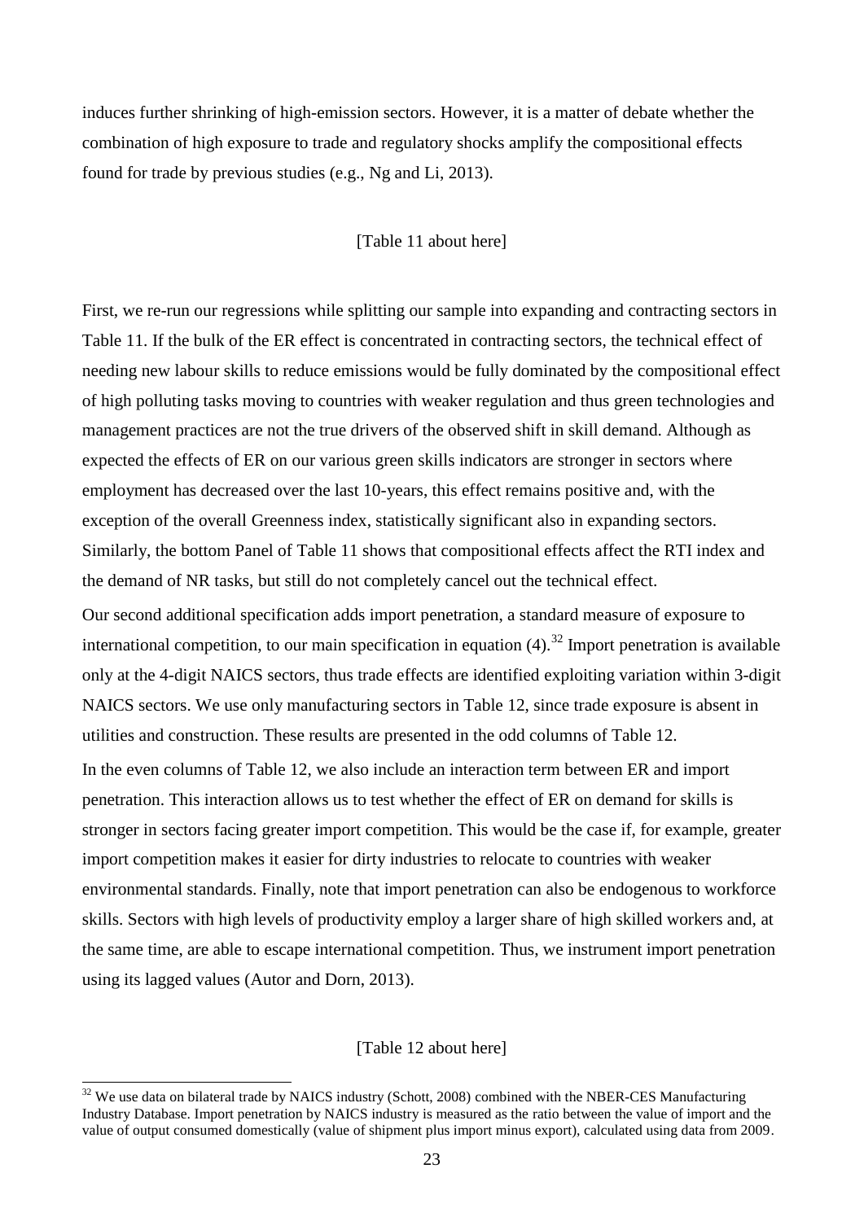induces further shrinking of high-emission sectors. However, it is a matter of debate whether the combination of high exposure to trade and regulatory shocks amplify the compositional effects found for trade by previous studies (e.g., Ng and Li, 2013).

[Table 11 about here]

First, we re-run our regressions while splitting our sample into expanding and contracting sectors in Table 11. If the bulk of the ER effect is concentrated in contracting sectors, the technical effect of needing new labour skills to reduce emissions would be fully dominated by the compositional effect of high polluting tasks moving to countries with weaker regulation and thus green technologies and management practices are not the true drivers of the observed shift in skill demand. Although as expected the effects of ER on our various green skills indicators are stronger in sectors where employment has decreased over the last 10-years, this effect remains positive and, with the exception of the overall Greenness index, statistically significant also in expanding sectors. Similarly, the bottom Panel of Table 11 shows that compositional effects affect the RTI index and the demand of NR tasks, but still do not completely cancel out the technical effect.

Our second additional specification adds import penetration, a standard measure of exposure to international competition, to our main specification in equation (4).[32] Import penetration is available only at the 4-digit NAICS sectors, thus trade effects are identified exploiting variation within 3-digit NAICS sectors. We use only manufacturing sectors in Table 12, since trade exposure is absent in utilities and construction. These results are presented in the odd columns of Table 12.

In the even columns of Table 12, we also include an interaction term between ER and import penetration. This interaction allows us to test whether the effect of ER on demand for skills is stronger in sectors facing greater import competition. This would be the case if, for example, greater import competition makes it easier for dirty industries to relocate to countries with weaker environmental standards. Finally, note that import penetration can also be endogenous to workforce skills. Sectors with high levels of productivity employ a larger share of high skilled workers and, at the same time, are able to escape international competition. Thus, we instrument import penetration using its lagged values (Autor and Dorn, 2013).

[Table 12 about here]

[32] We use data on bilateral trade by NAICS industry (Schott, 2008) combined with the NBER-CES Manufacturing Industry Database. Import penetration by NAICS industry is measured as the ratio between the value of import and the value of output consumed domestically (value of shipment plus import minus export), calculated using data from 2009.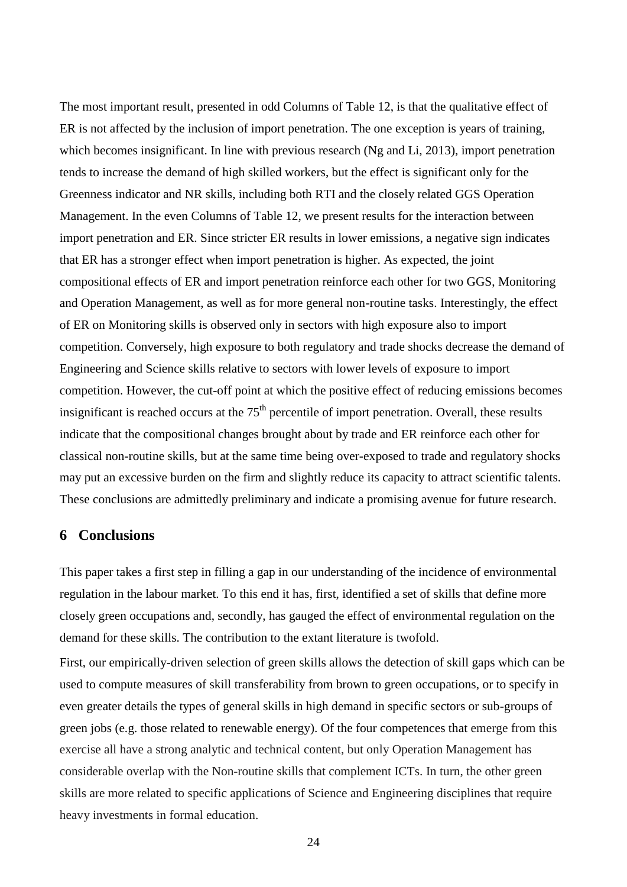The most important result, presented in odd Columns of Table 12, is that the qualitative effect of ER is not affected by the inclusion of import penetration. The one exception is years of training, which becomes insignificant. In line with previous research (Ng and Li, 2013), import penetration tends to increase the demand of high skilled workers, but the effect is significant only for the Greenness indicator and NR skills, including both RTI and the closely related GGS Operation Management. In the even Columns of Table 12, we present results for the interaction between import penetration and ER. Since stricter ER results in lower emissions, a negative sign indicates that ER has a stronger effect when import penetration is higher. As expected, the joint compositional effects of ER and import penetration reinforce each other for two GGS, Monitoring and Operation Management, as well as for more general non-routine tasks. Interestingly, the effect of ER on Monitoring skills is observed only in sectors with high exposure also to import competition. Conversely, high exposure to both regulatory and trade shocks decrease the demand of Engineering and Science skills relative to sectors with lower levels of exposure to import competition. However, the cut-off point at which the positive effect of reducing emissions becomes insignificant is reached occurs at the 75$^{th}$ percentile of import penetration. Overall, these results indicate that the compositional changes brought about by trade and ER reinforce each other for classical non-routine skills, but at the same time being over-exposed to trade and regulatory shocks may put an excessive burden on the firm and slightly reduce its capacity to attract scientific talents. These conclusions are admittedly preliminary and indicate a promising avenue for future research.

## 6 Conclusions

This paper takes a first step in filling a gap in our understanding of the incidence of environmental regulation in the labour market. To this end it has, first, identified a set of skills that define more closely green occupations and, secondly, has gauged the effect of environmental regulation on the demand for these skills. The contribution to the extant literature is twofold.

First, our empirically-driven selection of green skills allows the detection of skill gaps which can be used to compute measures of skill transferability from brown to green occupations, or to specify in even greater details the types of general skills in high demand in specific sectors or sub-groups of green jobs (e.g. those related to renewable energy). Of the four competences that emerge from this exercise all have a strong analytic and technical content, but only Operation Management has considerable overlap with the Non-routine skills that complement ICTs. In turn, the other green skills are more related to specific applications of Science and Engineering disciplines that require heavy investments in formal education.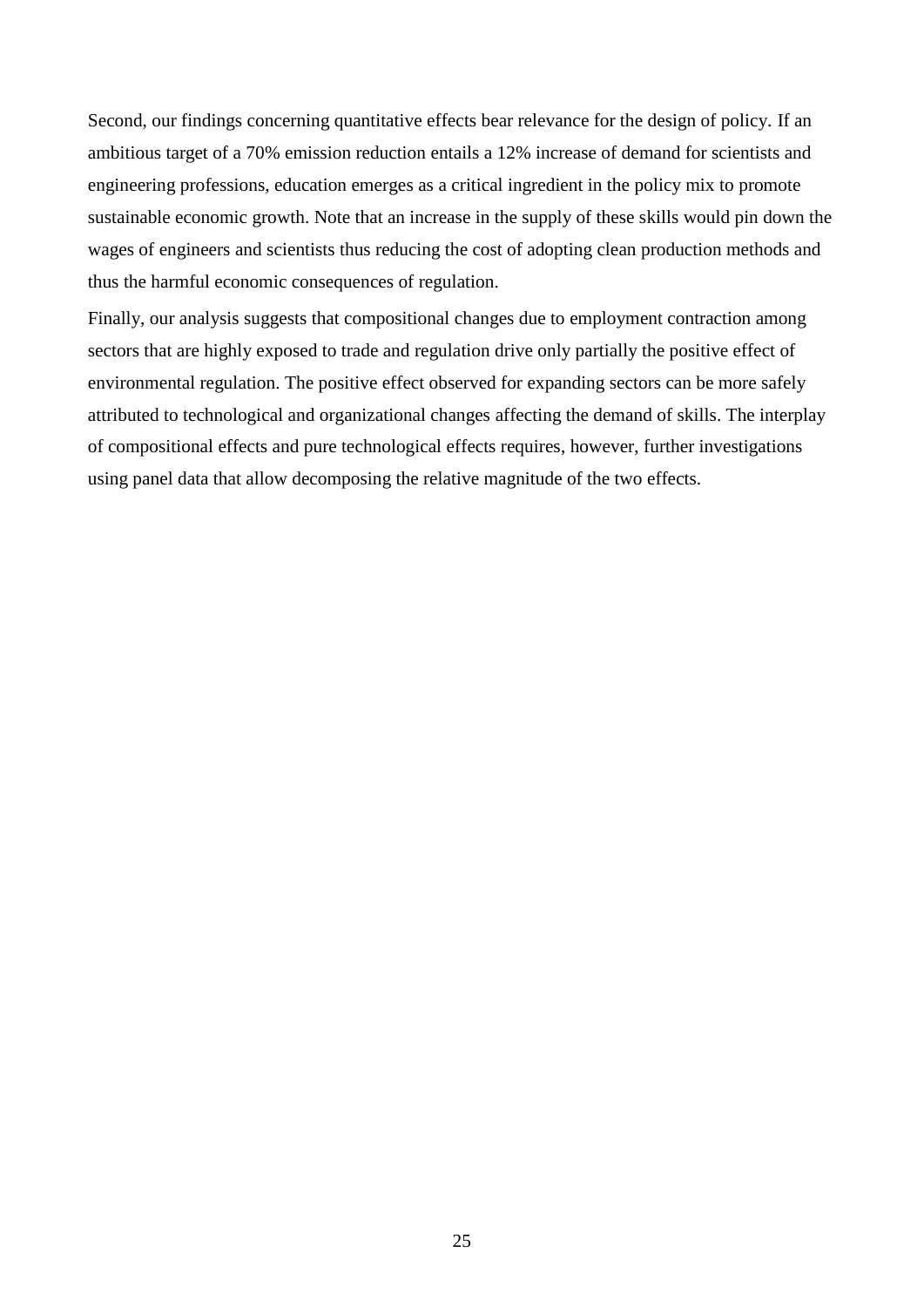Second, our findings concerning quantitative effects bear relevance for the design of policy. If an ambitious target of a 70% emission reduction entails a 12% increase of demand for scientists and engineering professions, education emerges as a critical ingredient in the policy mix to promote sustainable economic growth. Note that an increase in the supply of these skills would pin down the wages of engineers and scientists thus reducing the cost of adopting clean production methods and thus the harmful economic consequences of regulation.

Finally, our analysis suggests that compositional changes due to employment contraction among sectors that are highly exposed to trade and regulation drive only partially the positive effect of environmental regulation. The positive effect observed for expanding sectors can be more safely attributed to technological and organizational changes affecting the demand of skills. The interplay of compositional effects and pure technological effects requires, however, further investigations using panel data that allow decomposing the relative magnitude of the two effects.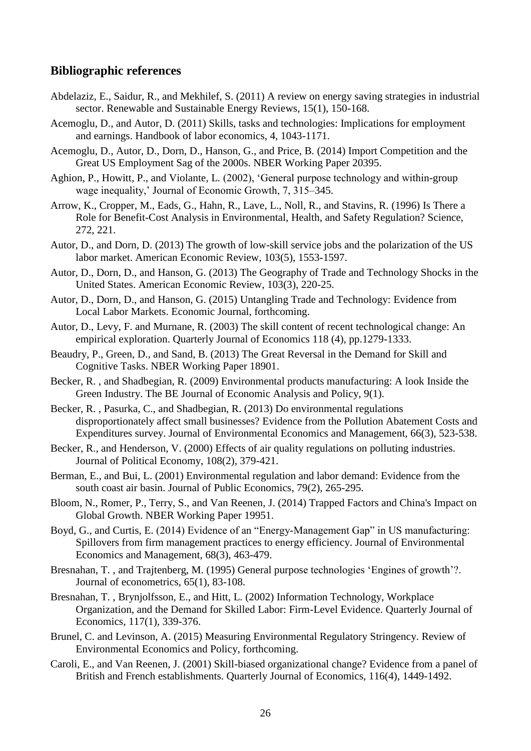## Bibliographic references

Abdelaziz, E., Saidur, R., and Mekhilef, S. (2011) A review on energy saving strategies in industrial sector. Renewable and Sustainable Energy Reviews, 15(1), 150-168.

Acemoglu, D., and Autor, D. (2011) Skills, tasks and technologies: Implications for employment and earnings. Handbook of labor economics, 4, 1043-1171.

Acemoglu, D., Autor, D., Dorn, D., Hanson, G., and Price, B. (2014) Import Competition and the Great US Employment Sag of the 2000s. NBER Working Paper 20395.

Aghion, P., Howitt, P., and Violante, L. (2002), 'General purpose technology and within-group wage inequality,' Journal of Economic Growth, 7, 315–345.

Arrow, K., Cropper, M., Eads, G., Hahn, R., Lave, L., Noll, R., and Stavins, R. (1996) Is There a Role for Benefit-Cost Analysis in Environmental, Health, and Safety Regulation? Science, 272, 221.

Autor, D., and Dorn, D. (2013) The growth of low-skill service jobs and the polarization of the US labor market. American Economic Review, 103(5), 1553-1597.

Autor, D., Dorn, D., and Hanson, G. (2013) The Geography of Trade and Technology Shocks in the United States. American Economic Review, 103(3), 220-25.

Autor, D., Dorn, D., and Hanson, G. (2015) Untangling Trade and Technology: Evidence from Local Labor Markets. Economic Journal, forthcoming.

Autor, D., Levy, F. and Murnane, R. (2003) The skill content of recent technological change: An empirical exploration. Quarterly Journal of Economics 118 (4), pp.1279-1333.

Beaudry, P., Green, D., and Sand, B. (2013) The Great Reversal in the Demand for Skill and Cognitive Tasks. NBER Working Paper 18901.

Becker, R. , and Shadbegian, R. (2009) Environmental products manufacturing: A look Inside the Green Industry. The BE Journal of Economic Analysis and Policy, 9(1).

Becker, R. , Pasurka, C., and Shadbegian, R. (2013) Do environmental regulations disproportionately affect small businesses? Evidence from the Pollution Abatement Costs and Expenditures survey. Journal of Environmental Economics and Management, 66(3), 523-538.

Becker, R., and Henderson, V. (2000) Effects of air quality regulations on polluting industries. Journal of Political Economy, 108(2), 379-421.

Berman, E., and Bui, L. (2001) Environmental regulation and labor demand: Evidence from the south coast air basin. Journal of Public Economics, 79(2), 265-295.

Bloom, N., Romer, P., Terry, S., and Van Reenen, J. (2014) Trapped Factors and China's Impact on Global Growth. NBER Working Paper 19951.

Boyd, G., and Curtis, E. (2014) Evidence of an "Energy-Management Gap" in US manufacturing: Spillovers from firm management practices to energy efficiency. Journal of Environmental Economics and Management, 68(3), 463-479.

Bresnahan, T. , and Trajtenberg, M. (1995) General purpose technologies 'Engines of growth'?. Journal of econometrics, 65(1), 83-108.

Bresnahan, T. , Brynjolfsson, E., and Hitt, L. (2002) Information Technology, Workplace Organization, and the Demand for Skilled Labor: Firm-Level Evidence. Quarterly Journal of Economics, 117(1), 339-376.

Brunel, C. and Levinson, A. (2015) Measuring Environmental Regulatory Stringency. Review of Environmental Economics and Policy, forthcoming.

Caroli, E., and Van Reenen, J. (2001) Skill-biased organizational change? Evidence from a panel of British and French establishments. Quarterly Journal of Economics, 116(4), 1449-1492.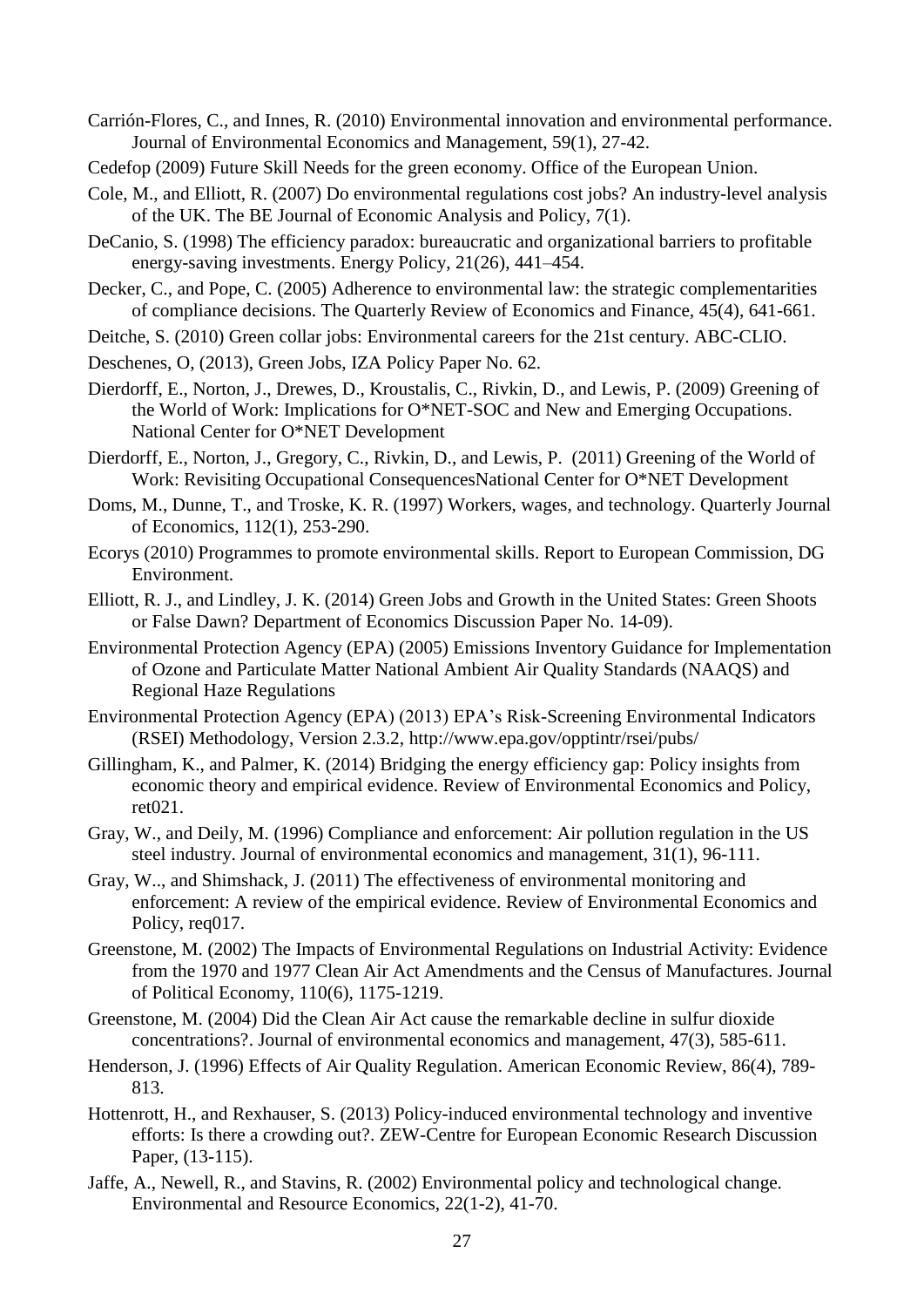Carrión-Flores, C., and Innes, R. (2010) Environmental innovation and environmental performance. Journal of Environmental Economics and Management, 59(1), 27-42.

Cedefop (2009) Future Skill Needs for the green economy. Office of the European Union.

Cole, M., and Elliott, R. (2007) Do environmental regulations cost jobs? An industry-level analysis of the UK. The BE Journal of Economic Analysis and Policy, 7(1).

DeCanio, S. (1998) The efficiency paradox: bureaucratic and organizational barriers to profitable energy-saving investments. Energy Policy, 21(26), 441–454.

Decker, C., and Pope, C. (2005) Adherence to environmental law: the strategic complementarities of compliance decisions. The Quarterly Review of Economics and Finance, 45(4), 641-661.

Deitche, S. (2010) Green collar jobs: Environmental careers for the 21st century. ABC-CLIO.

Deschenes, O, (2013), Green Jobs, IZA Policy Paper No. 62.

Dierdorff, E., Norton, J., Drewes, D., Kroustalis, C., Rivkin, D., and Lewis, P. (2009) Greening of the World of Work: Implications for O*NET-SOC and New and Emerging Occupations. National Center for O*NET Development

Dierdorff, E., Norton, J., Gregory, C., Rivkin, D., and Lewis, P. (2011) Greening of the World of Work: Revisiting Occupational ConsequencesNational Center for O*NET Development

Doms, M., Dunne, T., and Troske, K. R. (1997) Workers, wages, and technology. Quarterly Journal of Economics, 112(1), 253-290.

Ecorys (2010) Programmes to promote environmental skills. Report to European Commission, DG Environment.

Elliott, R. J., and Lindley, J. K. (2014) Green Jobs and Growth in the United States: Green Shoots or False Dawn? Department of Economics Discussion Paper No. 14-09).

Environmental Protection Agency (EPA) (2005) Emissions Inventory Guidance for Implementation of Ozone and Particulate Matter National Ambient Air Quality Standards (NAAQS) and Regional Haze Regulations

Environmental Protection Agency (EPA) (2013) EPA's Risk-Screening Environmental Indicators (RSEI) Methodology, Version 2.3.2, http://www.epa.gov/opptintr/rsei/pubs/

Gillingham, K., and Palmer, K. (2014) Bridging the energy efficiency gap: Policy insights from economic theory and empirical evidence. Review of Environmental Economics and Policy, ret021.

Gray, W., and Deily, M. (1996) Compliance and enforcement: Air pollution regulation in the US steel industry. Journal of environmental economics and management, 31(1), 96-111.

Gray, W.., and Shimshack, J. (2011) The effectiveness of environmental monitoring and enforcement: A review of the empirical evidence. Review of Environmental Economics and Policy, req017.

Greenstone, M. (2002) The Impacts of Environmental Regulations on Industrial Activity: Evidence from the 1970 and 1977 Clean Air Act Amendments and the Census of Manufactures. Journal of Political Economy, 110(6), 1175-1219.

Greenstone, M. (2004) Did the Clean Air Act cause the remarkable decline in sulfur dioxide concentrations?. Journal of environmental economics and management, 47(3), 585-611.

Henderson, J. (1996) Effects of Air Quality Regulation. American Economic Review, 86(4), 789-813.

Hottenrott, H., and Rexhauser, S. (2013) Policy-induced environmental technology and inventive efforts: Is there a crowding out?. ZEW-Centre for European Economic Research Discussion Paper, (13-115).

Jaffe, A., Newell, R., and Stavins, R. (2002) Environmental policy and technological change. Environmental and Resource Economics, 22(1-2), 41-70.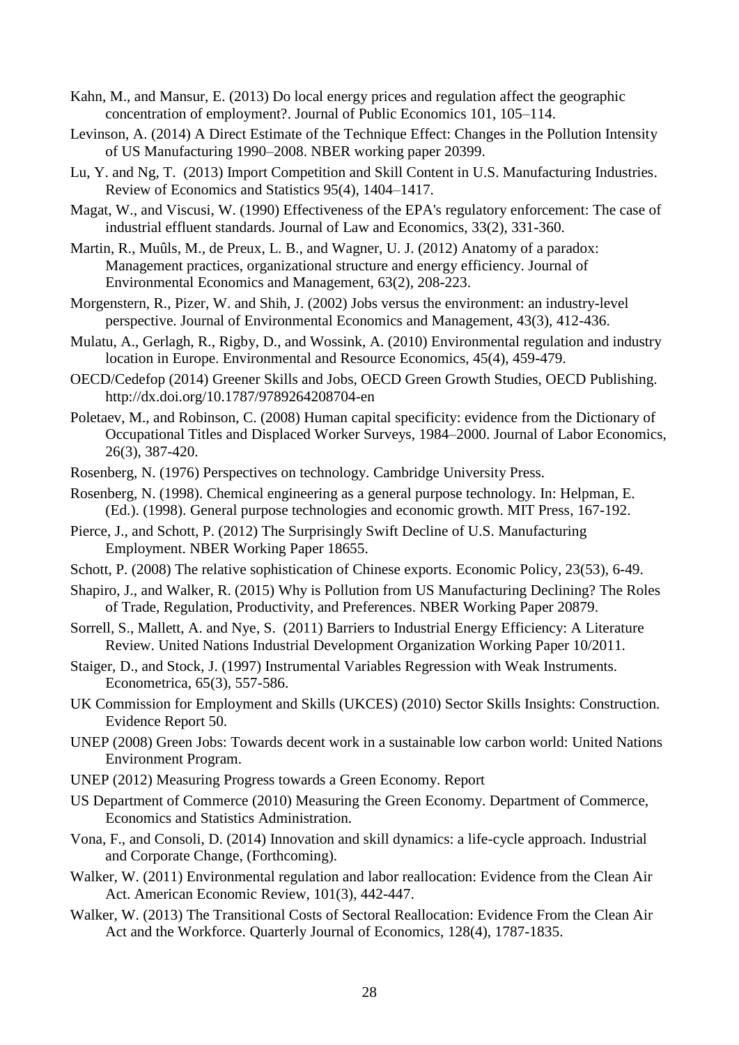Kahn, M., and Mansur, E. (2013) Do local energy prices and regulation affect the geographic concentration of employment?. Journal of Public Economics 101, 105–114.

Levinson, A. (2014) A Direct Estimate of the Technique Effect: Changes in the Pollution Intensity of US Manufacturing 1990–2008. NBER working paper 20399.

Lu, Y. and Ng, T. (2013) Import Competition and Skill Content in U.S. Manufacturing Industries. Review of Economics and Statistics 95(4), 1404–1417.

Magat, W., and Viscusi, W. (1990) Effectiveness of the EPA's regulatory enforcement: The case of industrial effluent standards. Journal of Law and Economics, 33(2), 331-360.

Martin, R., Muûls, M., de Preux, L. B., and Wagner, U. J. (2012) Anatomy of a paradox: Management practices, organizational structure and energy efficiency. Journal of Environmental Economics and Management, 63(2), 208-223.

Morgenstern, R., Pizer, W. and Shih, J. (2002) Jobs versus the environment: an industry-level perspective. Journal of Environmental Economics and Management, 43(3), 412-436.

Mulatu, A., Gerlagh, R., Rigby, D., and Wossink, A. (2010) Environmental regulation and industry location in Europe. Environmental and Resource Economics, 45(4), 459-479.

OECD/Cedefop (2014) Greener Skills and Jobs, OECD Green Growth Studies, OECD Publishing. http://dx.doi.org/10.1787/9789264208704-en

Poletaev, M., and Robinson, C. (2008) Human capital specificity: evidence from the Dictionary of Occupational Titles and Displaced Worker Surveys, 1984–2000. Journal of Labor Economics, 26(3), 387-420.

Rosenberg, N. (1976) Perspectives on technology. Cambridge University Press.

Rosenberg, N. (1998). Chemical engineering as a general purpose technology. In: Helpman, E. (Ed.). (1998). General purpose technologies and economic growth. MIT Press, 167-192.

Pierce, J., and Schott, P. (2012) The Surprisingly Swift Decline of U.S. Manufacturing Employment. NBER Working Paper 18655.

Schott, P. (2008) The relative sophistication of Chinese exports. Economic Policy, 23(53), 6-49.

Shapiro, J., and Walker, R. (2015) Why is Pollution from US Manufacturing Declining? The Roles of Trade, Regulation, Productivity, and Preferences. NBER Working Paper 20879.

Sorrell, S., Mallett, A. and Nye, S. (2011) Barriers to Industrial Energy Efficiency: A Literature Review. United Nations Industrial Development Organization Working Paper 10/2011.

Staiger, D., and Stock, J. (1997) Instrumental Variables Regression with Weak Instruments. Econometrica, 65(3), 557-586.

UK Commission for Employment and Skills (UKCES) (2010) Sector Skills Insights: Construction. Evidence Report 50.

UNEP (2008) Green Jobs: Towards decent work in a sustainable low carbon world: United Nations Environment Program.

UNEP (2012) Measuring Progress towards a Green Economy. Report

US Department of Commerce (2010) Measuring the Green Economy. Department of Commerce, Economics and Statistics Administration.

Vona, F., and Consoli, D. (2014) Innovation and skill dynamics: a life-cycle approach. Industrial and Corporate Change, (Forthcoming).

Walker, W. (2011) Environmental regulation and labor reallocation: Evidence from the Clean Air Act. American Economic Review, 101(3), 442-447.

Walker, W. (2013) The Transitional Costs of Sectoral Reallocation: Evidence From the Clean Air Act and the Workforce. Quarterly Journal of Economics, 128(4), 1787-1835.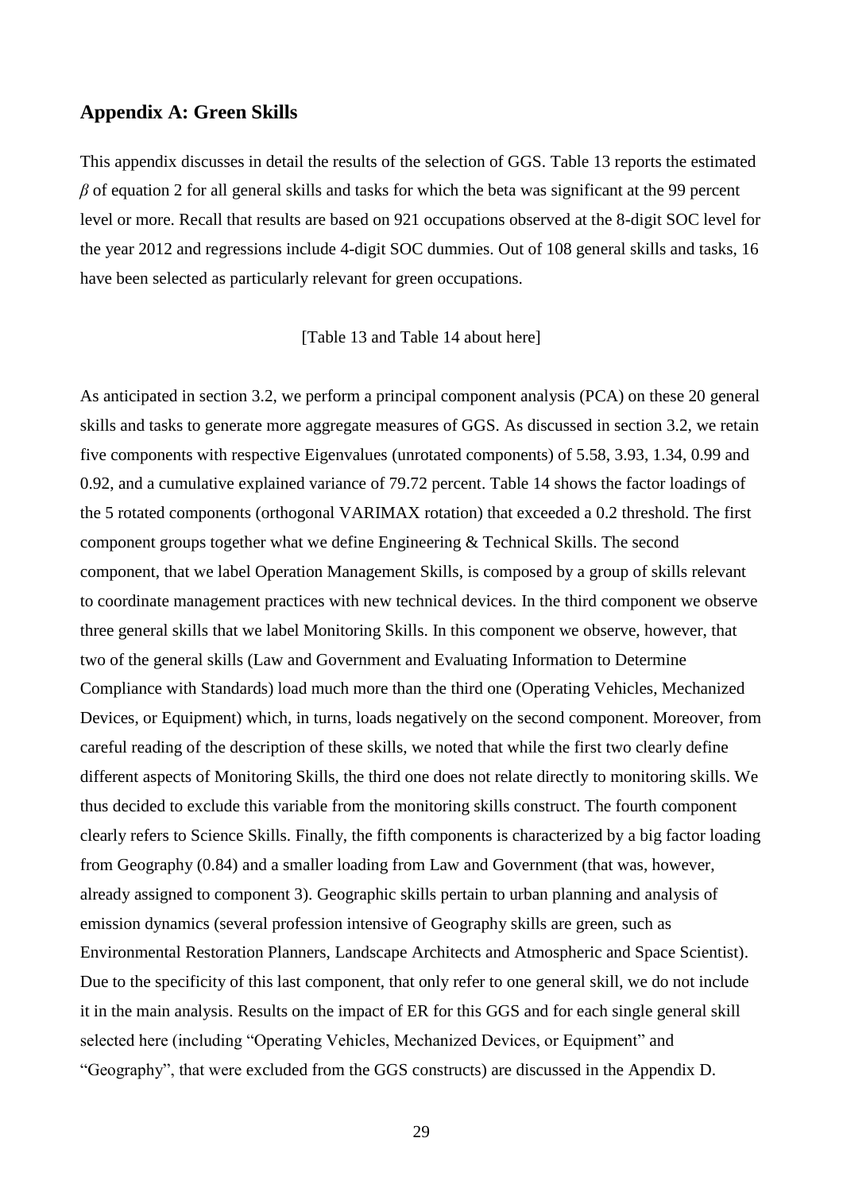## Appendix A: Green Skills

This appendix discusses in detail the results of the selection of GGS. Table 13 reports the estimated $\beta$ of equation 2 for all general skills and tasks for which the beta was significant at the 99 percent level or more. Recall that results are based on 921 occupations observed at the 8-digit SOC level for the year 2012 and regressions include 4-digit SOC dummies. Out of 108 general skills and tasks, 16 have been selected as particularly relevant for green occupations.

[Table 13 and Table 14 about here]

As anticipated in section 3.2, we perform a principal component analysis (PCA) on these 20 general skills and tasks to generate more aggregate measures of GGS. As discussed in section 3.2, we retain five components with respective Eigenvalues (unrotated components) of 5.58, 3.93, 1.34, 0.99 and 0.92, and a cumulative explained variance of 79.72 percent. Table 14 shows the factor loadings of the 5 rotated components (orthogonal VARIMAX rotation) that exceeded a 0.2 threshold. The first component groups together what we define Engineering & Technical Skills. The second component, that we label Operation Management Skills, is composed by a group of skills relevant to coordinate management practices with new technical devices. In the third component we observe three general skills that we label Monitoring Skills. In this component we observe, however, that two of the general skills (Law and Government and Evaluating Information to Determine Compliance with Standards) load much more than the third one (Operating Vehicles, Mechanized Devices, or Equipment) which, in turns, loads negatively on the second component. Moreover, from careful reading of the description of these skills, we noted that while the first two clearly define different aspects of Monitoring Skills, the third one does not relate directly to monitoring skills. We thus decided to exclude this variable from the monitoring skills construct. The fourth component clearly refers to Science Skills. Finally, the fifth components is characterized by a big factor loading from Geography (0.84) and a smaller loading from Law and Government (that was, however, already assigned to component 3). Geographic skills pertain to urban planning and analysis of emission dynamics (several profession intensive of Geography skills are green, such as Environmental Restoration Planners, Landscape Architects and Atmospheric and Space Scientist). Due to the specificity of this last component, that only refer to one general skill, we do not include it in the main analysis. Results on the impact of ER for this GGS and for each single general skill selected here (including "Operating Vehicles, Mechanized Devices, or Equipment" and "Geography", that were excluded from the GGS constructs) are discussed in the Appendix D.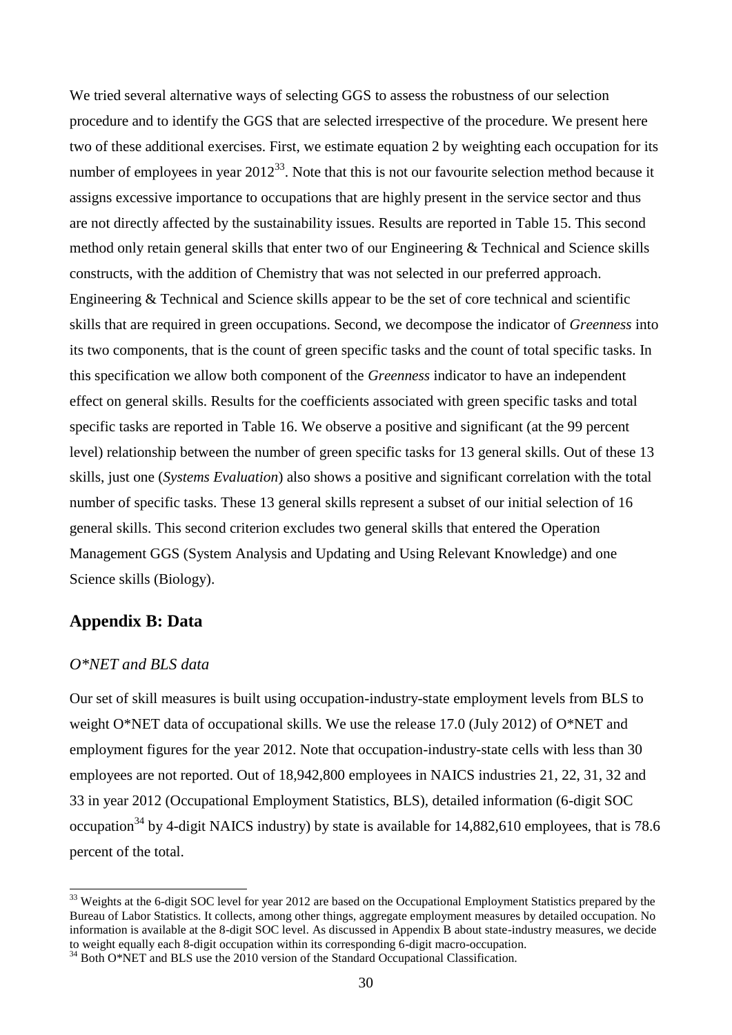We tried several alternative ways of selecting GGS to assess the robustness of our selection procedure and to identify the GGS that are selected irrespective of the procedure. We present here two of these additional exercises. First, we estimate equation 2 by weighting each occupation for its number of employees in year 2012[33]. Note that this is not our favourite selection method because it assigns excessive importance to occupations that are highly present in the service sector and thus are not directly affected by the sustainability issues. Results are reported in Table 15. This second method only retain general skills that enter two of our Engineering & Technical and Science skills constructs, with the addition of Chemistry that was not selected in our preferred approach. Engineering & Technical and Science skills appear to be the set of core technical and scientific skills that are required in green occupations. Second, we decompose the indicator of *Greenness* into its two components, that is the count of green specific tasks and the count of total specific tasks. In this specification we allow both component of the *Greenness* indicator to have an independent effect on general skills. Results for the coefficients associated with green specific tasks and total specific tasks are reported in Table 16. We observe a positive and significant (at the 99 percent level) relationship between the number of green specific tasks for 13 general skills. Out of these 13 skills, just one (*Systems Evaluation*) also shows a positive and significant correlation with the total number of specific tasks. These 13 general skills represent a subset of our initial selection of 16 general skills. This second criterion excludes two general skills that entered the Operation Management GGS (System Analysis and Updating and Using Relevant Knowledge) and one Science skills (Biology).

## Appendix B: Data

### *O*NET and BLS data*

Our set of skill measures is built using occupation-industry-state employment levels from BLS to weight O*NET data of occupational skills. We use the release 17.0 (July 2012) of O*NET and employment figures for the year 2012. Note that occupation-industry-state cells with less than 30 employees are not reported. Out of 18,942,800 employees in NAICS industries 21, 22, 31, 32 and 33 in year 2012 (Occupational Employment Statistics, BLS), detailed information (6-digit SOC occupation[34] by 4-digit NAICS industry) by state is available for 14,882,610 employees, that is 78.6 percent of the total.

---

[33] Weights at the 6-digit SOC level for year 2012 are based on the Occupational Employment Statistics prepared by the Bureau of Labor Statistics. It collects, among other things, aggregate employment measures by detailed occupation. No information is available at the 8-digit SOC level. As discussed in Appendix B about state-industry measures, we decide to weight equally each 8-digit occupation within its corresponding 6-digit macro-occupation.

[34] Both O*NET and BLS use the 2010 version of the Standard Occupational Classification.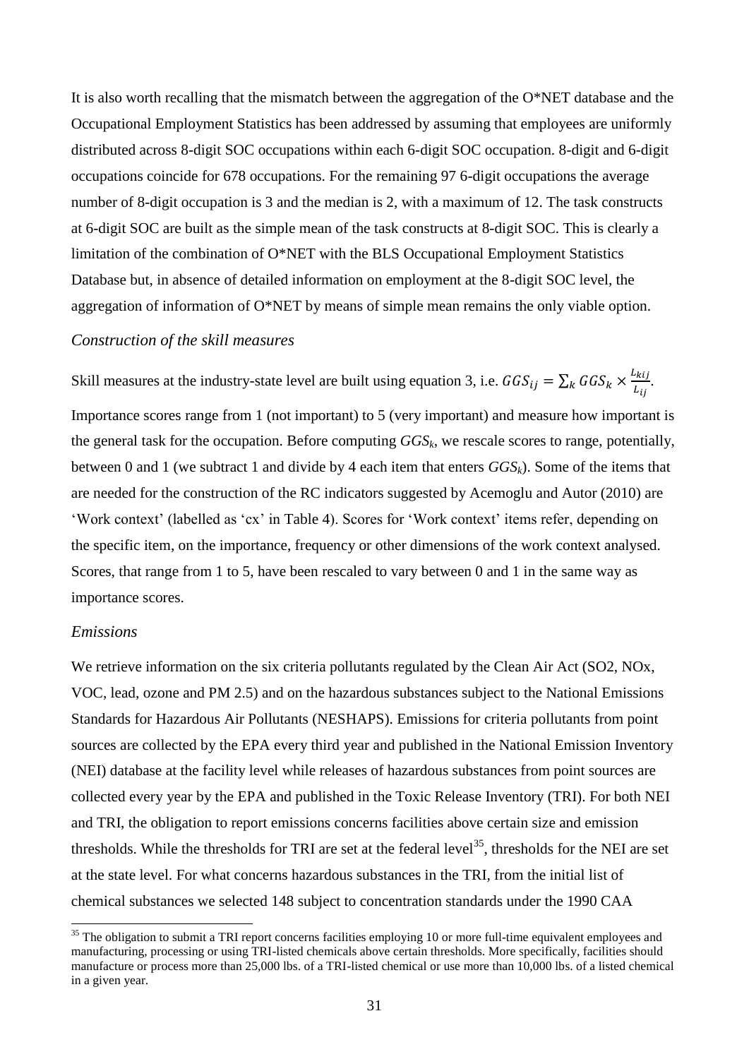It is also worth recalling that the mismatch between the aggregation of the O*NET database and the Occupational Employment Statistics has been addressed by assuming that employees are uniformly distributed across 8-digit SOC occupations within each 6-digit SOC occupation. 8-digit and 6-digit occupations coincide for 678 occupations. For the remaining 97 6-digit occupations the average number of 8-digit occupation is 3 and the median is 2, with a maximum of 12. The task constructs at 6-digit SOC are built as the simple mean of the task constructs at 8-digit SOC. This is clearly a limitation of the combination of O*NET with the BLS Occupational Employment Statistics Database but, in absence of detailed information on employment at the 8-digit SOC level, the aggregation of information of O*NET by means of simple mean remains the only viable option.

*Construction of the skill measures*

Skill measures at the industry-state level are built using equation 3, i.e. $GGS_{ij} = \sum_k GGS_k \times \frac{L_{kij}}{L_{ij}}$.

Importance scores range from 1 (not important) to 5 (very important) and measure how important is the general task for the occupation. Before computing $GGS_k$, we rescale scores to range, potentially, between 0 and 1 (we subtract 1 and divide by 4 each item that enters $GGS_k$). Some of the items that are needed for the construction of the RC indicators suggested by Acemoglu and Autor (2010) are 'Work context' (labelled as 'cx' in Table 4). Scores for 'Work context' items refer, depending on the specific item, on the importance, frequency or other dimensions of the work context analysed. Scores, that range from 1 to 5, have been rescaled to vary between 0 and 1 in the same way as importance scores.

*Emissions*

We retrieve information on the six criteria pollutants regulated by the Clean Air Act (SO2, NOx, VOC, lead, ozone and PM 2.5) and on the hazardous substances subject to the National Emissions Standards for Hazardous Air Pollutants (NESHAPS). Emissions for criteria pollutants from point sources are collected by the EPA every third year and published in the National Emission Inventory (NEI) database at the facility level while releases of hazardous substances from point sources are collected every year by the EPA and published in the Toxic Release Inventory (TRI). For both NEI and TRI, the obligation to report emissions concerns facilities above certain size and emission thresholds. While the thresholds for TRI are set at the federal level[35], thresholds for the NEI are set at the state level. For what concerns hazardous substances in the TRI, from the initial list of chemical substances we selected 148 subject to concentration standards under the 1990 CAA

[35] The obligation to submit a TRI report concerns facilities employing 10 or more full-time equivalent employees and manufacturing, processing or using TRI-listed chemicals above certain thresholds. More specifically, facilities should manufacture or process more than 25,000 lbs. of a TRI-listed chemical or use more than 10,000 lbs. of a listed chemical in a given year.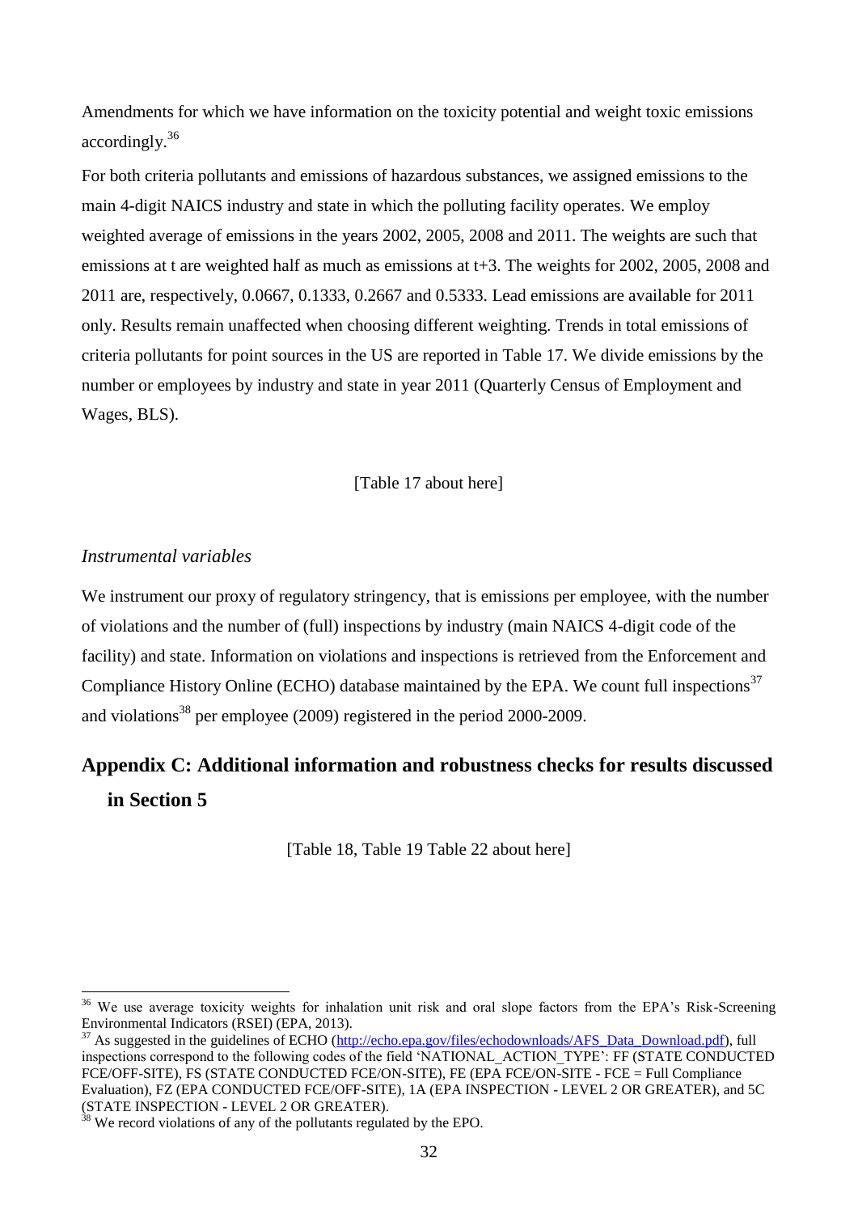Amendments for which we have information on the toxicity potential and weight toxic emissions accordingly.[36]

For both criteria pollutants and emissions of hazardous substances, we assigned emissions to the main 4-digit NAICS industry and state in which the polluting facility operates. We employ weighted average of emissions in the years 2002, 2005, 2008 and 2011. The weights are such that emissions at t are weighted half as much as emissions at t+3. The weights for 2002, 2005, 2008 and 2011 are, respectively, 0.0667, 0.1333, 0.2667 and 0.5333. Lead emissions are available for 2011 only. Results remain unaffected when choosing different weighting. Trends in total emissions of criteria pollutants for point sources in the US are reported in Table 17. We divide emissions by the number or employees by industry and state in year 2011 (Quarterly Census of Employment and Wages, BLS).

[Table 17 about here]

*Instrumental variables*

We instrument our proxy of regulatory stringency, that is emissions per employee, with the number of violations and the number of (full) inspections by industry (main NAICS 4-digit code of the facility) and state. Information on violations and inspections is retrieved from the Enforcement and Compliance History Online (ECHO) database maintained by the EPA. We count full inspections[37] and violations[38] per employee (2009) registered in the period 2000-2009.

## Appendix C: Additional information and robustness checks for results discussed in Section 5

[Table 18, Table 19 Table 22 about here]

---

[36] We use average toxicity weights for inhalation unit risk and oral slope factors from the EPA's Risk-Screening Environmental Indicators (RSEI) (EPA, 2013).

[37] As suggested in the guidelines of ECHO (http://echo.epa.gov/files/echodownloads/AFS_Data_Download.pdf), full inspections correspond to the following codes of the field 'NATIONAL_ACTION_TYPE': FF (STATE CONDUCTED FCE/OFF-SITE), FS (STATE CONDUCTED FCE/ON-SITE), FE (EPA FCE/ON-SITE - FCE = Full Compliance Evaluation), FZ (EPA CONDUCTED FCE/OFF-SITE), 1A (EPA INSPECTION - LEVEL 2 OR GREATER), and 5C (STATE INSPECTION - LEVEL 2 OR GREATER).

[38] We record violations of any of the pollutants regulated by the EPO.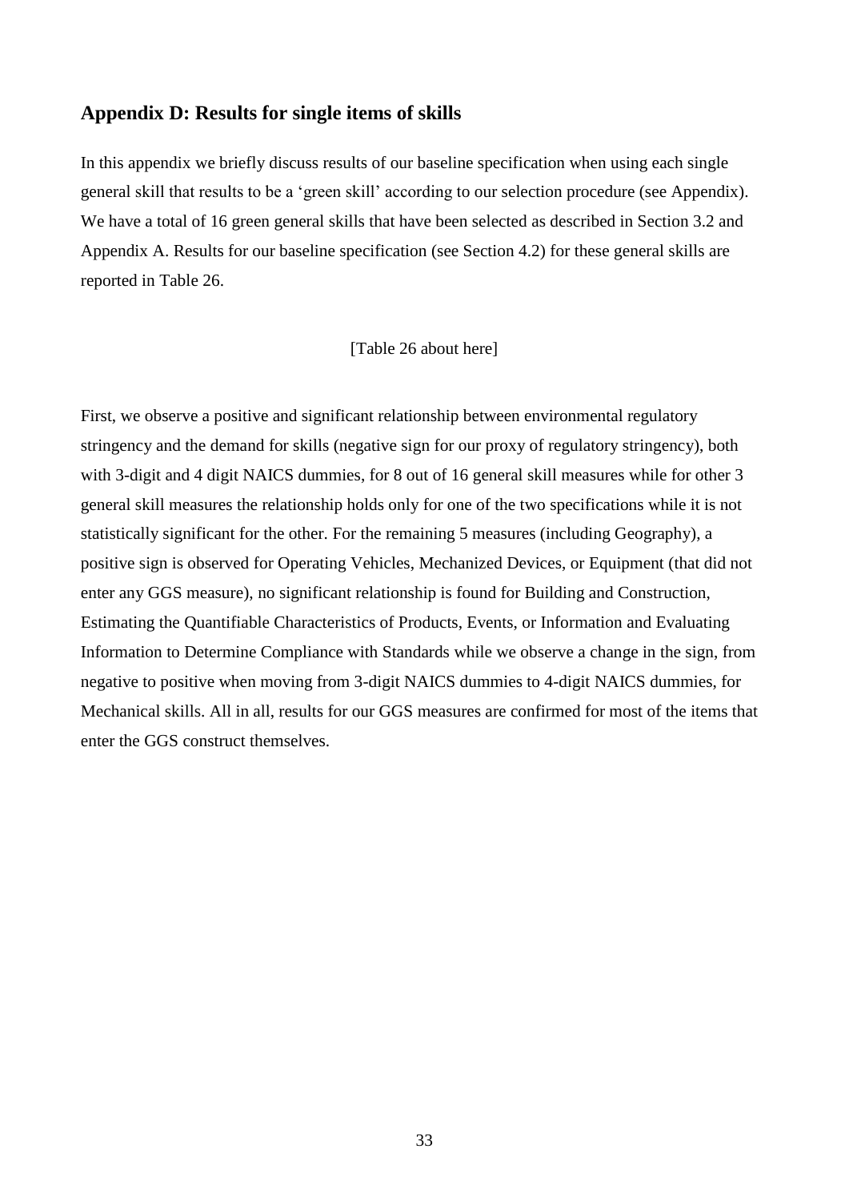## Appendix D: Results for single items of skills

In this appendix we briefly discuss results of our baseline specification when using each single general skill that results to be a 'green skill' according to our selection procedure (see Appendix). We have a total of 16 green general skills that have been selected as described in Section 3.2 and Appendix A. Results for our baseline specification (see Section 4.2) for these general skills are reported in Table 26.

[Table 26 about here]

First, we observe a positive and significant relationship between environmental regulatory stringency and the demand for skills (negative sign for our proxy of regulatory stringency), both with 3-digit and 4 digit NAICS dummies, for 8 out of 16 general skill measures while for other 3 general skill measures the relationship holds only for one of the two specifications while it is not statistically significant for the other. For the remaining 5 measures (including Geography), a positive sign is observed for Operating Vehicles, Mechanized Devices, or Equipment (that did not enter any GGS measure), no significant relationship is found for Building and Construction, Estimating the Quantifiable Characteristics of Products, Events, or Information and Evaluating Information to Determine Compliance with Standards while we observe a change in the sign, from negative to positive when moving from 3-digit NAICS dummies to 4-digit NAICS dummies, for Mechanical skills. All in all, results for our GGS measures are confirmed for most of the items that enter the GGS construct themselves.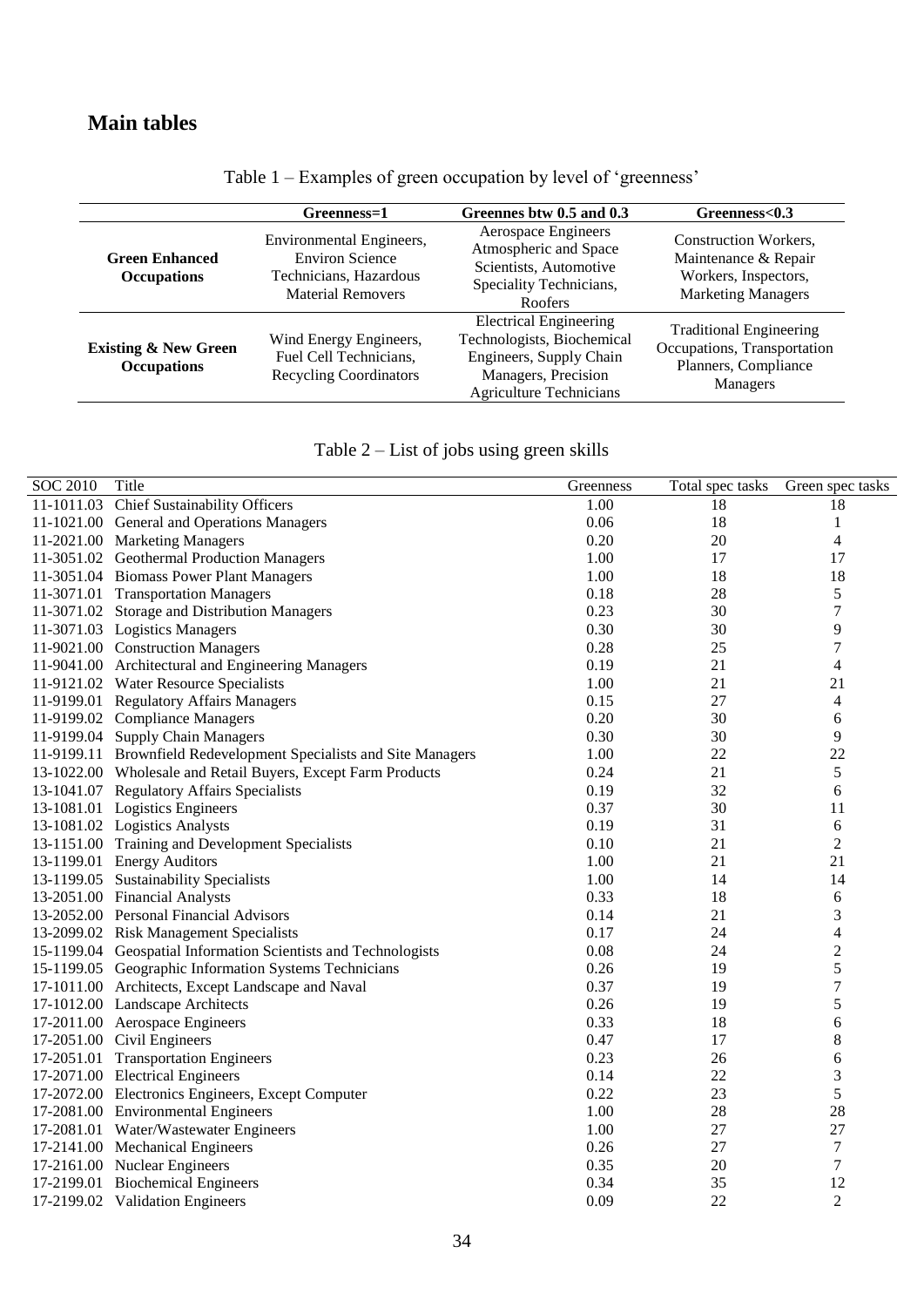## Main tables

Table 1 – Examples of green occupation by level of 'greenness'

| | Greenness=1 | Greennes btw 0.5 and 0.3 | Greenness<0.3 |
|---|---|---|---|
| **Green Enhanced Occupations** | Environmental Engineers, Environ Science Technicians, Hazardous Material Removers | Aerospace Engineers Atmospheric and Space Scientists, Automotive Speciality Technicians, Roofers | Construction Workers, Maintenance & Repair Workers, Inspectors, Marketing Managers |
| **Existing & New Green Occupations** | Wind Energy Engineers, Fuel Cell Technicians, Recycling Coordinators | Electrical Engineering Technologists, Biochemical Engineers, Supply Chain Managers, Precision Agriculture Technicians | Traditional Engineering Occupations, Transportation Planners, Compliance Managers |

Table 2 – List of jobs using green skills

| SOC 2010 | Title | Greenness | Total spec tasks | Green spec tasks |
|---|---|---|---|---|
| 11-1011.03 | Chief Sustainability Officers | 1.00 | 18 | 18 |
| 11-1021.00 | General and Operations Managers | 0.06 | 18 | 1 |
| 11-2021.00 | Marketing Managers | 0.20 | 20 | 4 |
| 11-3051.02 | Geothermal Production Managers | 1.00 | 17 | 17 |
| 11-3051.04 | Biomass Power Plant Managers | 1.00 | 18 | 18 |
| 11-3071.01 | Transportation Managers | 0.18 | 28 | 5 |
| 11-3071.02 | Storage and Distribution Managers | 0.23 | 30 | 7 |
| 11-3071.03 | Logistics Managers | 0.30 | 30 | 9 |
| 11-9021.00 | Construction Managers | 0.28 | 25 | 7 |
| 11-9041.00 | Architectural and Engineering Managers | 0.19 | 21 | 4 |
| 11-9121.02 | Water Resource Specialists | 1.00 | 21 | 21 |
| 11-9199.01 | Regulatory Affairs Managers | 0.15 | 27 | 4 |
| 11-9199.02 | Compliance Managers | 0.20 | 30 | 6 |
| 11-9199.04 | Supply Chain Managers | 0.30 | 30 | 9 |
| 11-9199.11 | Brownfield Redevelopment Specialists and Site Managers | 1.00 | 22 | 22 |
| 13-1022.00 | Wholesale and Retail Buyers, Except Farm Products | 0.24 | 21 | 5 |
| 13-1041.07 | Regulatory Affairs Specialists | 0.19 | 32 | 6 |
| 13-1081.01 | Logistics Engineers | 0.37 | 30 | 11 |
| 13-1081.02 | Logistics Analysts | 0.19 | 31 | 6 |
| 13-1151.00 | Training and Development Specialists | 0.10 | 21 | 2 |
| 13-1199.01 | Energy Auditors | 1.00 | 21 | 21 |
| 13-1199.05 | Sustainability Specialists | 1.00 | 14 | 14 |
| 13-2051.00 | Financial Analysts | 0.33 | 18 | 6 |
| 13-2052.00 | Personal Financial Advisors | 0.14 | 21 | 3 |
| 13-2099.02 | Risk Management Specialists | 0.17 | 24 | 4 |
| 15-1199.04 | Geospatial Information Scientists and Technologists | 0.08 | 24 | 2 |
| 15-1199.05 | Geographic Information Systems Technicians | 0.26 | 19 | 5 |
| 17-1011.00 | Architects, Except Landscape and Naval | 0.37 | 19 | 7 |
| 17-1012.00 | Landscape Architects | 0.26 | 19 | 5 |
| 17-2011.00 | Aerospace Engineers | 0.33 | 18 | 6 |
| 17-2051.00 | Civil Engineers | 0.47 | 17 | 8 |
| 17-2051.01 | Transportation Engineers | 0.23 | 26 | 6 |
| 17-2071.00 | Electrical Engineers | 0.14 | 22 | 3 |
| 17-2072.00 | Electronics Engineers, Except Computer | 0.22 | 23 | 5 |
| 17-2081.00 | Environmental Engineers | 1.00 | 28 | 28 |
| 17-2081.01 | Water/Wastewater Engineers | 1.00 | 27 | 27 |
| 17-2141.00 | Mechanical Engineers | 0.26 | 27 | 7 |
| 17-2161.00 | Nuclear Engineers | 0.35 | 20 | 7 |
| 17-2199.01 | Biochemical Engineers | 0.34 | 35 | 12 |
| 17-2199.02 | Validation Engineers | 0.09 | 22 | 2 |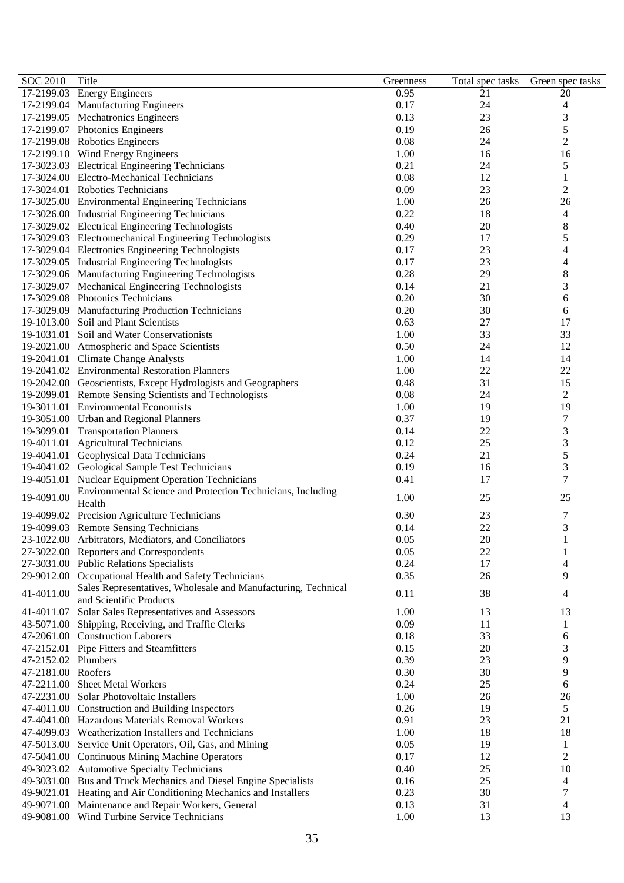| SOC 2010 | Title | Greenness | Total spec tasks | Green spec tasks |
|---|---|---|---|---|
| 17-2199.03 | Energy Engineers | 0.95 | 21 | 20 |
| 17-2199.04 | Manufacturing Engineers | 0.17 | 24 | 4 |
| 17-2199.05 | Mechatronics Engineers | 0.13 | 23 | 3 |
| 17-2199.07 | Photonics Engineers | 0.19 | 26 | 5 |
| 17-2199.08 | Robotics Engineers | 0.08 | 24 | 2 |
| 17-2199.10 | Wind Energy Engineers | 1.00 | 16 | 16 |
| 17-3023.03 | Electrical Engineering Technicians | 0.21 | 24 | 5 |
| 17-3024.00 | Electro-Mechanical Technicians | 0.08 | 12 | 1 |
| 17-3024.01 | Robotics Technicians | 0.09 | 23 | 2 |
| 17-3025.00 | Environmental Engineering Technicians | 1.00 | 26 | 26 |
| 17-3026.00 | Industrial Engineering Technicians | 0.22 | 18 | 4 |
| 17-3029.02 | Electrical Engineering Technologists | 0.40 | 20 | 8 |
| 17-3029.03 | Electromechanical Engineering Technologists | 0.29 | 17 | 5 |
| 17-3029.04 | Electronics Engineering Technologists | 0.17 | 23 | 4 |
| 17-3029.05 | Industrial Engineering Technologists | 0.17 | 23 | 4 |
| 17-3029.06 | Manufacturing Engineering Technologists | 0.28 | 29 | 8 |
| 17-3029.07 | Mechanical Engineering Technologists | 0.14 | 21 | 3 |
| 17-3029.08 | Photonics Technicians | 0.20 | 30 | 6 |
| 17-3029.09 | Manufacturing Production Technicians | 0.20 | 30 | 6 |
| 19-1013.00 | Soil and Plant Scientists | 0.63 | 27 | 17 |
| 19-1031.01 | Soil and Water Conservationists | 1.00 | 33 | 33 |
| 19-2021.00 | Atmospheric and Space Scientists | 0.50 | 24 | 12 |
| 19-2041.01 | Climate Change Analysts | 1.00 | 14 | 14 |
| 19-2041.02 | Environmental Restoration Planners | 1.00 | 22 | 22 |
| 19-2042.00 | Geoscientists, Except Hydrologists and Geographers | 0.48 | 31 | 15 |
| 19-2099.01 | Remote Sensing Scientists and Technologists | 0.08 | 24 | 2 |
| 19-3011.01 | Environmental Economists | 1.00 | 19 | 19 |
| 19-3051.00 | Urban and Regional Planners | 0.37 | 19 | 7 |
| 19-3099.01 | Transportation Planners | 0.14 | 22 | 3 |
| 19-4011.01 | Agricultural Technicians | 0.12 | 25 | 3 |
| 19-4041.01 | Geophysical Data Technicians | 0.24 | 21 | 5 |
| 19-4041.02 | Geological Sample Test Technicians | 0.19 | 16 | 3 |
| 19-4051.01 | Nuclear Equipment Operation Technicians | 0.41 | 17 | 7 |
| 19-4091.00 | Environmental Science and Protection Technicians, Including Health | 1.00 | 25 | 25 |
| 19-4099.02 | Precision Agriculture Technicians | 0.30 | 23 | 7 |
| 19-4099.03 | Remote Sensing Technicians | 0.14 | 22 | 3 |
| 23-1022.00 | Arbitrators, Mediators, and Conciliators | 0.05 | 20 | 1 |
| 27-3022.00 | Reporters and Correspondents | 0.05 | 22 | 1 |
| 27-3031.00 | Public Relations Specialists | 0.24 | 17 | 4 |
| 29-9012.00 | Occupational Health and Safety Technicians | 0.35 | 26 | 9 |
| 41-4011.00 | Sales Representatives, Wholesale and Manufacturing, Technical and Scientific Products | 0.11 | 38 | 4 |
| 41-4011.07 | Solar Sales Representatives and Assessors | 1.00 | 13 | 13 |
| 43-5071.00 | Shipping, Receiving, and Traffic Clerks | 0.09 | 11 | 1 |
| 47-2061.00 | Construction Laborers | 0.18 | 33 | 6 |
| 47-2152.01 | Pipe Fitters and Steamfitters | 0.15 | 20 | 3 |
| 47-2152.02 | Plumbers | 0.39 | 23 | 9 |
| 47-2181.00 | Roofers | 0.30 | 30 | 9 |
| 47-2211.00 | Sheet Metal Workers | 0.24 | 25 | 6 |
| 47-2231.00 | Solar Photovoltaic Installers | 1.00 | 26 | 26 |
| 47-4011.00 | Construction and Building Inspectors | 0.26 | 19 | 5 |
| 47-4041.00 | Hazardous Materials Removal Workers | 0.91 | 23 | 21 |
| 47-4099.03 | Weatherization Installers and Technicians | 1.00 | 18 | 18 |
| 47-5013.00 | Service Unit Operators, Oil, Gas, and Mining | 0.05 | 19 | 1 |
| 47-5041.00 | Continuous Mining Machine Operators | 0.17 | 12 | 2 |
| 49-3023.02 | Automotive Specialty Technicians | 0.40 | 25 | 10 |
| 49-3031.00 | Bus and Truck Mechanics and Diesel Engine Specialists | 0.16 | 25 | 4 |
| 49-9021.01 | Heating and Air Conditioning Mechanics and Installers | 0.23 | 30 | 7 |
| 49-9071.00 | Maintenance and Repair Workers, General | 0.13 | 31 | 4 |
| 49-9081.00 | Wind Turbine Service Technicians | 1.00 | 13 | 13 |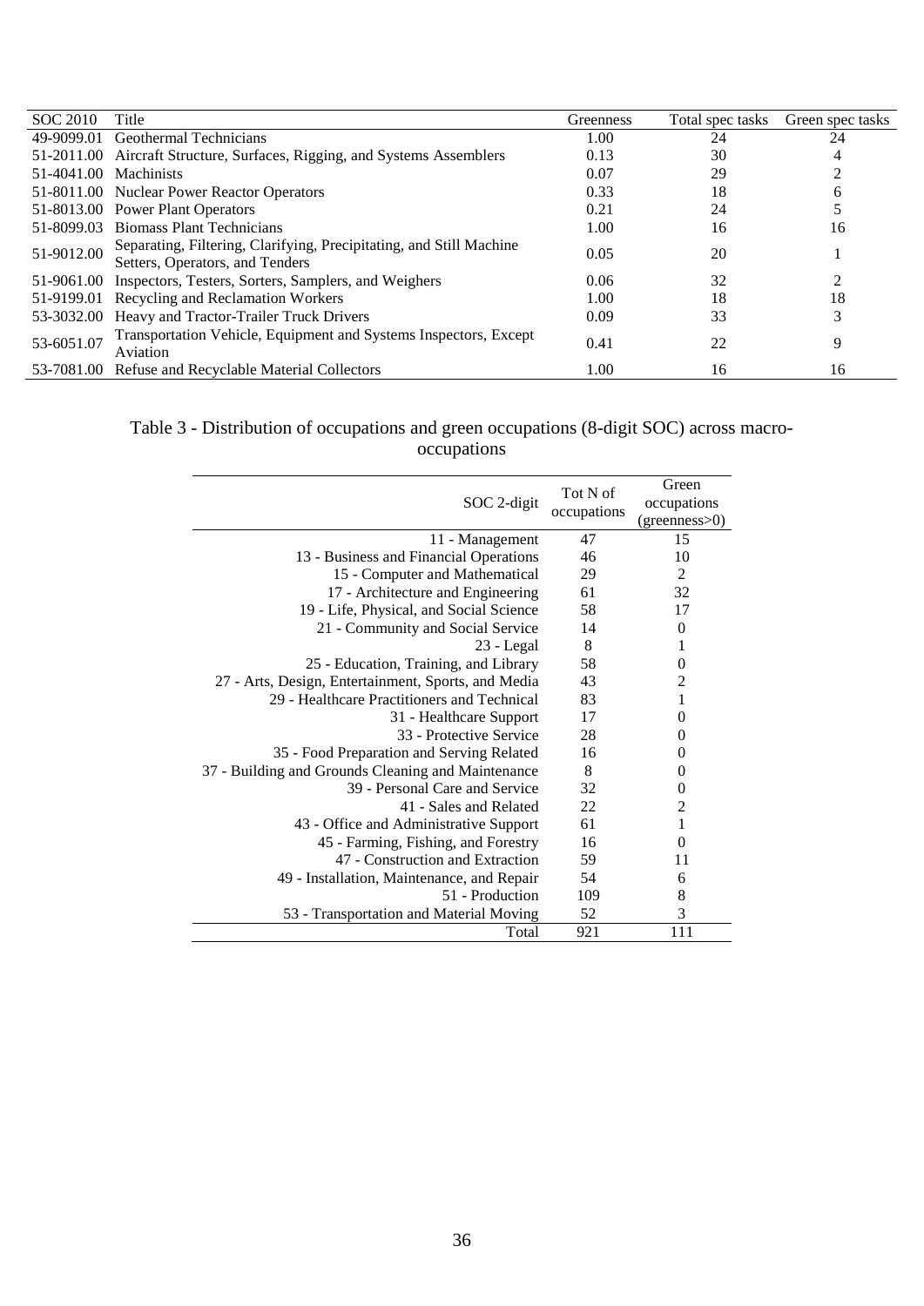| SOC 2010 | Title | Greenness | Total spec tasks | Green spec tasks |
|---|---|---|---|---|
| 49-9099.01 | Geothermal Technicians | 1.00 | 24 | 24 |
| 51-2011.00 | Aircraft Structure, Surfaces, Rigging, and Systems Assemblers | 0.13 | 30 | 4 |
| 51-4041.00 | Machinists | 0.07 | 29 | 2 |
| 51-8011.00 | Nuclear Power Reactor Operators | 0.33 | 18 | 6 |
| 51-8013.00 | Power Plant Operators | 0.21 | 24 | 5 |
| 51-8099.03 | Biomass Plant Technicians | 1.00 | 16 | 16 |
| 51-9012.00 | Separating, Filtering, Clarifying, Precipitating, and Still Machine Setters, Operators, and Tenders | 0.05 | 20 | 1 |
| 51-9061.00 | Inspectors, Testers, Sorters, Samplers, and Weighers | 0.06 | 32 | 2 |
| 51-9199.01 | Recycling and Reclamation Workers | 1.00 | 18 | 18 |
| 53-3032.00 | Heavy and Tractor-Trailer Truck Drivers | 0.09 | 33 | 3 |
| 53-6051.07 | Transportation Vehicle, Equipment and Systems Inspectors, Except Aviation | 0.41 | 22 | 9 |
| 53-7081.00 | Refuse and Recyclable Material Collectors | 1.00 | 16 | 16 |

Table 3 - Distribution of occupations and green occupations (8-digit SOC) across macro-occupations

| SOC 2-digit | Tot N of occupations | Green occupations (greenness>0) |
|---|---|---|
| 11 - Management | 47 | 15 |
| 13 - Business and Financial Operations | 46 | 10 |
| 15 - Computer and Mathematical | 29 | 2 |
| 17 - Architecture and Engineering | 61 | 32 |
| 19 - Life, Physical, and Social Science | 58 | 17 |
| 21 - Community and Social Service | 14 | 0 |
| 23 - Legal | 8 | 1 |
| 25 - Education, Training, and Library | 58 | 0 |
| 27 - Arts, Design, Entertainment, Sports, and Media | 43 | 2 |
| 29 - Healthcare Practitioners and Technical | 83 | 1 |
| 31 - Healthcare Support | 17 | 0 |
| 33 - Protective Service | 28 | 0 |
| 35 - Food Preparation and Serving Related | 16 | 0 |
| 37 - Building and Grounds Cleaning and Maintenance | 8 | 0 |
| 39 - Personal Care and Service | 32 | 0 |
| 41 - Sales and Related | 22 | 2 |
| 43 - Office and Administrative Support | 61 | 1 |
| 45 - Farming, Fishing, and Forestry | 16 | 0 |
| 47 - Construction and Extraction | 59 | 11 |
| 49 - Installation, Maintenance, and Repair | 54 | 6 |
| 51 - Production | 109 | 8 |
| 53 - Transportation and Material Moving | 52 | 3 |
| Total | 921 | 111 |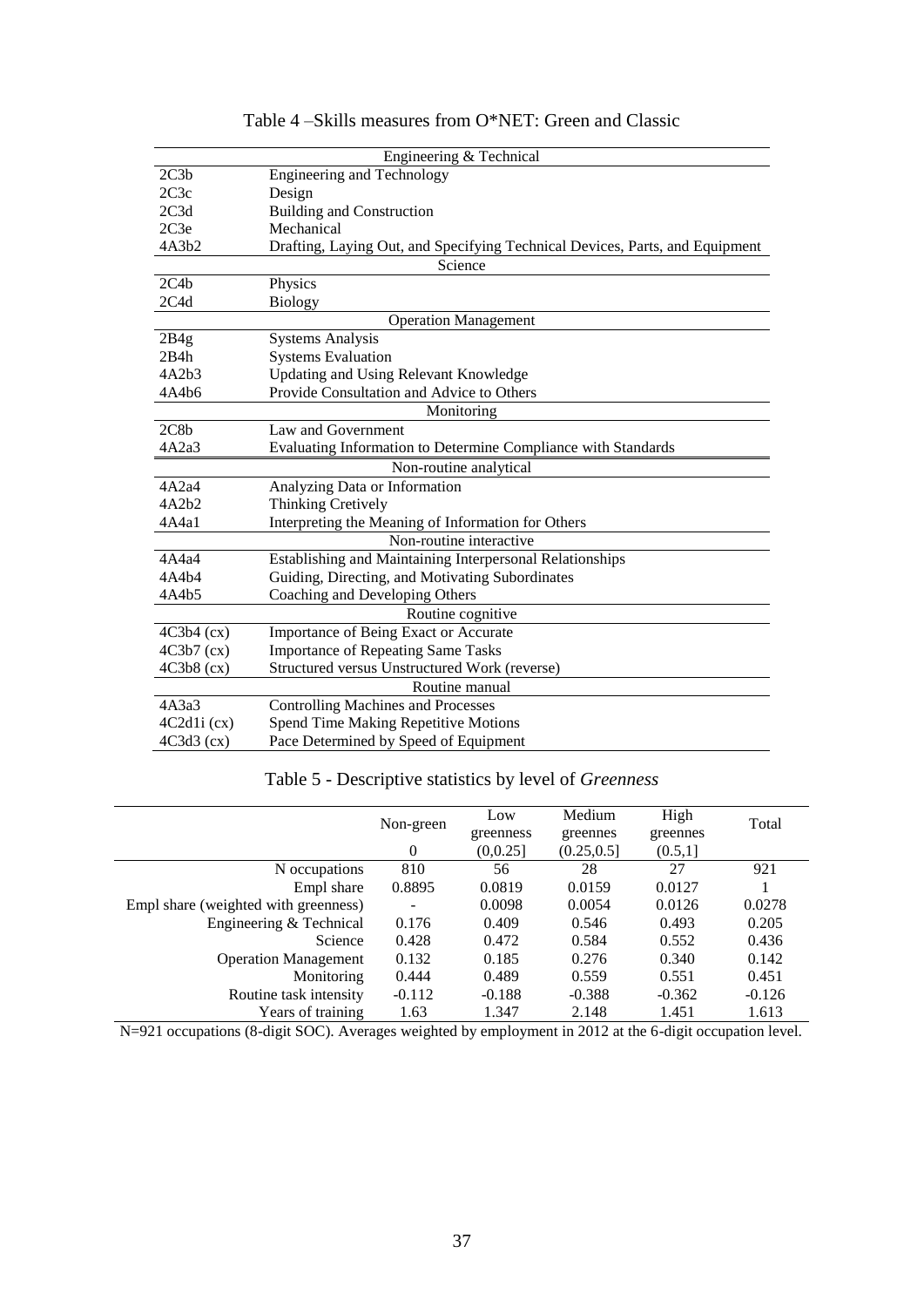Table 4 –Skills measures from O*NET: Green and Classic

| Code | Description |
|---|---|
| | **Engineering & Technical** |
| 2C3b | Engineering and Technology |
| 2C3c | Design |
| 2C3d | Building and Construction |
| 2C3e | Mechanical |
| 4A3b2 | Drafting, Laying Out, and Specifying Technical Devices, Parts, and Equipment |
| | **Science** |
| 2C4b | Physics |
| 2C4d | Biology |
| | **Operation Management** |
| 2B4g | Systems Analysis |
| 2B4h | Systems Evaluation |
| 4A2b3 | Updating and Using Relevant Knowledge |
| 4A4b6 | Provide Consultation and Advice to Others |
| | **Monitoring** |
| 2C8b | Law and Government |
| 4A2a3 | Evaluating Information to Determine Compliance with Standards |
| | **Non-routine analytical** |
| 4A2a4 | Analyzing Data or Information |
| 4A2b2 | Thinking Cretively |
| 4A4a1 | Interpreting the Meaning of Information for Others |
| | **Non-routine interactive** |
| 4A4a4 | Establishing and Maintaining Interpersonal Relationships |
| 4A4b4 | Guiding, Directing, and Motivating Subordinates |
| 4A4b5 | Coaching and Developing Others |
| | **Routine cognitive** |
| 4C3b4 (cx) | Importance of Being Exact or Accurate |
| 4C3b7 (cx) | Importance of Repeating Same Tasks |
| 4C3b8 (cx) | Structured versus Unstructured Work (reverse) |
| | **Routine manual** |
| 4A3a3 | Controlling Machines and Processes |
| 4C2d1i (cx) | Spend Time Making Repetitive Motions |
| 4C3d3 (cx) | Pace Determined by Speed of Equipment |

Table 5 - Descriptive statistics by level of *Greenness*

| | Non-green 0 | Low greenness (0,0.25] | Medium greennes (0.25,0.5] | High greennes (0.5,1] | Total |
|---|---|---|---|---|---|
| N occupations | 810 | 56 | 28 | 27 | 921 |
| Empl share | 0.8895 | 0.0819 | 0.0159 | 0.0127 | 1 |
| Empl share (weighted with greenness) | - | 0.0098 | 0.0054 | 0.0126 | 0.0278 |
| Engineering & Technical | 0.176 | 0.409 | 0.546 | 0.493 | 0.205 |
| Science | 0.428 | 0.472 | 0.584 | 0.552 | 0.436 |
| Operation Management | 0.132 | 0.185 | 0.276 | 0.340 | 0.142 |
| Monitoring | 0.444 | 0.489 | 0.559 | 0.551 | 0.451 |
| Routine task intensity | -0.112 | -0.188 | -0.388 | -0.362 | -0.126 |
| Years of training | 1.63 | 1.347 | 2.148 | 1.451 | 1.613 |

N=921 occupations (8-digit SOC). Averages weighted by employment in 2012 at the 6-digit occupation level.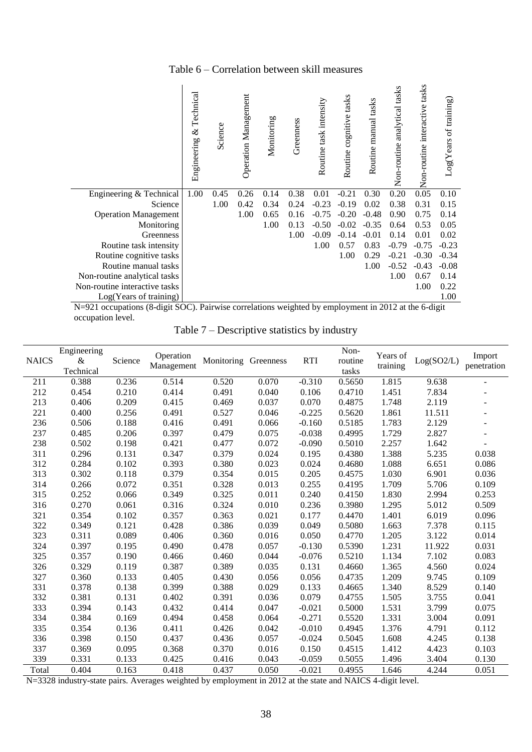Table 6 – Correlation between skill measures

| | Engineering & Technical | Science | Operation Management | Monitoring | Greenness | Routine task intensity | Routine cognitive tasks | Routine manual tasks | Non-routine analytical tasks | Non-routine interactive tasks | Log(Years of training) |
|---|---|---|---|---|---|---|---|---|---|---|---|
| Engineering & Technical | 1.00 | 0.45 | 0.26 | 0.14 | 0.38 | 0.01 | -0.21 | 0.30 | 0.20 | 0.05 | 0.10 |
| Science | | 1.00 | 0.42 | 0.34 | 0.24 | -0.23 | -0.19 | 0.02 | 0.38 | 0.31 | 0.15 |
| Operation Management | | | 1.00 | 0.65 | 0.16 | -0.75 | -0.20 | -0.48 | 0.90 | 0.75 | 0.14 |
| Monitoring | | | | 1.00 | 0.13 | -0.50 | -0.02 | -0.35 | 0.64 | 0.53 | 0.05 |
| Greenness | | | | | 1.00 | -0.09 | -0.14 | -0.01 | 0.14 | 0.01 | 0.02 |
| Routine task intensity | | | | | | 1.00 | 0.57 | 0.83 | -0.79 | -0.75 | -0.23 |
| Routine cognitive tasks | | | | | | | 1.00 | 0.29 | -0.21 | -0.30 | -0.34 |
| Routine manual tasks | | | | | | | | 1.00 | -0.52 | -0.43 | -0.08 |
| Non-routine analytical tasks | | | | | | | | | 1.00 | 0.67 | 0.14 |
| Non-routine interactive tasks | | | | | | | | | | 1.00 | 0.22 |
| Log(Years of training) | | | | | | | | | | | 1.00 |

N=921 occupations (8-digit SOC). Pairwise correlations weighted by employment in 2012 at the 6-digit occupation level.

Table 7 – Descriptive statistics by industry

| NAICS | Engineering & Technical | Science | Operation Management | Monitoring | Greenness | RTI | Non-routine tasks | Years of training | Log(SO2/L) | Import penetration |
|---|---|---|---|---|---|---|---|---|---|---|
| 211 | 0.388 | 0.236 | 0.514 | 0.520 | 0.070 | -0.310 | 0.5650 | 1.815 | 9.638 | - |
| 212 | 0.454 | 0.210 | 0.414 | 0.491 | 0.040 | 0.106 | 0.4710 | 1.451 | 7.834 | - |
| 213 | 0.406 | 0.209 | 0.415 | 0.469 | 0.037 | 0.070 | 0.4875 | 1.748 | 2.119 | - |
| 221 | 0.400 | 0.256 | 0.491 | 0.527 | 0.046 | -0.225 | 0.5620 | 1.861 | 11.511 | - |
| 236 | 0.506 | 0.188 | 0.416 | 0.491 | 0.066 | -0.160 | 0.5185 | 1.783 | 2.129 | - |
| 237 | 0.485 | 0.206 | 0.397 | 0.479 | 0.075 | -0.038 | 0.4995 | 1.729 | 2.827 | - |
| 238 | 0.502 | 0.198 | 0.421 | 0.477 | 0.072 | -0.090 | 0.5010 | 2.257 | 1.642 | - |
| 311 | 0.296 | 0.131 | 0.347 | 0.379 | 0.024 | 0.195 | 0.4380 | 1.388 | 5.235 | 0.038 |
| 312 | 0.284 | 0.102 | 0.393 | 0.380 | 0.023 | 0.024 | 0.4680 | 1.088 | 6.651 | 0.086 |
| 313 | 0.302 | 0.118 | 0.379 | 0.354 | 0.015 | 0.205 | 0.4575 | 1.030 | 6.901 | 0.036 |
| 314 | 0.266 | 0.072 | 0.351 | 0.328 | 0.013 | 0.255 | 0.4195 | 1.709 | 5.706 | 0.109 |
| 315 | 0.252 | 0.066 | 0.349 | 0.325 | 0.011 | 0.240 | 0.4150 | 1.830 | 2.994 | 0.253 |
| 316 | 0.270 | 0.061 | 0.316 | 0.324 | 0.010 | 0.236 | 0.3980 | 1.295 | 5.012 | 0.509 |
| 321 | 0.354 | 0.102 | 0.357 | 0.363 | 0.021 | 0.177 | 0.4470 | 1.401 | 6.019 | 0.096 |
| 322 | 0.349 | 0.121 | 0.428 | 0.386 | 0.039 | 0.049 | 0.5080 | 1.663 | 7.378 | 0.115 |
| 323 | 0.311 | 0.089 | 0.406 | 0.360 | 0.016 | 0.050 | 0.4770 | 1.205 | 3.122 | 0.014 |
| 324 | 0.397 | 0.195 | 0.490 | 0.478 | 0.057 | -0.130 | 0.5390 | 1.231 | 11.922 | 0.031 |
| 325 | 0.357 | 0.190 | 0.466 | 0.460 | 0.044 | -0.076 | 0.5210 | 1.134 | 7.102 | 0.083 |
| 326 | 0.329 | 0.119 | 0.387 | 0.389 | 0.035 | 0.131 | 0.4660 | 1.365 | 4.560 | 0.024 |
| 327 | 0.360 | 0.133 | 0.405 | 0.430 | 0.056 | 0.056 | 0.4735 | 1.209 | 9.745 | 0.109 |
| 331 | 0.378 | 0.138 | 0.399 | 0.388 | 0.029 | 0.133 | 0.4665 | 1.340 | 8.529 | 0.140 |
| 332 | 0.381 | 0.131 | 0.402 | 0.391 | 0.036 | 0.079 | 0.4755 | 1.505 | 3.755 | 0.041 |
| 333 | 0.394 | 0.143 | 0.432 | 0.414 | 0.047 | -0.021 | 0.5000 | 1.531 | 3.799 | 0.075 |
| 334 | 0.384 | 0.169 | 0.494 | 0.458 | 0.064 | -0.271 | 0.5520 | 1.331 | 3.004 | 0.091 |
| 335 | 0.354 | 0.136 | 0.411 | 0.426 | 0.042 | -0.010 | 0.4945 | 1.376 | 4.791 | 0.112 |
| 336 | 0.398 | 0.150 | 0.437 | 0.436 | 0.057 | -0.024 | 0.5045 | 1.608 | 4.245 | 0.138 |
| 337 | 0.369 | 0.095 | 0.368 | 0.370 | 0.016 | 0.150 | 0.4515 | 1.412 | 4.423 | 0.103 |
| 339 | 0.331 | 0.133 | 0.425 | 0.416 | 0.043 | -0.059 | 0.5055 | 1.496 | 3.404 | 0.130 |
| Total | 0.404 | 0.163 | 0.418 | 0.437 | 0.050 | -0.021 | 0.4955 | 1.646 | 4.244 | 0.051 |

N=3328 industry-state pairs. Averages weighted by employment in 2012 at the state and NAICS 4-digit level.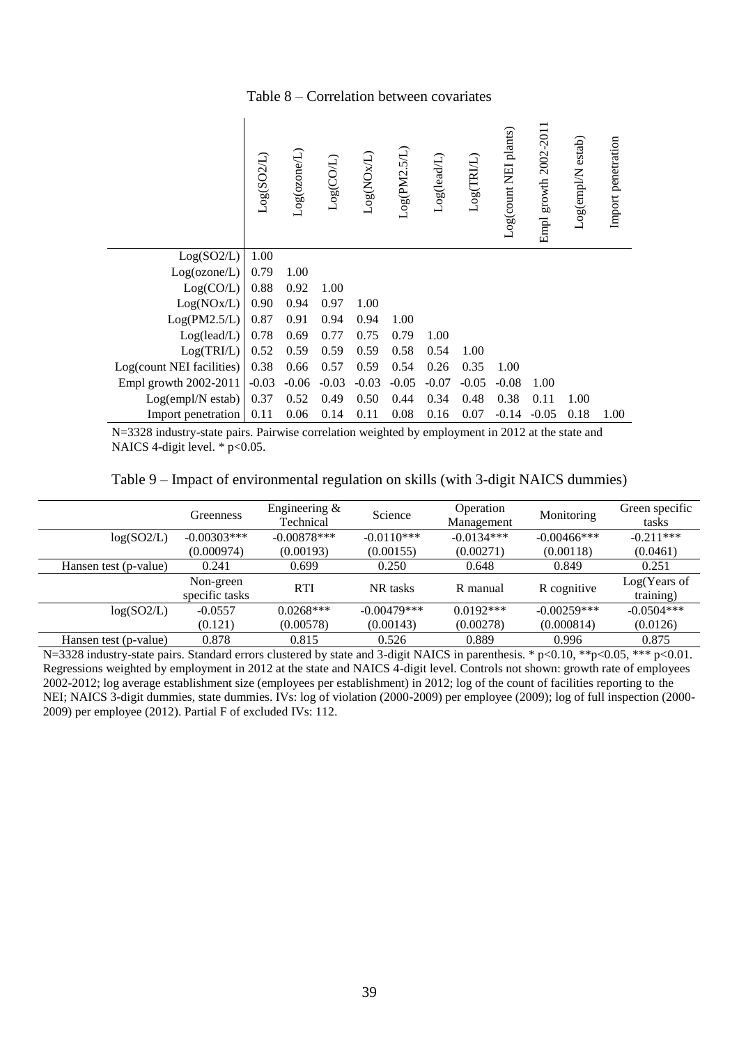Table 8 – Correlation between covariates

| | Log(SO2/L) | Log(ozone/L) | Log(CO/L) | Log(NOx/L) | Log(PM2.5/L) | Log(lead/L) | Log(TRI/L) | Log(count NEI plants) | Empl growth 2002-2011 | Log(empl/N estab) | Import penetration |
|---|---|---|---|---|---|---|---|---|---|---|---|
| Log(SO2/L) | 1.00 | | | | | | | | | | |
| Log(ozone/L) | 0.79 | 1.00 | | | | | | | | | |
| Log(CO/L) | 0.88 | 0.92 | 1.00 | | | | | | | | |
| Log(NOx/L) | 0.90 | 0.94 | 0.97 | 1.00 | | | | | | | |
| Log(PM2.5/L) | 0.87 | 0.91 | 0.94 | 0.94 | 1.00 | | | | | | |
| Log(lead/L) | 0.78 | 0.69 | 0.77 | 0.75 | 0.79 | 1.00 | | | | | |
| Log(TRI/L) | 0.52 | 0.59 | 0.59 | 0.59 | 0.58 | 0.54 | 1.00 | | | | |
| Log(count NEI facilities) | 0.38 | 0.66 | 0.57 | 0.59 | 0.54 | 0.26 | 0.35 | 1.00 | | | |
| Empl growth 2002-2011 | -0.03 | -0.06 | -0.03 | -0.03 | -0.05 | -0.07 | -0.05 | -0.08 | 1.00 | | |
| Log(empl/N estab) | 0.37 | 0.52 | 0.49 | 0.50 | 0.44 | 0.34 | 0.48 | 0.38 | 0.11 | 1.00 | |
| Import penetration | 0.11 | 0.06 | 0.14 | 0.11 | 0.08 | 0.16 | 0.07 | -0.14 | -0.05 | 0.18 | 1.00 |

N=3328 industry-state pairs. Pairwise correlation weighted by employment in 2012 at the state and NAICS 4-digit level. * p<0.05.

Table 9 – Impact of environmental regulation on skills (with 3-digit NAICS dummies)

| | Greenness | Engineering & Technical | Science | Operation Management | Monitoring | Green specific tasks |
|---|---|---|---|---|---|---|
| log(SO2/L) | -0.00303*** | -0.00878*** | -0.0110*** | -0.0134*** | -0.00466*** | -0.211*** |
| | (0.000974) | (0.00193) | (0.00155) | (0.00271) | (0.00118) | (0.0461) |
| Hansen test (p-value) | 0.241 | 0.699 | 0.250 | 0.648 | 0.849 | 0.251 |
| | Non-green specific tasks | RTI | NR tasks | R manual | R cognitive | Log(Years of training) |
| log(SO2/L) | -0.0557 | 0.0268*** | -0.00479*** | 0.0192*** | -0.00259*** | -0.0504*** |
| | (0.121) | (0.00578) | (0.00143) | (0.00278) | (0.000814) | (0.0126) |
| Hansen test (p-value) | 0.878 | 0.815 | 0.526 | 0.889 | 0.996 | 0.875 |

N=3328 industry-state pairs. Standard errors clustered by state and 3-digit NAICS in parenthesis. * p<0.10, **p<0.05, *** p<0.01. Regressions weighted by employment in 2012 at the state and NAICS 4-digit level. Controls not shown: growth rate of employees 2002-2012; log average establishment size (employees per establishment) in 2012; log of the count of facilities reporting to the NEI; NAICS 3-digit dummies, state dummies. IVs: log of violation (2000-2009) per employee (2009); log of full inspection (2000-2009) per employee (2012). Partial F of excluded IVs: 112.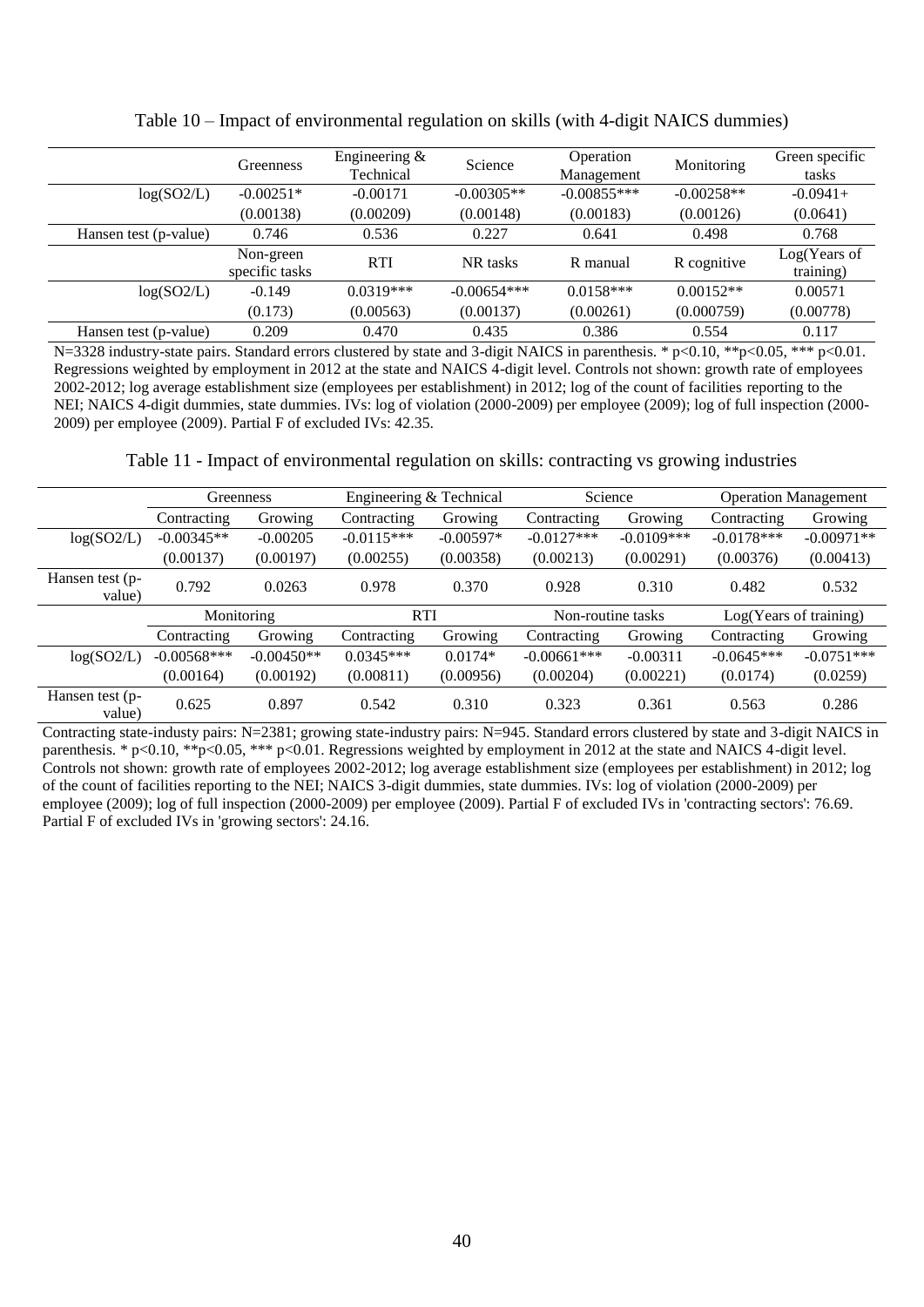Table 10 – Impact of environmental regulation on skills (with 4-digit NAICS dummies)

| | Greenness | Engineering & Technical | Science | Operation Management | Monitoring | Green specific tasks |
|---|---|---|---|---|---|---|
| log(SO2/L) | -0.00251* | -0.00171 | -0.00305** | -0.00855*** | -0.00258** | -0.0941+ |
| | (0.00138) | (0.00209) | (0.00148) | (0.00183) | (0.00126) | (0.0641) |
| Hansen test (p-value) | 0.746 | 0.536 | 0.227 | 0.641 | 0.498 | 0.768 |
| | Non-green specific tasks | RTI | NR tasks | R manual | R cognitive | Log(Years of training) |
| log(SO2/L) | -0.149 | 0.0319*** | -0.00654*** | 0.0158*** | 0.00152** | 0.00571 |
| | (0.173) | (0.00563) | (0.00137) | (0.00261) | (0.000759) | (0.00778) |
| Hansen test (p-value) | 0.209 | 0.470 | 0.435 | 0.386 | 0.554 | 0.117 |

N=3328 industry-state pairs. Standard errors clustered by state and 3-digit NAICS in parenthesis. * p<0.10, **p<0.05, *** p<0.01. Regressions weighted by employment in 2012 at the state and NAICS 4-digit level. Controls not shown: growth rate of employees 2002-2012; log average establishment size (employees per establishment) in 2012; log of the count of facilities reporting to the NEI; NAICS 4-digit dummies, state dummies. IVs: log of violation (2000-2009) per employee (2009); log of full inspection (2000-2009) per employee (2009). Partial F of excluded IVs: 42.35.

Table 11 - Impact of environmental regulation on skills: contracting vs growing industries

| | Greenness | | Engineering & Technical | | Science | | Operation Management | |
|---|---|---|---|---|---|---|---|---|
| | Contracting | Growing | Contracting | Growing | Contracting | Growing | Contracting | Growing |
| log(SO2/L) | -0.00345** | -0.00205 | -0.0115*** | -0.00597* | -0.0127*** | -0.0109*** | -0.0178*** | -0.00971** |
| | (0.00137) | (0.00197) | (0.00255) | (0.00358) | (0.00213) | (0.00291) | (0.00376) | (0.00413) |
| Hansen test (p-value) | 0.792 | 0.0263 | 0.978 | 0.370 | 0.928 | 0.310 | 0.482 | 0.532 |
| | Monitoring | | RTI | | Non-routine tasks | | Log(Years of training) | |
| | Contracting | Growing | Contracting | Growing | Contracting | Growing | Contracting | Growing |
| log(SO2/L) | -0.00568*** | -0.00450** | 0.0345*** | 0.0174* | -0.00661*** | -0.00311 | -0.0645*** | -0.0751*** |
| | (0.00164) | (0.00192) | (0.00811) | (0.00956) | (0.00204) | (0.00221) | (0.0174) | (0.0259) |
| Hansen test (p-value) | 0.625 | 0.897 | 0.542 | 0.310 | 0.323 | 0.361 | 0.563 | 0.286 |

Contracting state-industy pairs: N=2381; growing state-industry pairs: N=945. Standard errors clustered by state and 3-digit NAICS in parenthesis. * p<0.10, **p<0.05, *** p<0.01. Regressions weighted by employment in 2012 at the state and NAICS 4-digit level. Controls not shown: growth rate of employees 2002-2012; log average establishment size (employees per establishment) in 2012; log of the count of facilities reporting to the NEI; NAICS 3-digit dummies, state dummies. IVs: log of violation (2000-2009) per employee (2009); log of full inspection (2000-2009) per employee (2009). Partial F of excluded IVs in 'contracting sectors': 76.69. Partial F of excluded IVs in 'growing sectors': 24.16.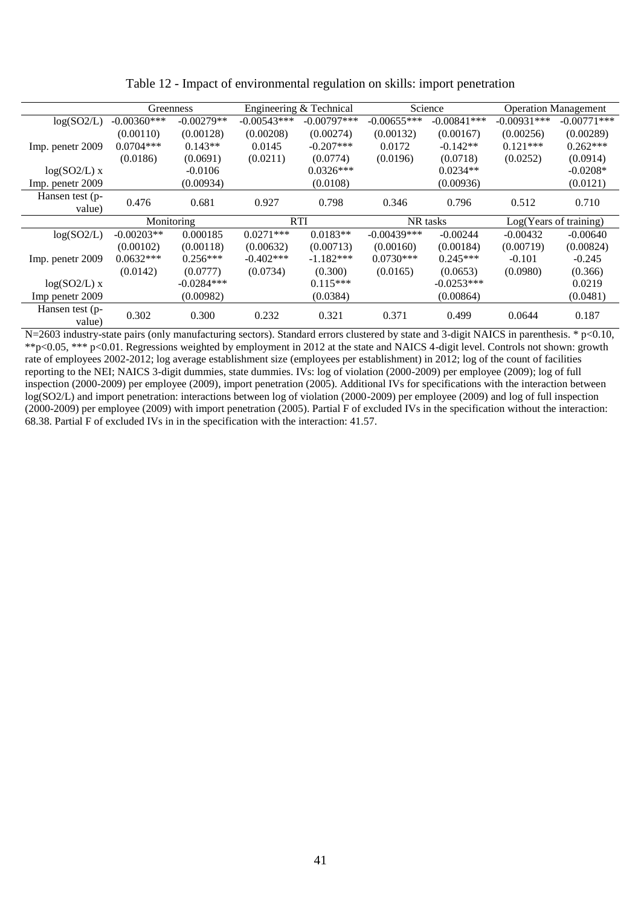Table 12 - Impact of environmental regulation on skills: import penetration

| | Greenness | | Engineering & Technical | | Science | | Operation Management | |
|---|---|---|---|---|---|---|---|---|
| log(SO2/L) | -0.00360*** | -0.00279** | -0.00543*** | -0.00797*** | -0.00655*** | -0.00841*** | -0.00931*** | -0.00771*** |
| | (0.00110) | (0.00128) | (0.00208) | (0.00274) | (0.00132) | (0.00167) | (0.00256) | (0.00289) |
| Imp. penetr 2009 | 0.0704*** | 0.143** | 0.0145 | -0.207*** | 0.0172 | -0.142** | 0.121*** | 0.262*** |
| | (0.0186) | (0.0691) | (0.0211) | (0.0774) | (0.0196) | (0.0718) | (0.0252) | (0.0914) |
| log(SO2/L) x Imp. penetr 2009 | | -0.0106 | | 0.0326*** | | 0.0234** | | -0.0208* |
| | | (0.00934) | | (0.0108) | | (0.00936) | | (0.0121) |
| Hansen test (p-value) | 0.476 | 0.681 | 0.927 | 0.798 | 0.346 | 0.796 | 0.512 | 0.710 |
| | Monitoring | | RTI | | NR tasks | | Log(Years of training) | |
| log(SO2/L) | -0.00203** | 0.000185 | 0.0271*** | 0.0183** | -0.00439*** | -0.00244 | -0.00432 | -0.00640 |
| | (0.00102) | (0.00118) | (0.00632) | (0.00713) | (0.00160) | (0.00184) | (0.00719) | (0.00824) |
| Imp. penetr 2009 | 0.0632*** | 0.256*** | -0.402*** | -1.182*** | 0.0730*** | 0.245*** | -0.101 | -0.245 |
| | (0.0142) | (0.0777) | (0.0734) | (0.300) | (0.0165) | (0.0653) | (0.0980) | (0.366) |
| log(SO2/L) x Imp penetr 2009 | | -0.0284*** | | 0.115*** | | -0.0253*** | | 0.0219 |
| | | (0.00982) | | (0.0384) | | (0.00864) | | (0.0481) |
| Hansen test (p-value) | 0.302 | 0.300 | 0.232 | 0.321 | 0.371 | 0.499 | 0.0644 | 0.187 |

N=2603 industry-state pairs (only manufacturing sectors). Standard errors clustered by state and 3-digit NAICS in parenthesis. * p<0.10, **p<0.05, *** p<0.01. Regressions weighted by employment in 2012 at the state and NAICS 4-digit level. Controls not shown: growth rate of employees 2002-2012; log average establishment size (employees per establishment) in 2012; log of the count of facilities reporting to the NEI; NAICS 3-digit dummies, state dummies. IVs: log of violation (2000-2009) per employee (2009); log of full inspection (2000-2009) per employee (2009), import penetration (2005). Additional IVs for specifications with the interaction between log(SO2/L) and import penetration: interactions between log of violation (2000-2009) per employee (2009) and log of full inspection (2000-2009) per employee (2009) with import penetration (2005). Partial F of excluded IVs in the specification without the interaction: 68.38. Partial F of excluded IVs in in the specification with the interaction: 41.57.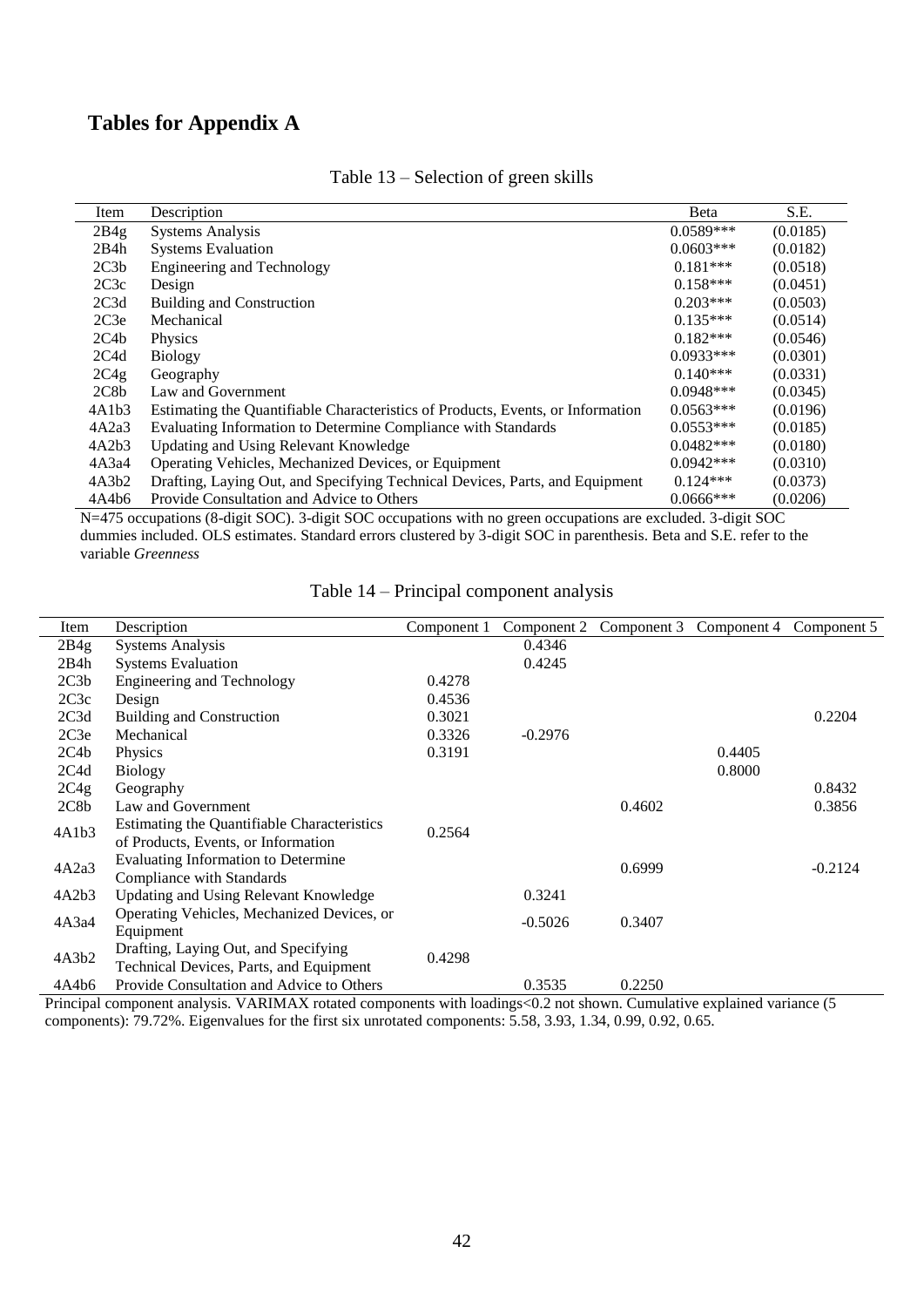# Tables for Appendix A

Table 13 – Selection of green skills

| Item | Description | Beta | S.E. |
|---|---|---|---|
| 2B4g | Systems Analysis | 0.0589*** | (0.0185) |
| 2B4h | Systems Evaluation | 0.0603*** | (0.0182) |
| 2C3b | Engineering and Technology | 0.181*** | (0.0518) |
| 2C3c | Design | 0.158*** | (0.0451) |
| 2C3d | Building and Construction | 0.203*** | (0.0503) |
| 2C3e | Mechanical | 0.135*** | (0.0514) |
| 2C4b | Physics | 0.182*** | (0.0546) |
| 2C4d | Biology | 0.0933*** | (0.0301) |
| 2C4g | Geography | 0.140*** | (0.0331) |
| 2C8b | Law and Government | 0.0948*** | (0.0345) |
| 4A1b3 | Estimating the Quantifiable Characteristics of Products, Events, or Information | 0.0563*** | (0.0196) |
| 4A2a3 | Evaluating Information to Determine Compliance with Standards | 0.0553*** | (0.0185) |
| 4A2b3 | Updating and Using Relevant Knowledge | 0.0482*** | (0.0180) |
| 4A3a4 | Operating Vehicles, Mechanized Devices, or Equipment | 0.0942*** | (0.0310) |
| 4A3b2 | Drafting, Laying Out, and Specifying Technical Devices, Parts, and Equipment | 0.124*** | (0.0373) |
| 4A4b6 | Provide Consultation and Advice to Others | 0.0666*** | (0.0206) |

N=475 occupations (8-digit SOC). 3-digit SOC occupations with no green occupations are excluded. 3-digit SOC dummies included. OLS estimates. Standard errors clustered by 3-digit SOC in parenthesis. Beta and S.E. refer to the variable *Greenness*

Table 14 – Principal component analysis

| Item | Description | Component 1 | Component 2 | Component 3 | Component 4 | Component 5 |
|---|---|---|---|---|---|---|
| 2B4g | Systems Analysis | | 0.4346 | | | |
| 2B4h | Systems Evaluation | | 0.4245 | | | |
| 2C3b | Engineering and Technology | 0.4278 | | | | |
| 2C3c | Design | 0.4536 | | | | |
| 2C3d | Building and Construction | 0.3021 | | | | 0.2204 |
| 2C3e | Mechanical | 0.3326 | -0.2976 | | | |
| 2C4b | Physics | 0.3191 | | | 0.4405 | |
| 2C4d | Biology | | | | 0.8000 | |
| 2C4g | Geography | | | | | 0.8432 |
| 2C8b | Law and Government | | | 0.4602 | | 0.3856 |
| 4A1b3 | Estimating the Quantifiable Characteristics of Products, Events, or Information | 0.2564 | | | | |
| 4A2a3 | Evaluating Information to Determine Compliance with Standards | | | 0.6999 | | -0.2124 |
| 4A2b3 | Updating and Using Relevant Knowledge | | 0.3241 | | | |
| 4A3a4 | Operating Vehicles, Mechanized Devices, or Equipment | | -0.5026 | 0.3407 | | |
| 4A3b2 | Drafting, Laying Out, and Specifying Technical Devices, Parts, and Equipment | 0.4298 | | | | |
| 4A4b6 | Provide Consultation and Advice to Others | | 0.3535 | 0.2250 | | |

Principal component analysis. VARIMAX rotated components with loadings<0.2 not shown. Cumulative explained variance (5 components): 79.72%. Eigenvalues for the first six unrotated components: 5.58, 3.93, 1.34, 0.99, 0.92, 0.65.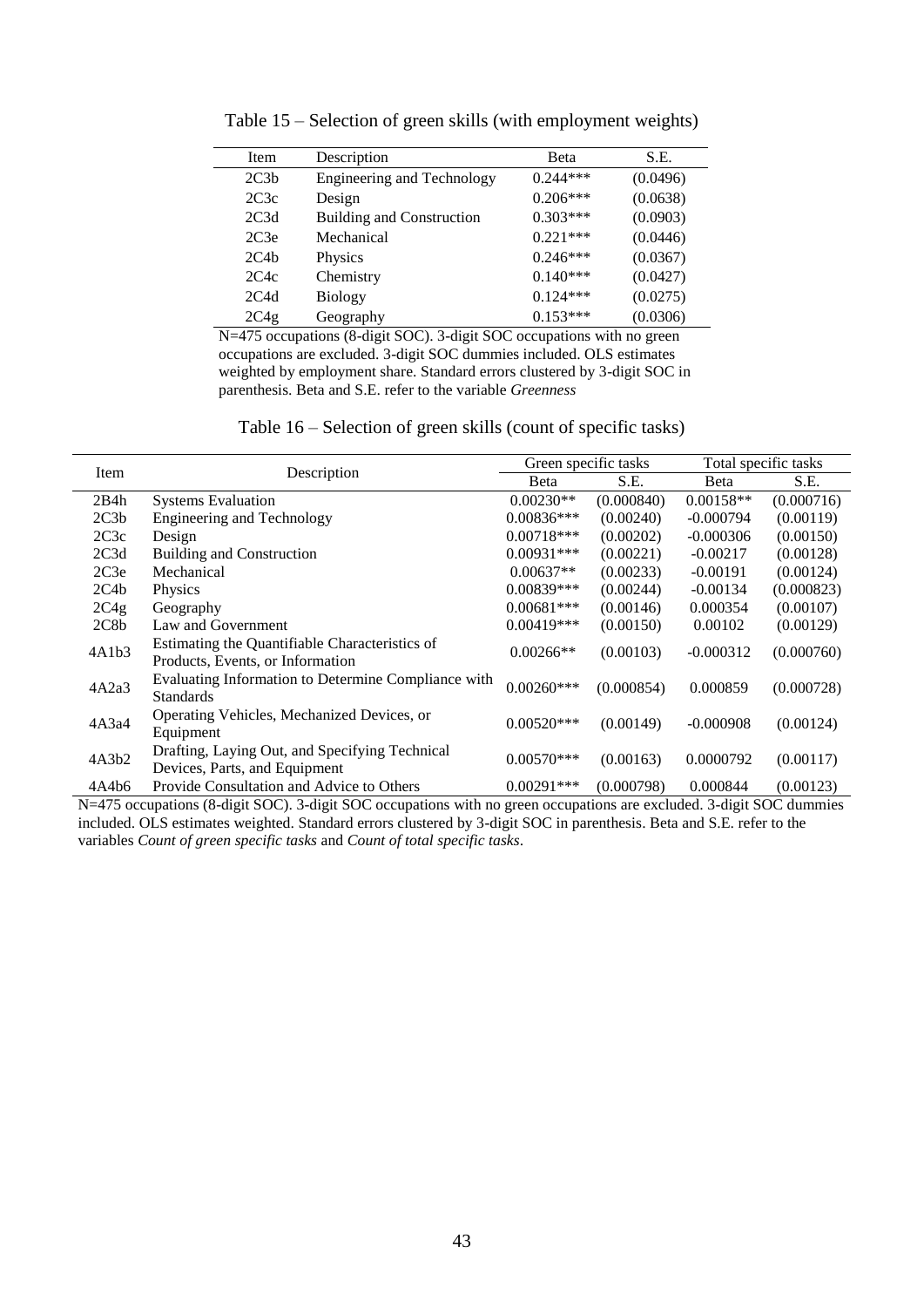Table 15 – Selection of green skills (with employment weights)

| Item | Description | Beta | S.E. |
|---|---|---|---|
| 2C3b | Engineering and Technology | 0.244*** | (0.0496) |
| 2C3c | Design | 0.206*** | (0.0638) |
| 2C3d | Building and Construction | 0.303*** | (0.0903) |
| 2C3e | Mechanical | 0.221*** | (0.0446) |
| 2C4b | Physics | 0.246*** | (0.0367) |
| 2C4c | Chemistry | 0.140*** | (0.0427) |
| 2C4d | Biology | 0.124*** | (0.0275) |
| 2C4g | Geography | 0.153*** | (0.0306) |

N=475 occupations (8-digit SOC). 3-digit SOC occupations with no green occupations are excluded. 3-digit SOC dummies included. OLS estimates weighted by employment share. Standard errors clustered by 3-digit SOC in parenthesis. Beta and S.E. refer to the variable *Greenness*

Table 16 – Selection of green skills (count of specific tasks)

| Item | Description | Green specific tasks | | Total specific tasks | |
|---|---|---|---|---|---|
| | | Beta | S.E. | Beta | S.E. |
| 2B4h | Systems Evaluation | 0.00230** | (0.000840) | 0.00158** | (0.000716) |
| 2C3b | Engineering and Technology | 0.00836*** | (0.00240) | -0.000794 | (0.00119) |
| 2C3c | Design | 0.00718*** | (0.00202) | -0.000306 | (0.00150) |
| 2C3d | Building and Construction | 0.00931*** | (0.00221) | -0.00217 | (0.00128) |
| 2C3e | Mechanical | 0.00637** | (0.00233) | -0.00191 | (0.00124) |
| 2C4b | Physics | 0.00839*** | (0.00244) | -0.00134 | (0.000823) |
| 2C4g | Geography | 0.00681*** | (0.00146) | 0.000354 | (0.00107) |
| 2C8b | Law and Government | 0.00419*** | (0.00150) | 0.00102 | (0.00129) |
| 4A1b3 | Estimating the Quantifiable Characteristics of Products, Events, or Information | 0.00266** | (0.00103) | -0.000312 | (0.000760) |
| 4A2a3 | Evaluating Information to Determine Compliance with Standards | 0.00260*** | (0.000854) | 0.000859 | (0.000728) |
| 4A3a4 | Operating Vehicles, Mechanized Devices, or Equipment | 0.00520*** | (0.00149) | -0.000908 | (0.00124) |
| 4A3b2 | Drafting, Laying Out, and Specifying Technical Devices, Parts, and Equipment | 0.00570*** | (0.00163) | 0.0000792 | (0.00117) |
| 4A4b6 | Provide Consultation and Advice to Others | 0.00291*** | (0.000798) | 0.000844 | (0.00123) |

N=475 occupations (8-digit SOC). 3-digit SOC occupations with no green occupations are excluded. 3-digit SOC dummies included. OLS estimates weighted. Standard errors clustered by 3-digit SOC in parenthesis. Beta and S.E. refer to the variables *Count of green specific tasks* and *Count of total specific tasks*.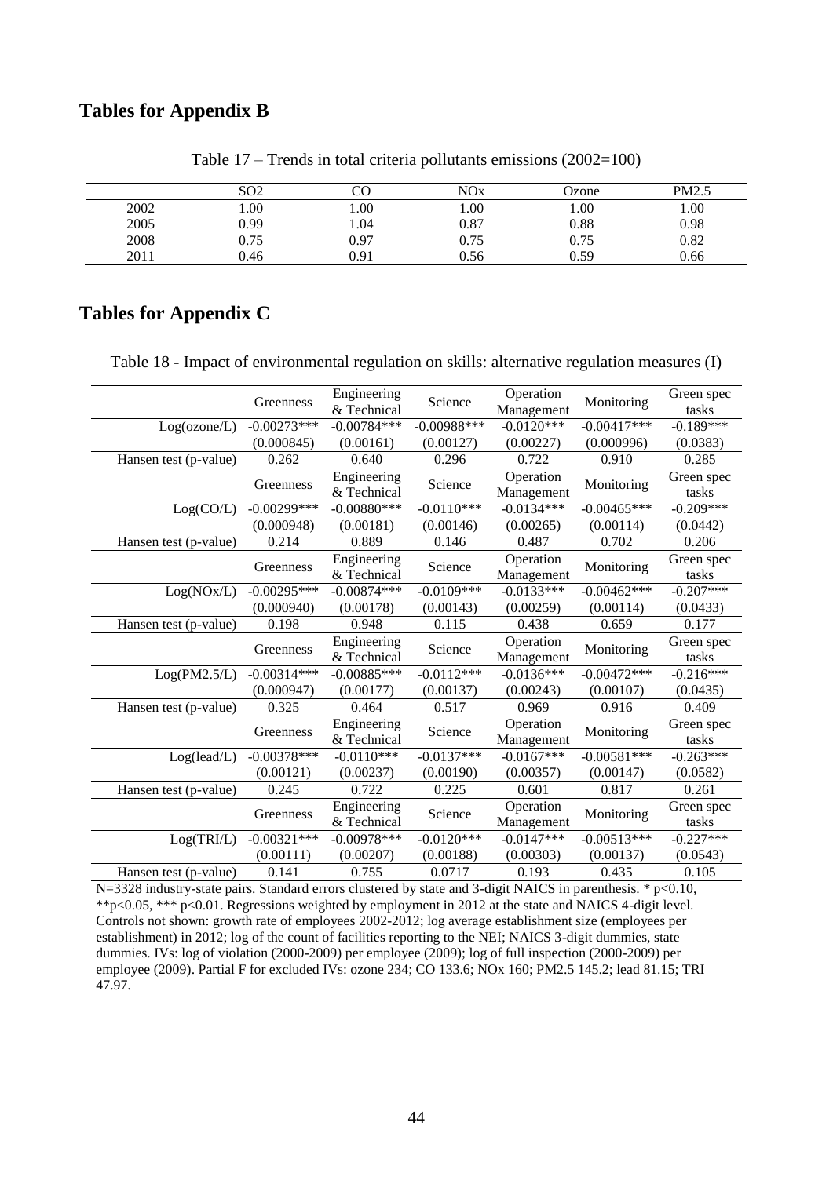## Tables for Appendix B

Table 17 – Trends in total criteria pollutants emissions (2002=100)

| | SO2 | CO | NOx | Ozone | PM2.5 |
|---|---|---|---|---|---|
| 2002 | 1.00 | 1.00 | 1.00 | 1.00 | 1.00 |
| 2005 | 0.99 | 1.04 | 0.87 | 0.88 | 0.98 |
| 2008 | 0.75 | 0.97 | 0.75 | 0.75 | 0.82 |
| 2011 | 0.46 | 0.91 | 0.56 | 0.59 | 0.66 |

## Tables for Appendix C

Table 18 - Impact of environmental regulation on skills: alternative regulation measures (I)

| | Greenness | Engineering & Technical | Science | Operation Management | Monitoring | Green spec tasks |
|---|---|---|---|---|---|---|
| Log(ozone/L) | -0.00273*** | -0.00784*** | -0.00988*** | -0.0120*** | -0.00417*** | -0.189*** |
| | (0.000845) | (0.00161) | (0.00127) | (0.00227) | (0.000996) | (0.0383) |
| Hansen test (p-value) | 0.262 | 0.640 | 0.296 | 0.722 | 0.910 | 0.285 |
| | Greenness | Engineering & Technical | Science | Operation Management | Monitoring | Green spec tasks |
| Log(CO/L) | -0.00299*** | -0.00880*** | -0.0110*** | -0.0134*** | -0.00465*** | -0.209*** |
| | (0.000948) | (0.00181) | (0.00146) | (0.00265) | (0.00114) | (0.0442) |
| Hansen test (p-value) | 0.214 | 0.889 | 0.146 | 0.487 | 0.702 | 0.206 |
| | Greenness | Engineering & Technical | Science | Operation Management | Monitoring | Green spec tasks |
| Log(NOx/L) | -0.00295*** | -0.00874*** | -0.0109*** | -0.0133*** | -0.00462*** | -0.207*** |
| | (0.000940) | (0.00178) | (0.00143) | (0.00259) | (0.00114) | (0.0433) |
| Hansen test (p-value) | 0.198 | 0.948 | 0.115 | 0.438 | 0.659 | 0.177 |
| | Greenness | Engineering & Technical | Science | Operation Management | Monitoring | Green spec tasks |
| Log(PM2.5/L) | -0.00314*** | -0.00885*** | -0.0112*** | -0.0136*** | -0.00472*** | -0.216*** |
| | (0.000947) | (0.00177) | (0.00137) | (0.00243) | (0.00107) | (0.0435) |
| Hansen test (p-value) | 0.325 | 0.464 | 0.517 | 0.969 | 0.916 | 0.409 |
| | Greenness | Engineering & Technical | Science | Operation Management | Monitoring | Green spec tasks |
| Log(lead/L) | -0.00378*** | -0.0110*** | -0.0137*** | -0.0167*** | -0.00581*** | -0.263*** |
| | (0.00121) | (0.00237) | (0.00190) | (0.00357) | (0.00147) | (0.0582) |
| Hansen test (p-value) | 0.245 | 0.722 | 0.225 | 0.601 | 0.817 | 0.261 |
| | Greenness | Engineering & Technical | Science | Operation Management | Monitoring | Green spec tasks |
| Log(TRI/L) | -0.00321*** | -0.00978*** | -0.0120*** | -0.0147*** | -0.00513*** | -0.227*** |
| | (0.00111) | (0.00207) | (0.00188) | (0.00303) | (0.00137) | (0.0543) |
| Hansen test (p-value) | 0.141 | 0.755 | 0.0717 | 0.193 | 0.435 | 0.105 |

N=3328 industry-state pairs. Standard errors clustered by state and 3-digit NAICS in parenthesis. * p<0.10, **p<0.05, *** p<0.01. Regressions weighted by employment in 2012 at the state and NAICS 4-digit level. Controls not shown: growth rate of employees 2002-2012; log average establishment size (employees per establishment) in 2012; log of the count of facilities reporting to the NEI; NAICS 3-digit dummies, state dummies. IVs: log of violation (2000-2009) per employee (2009); log of full inspection (2000-2009) per employee (2009). Partial F for excluded IVs: ozone 234; CO 133.6; NOx 160; PM2.5 145.2; lead 81.15; TRI 47.97.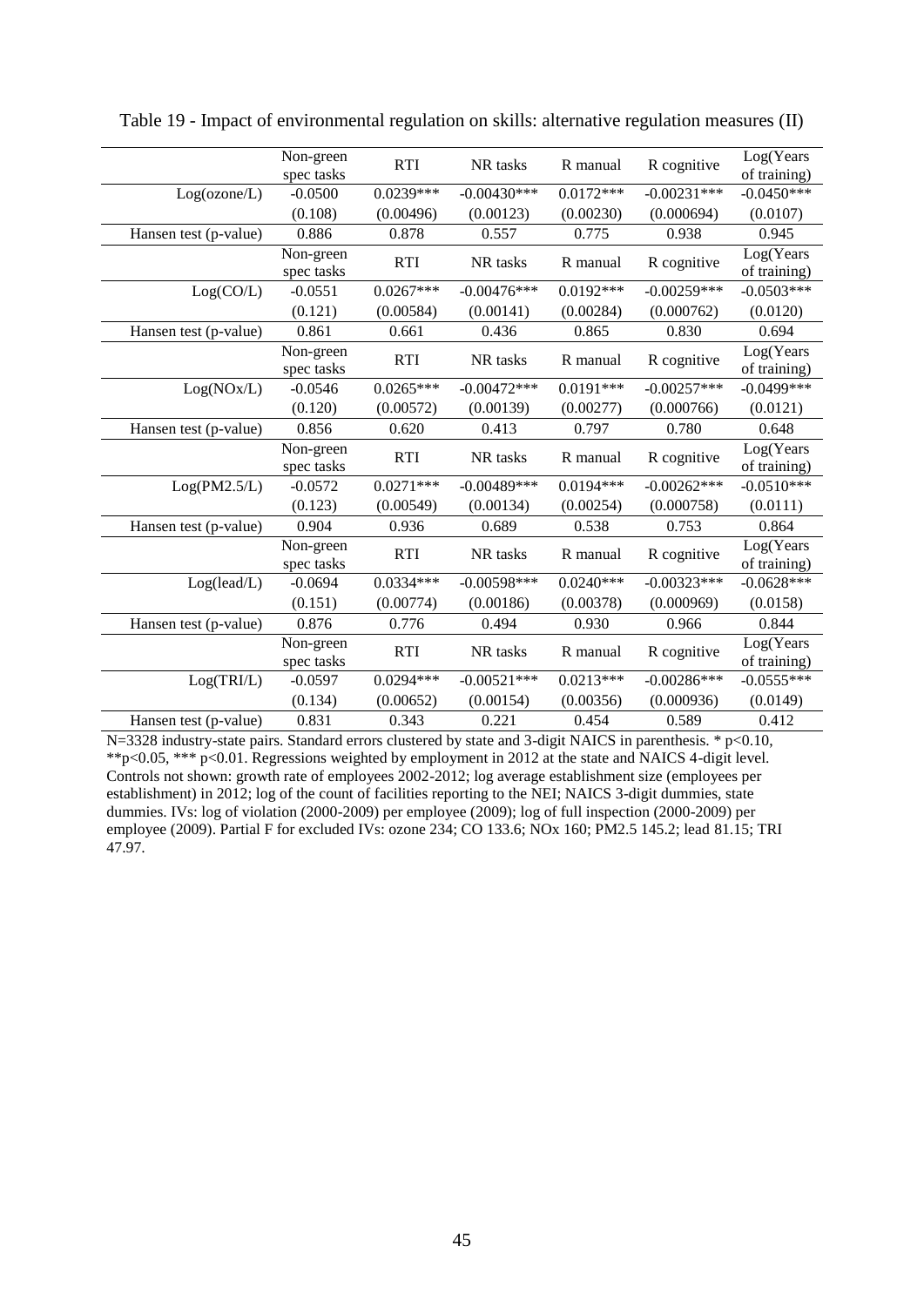Table 19 - Impact of environmental regulation on skills: alternative regulation measures (II)

| | Non-green spec tasks | RTI | NR tasks | R manual | R cognitive | Log(Years of training) |
|---|---|---|---|---|---|---|
| Log(ozone/L) | -0.0500 | 0.0239*** | -0.00430*** | 0.0172*** | -0.00231*** | -0.0450*** |
| | (0.108) | (0.00496) | (0.00123) | (0.00230) | (0.000694) | (0.0107) |
| Hansen test (p-value) | 0.886 | 0.878 | 0.557 | 0.775 | 0.938 | 0.945 |
| | Non-green spec tasks | RTI | NR tasks | R manual | R cognitive | Log(Years of training) |
| Log(CO/L) | -0.0551 | 0.0267*** | -0.00476*** | 0.0192*** | -0.00259*** | -0.0503*** |
| | (0.121) | (0.00584) | (0.00141) | (0.00284) | (0.000762) | (0.0120) |
| Hansen test (p-value) | 0.861 | 0.661 | 0.436 | 0.865 | 0.830 | 0.694 |
| | Non-green spec tasks | RTI | NR tasks | R manual | R cognitive | Log(Years of training) |
| Log(NOx/L) | -0.0546 | 0.0265*** | -0.00472*** | 0.0191*** | -0.00257*** | -0.0499*** |
| | (0.120) | (0.00572) | (0.00139) | (0.00277) | (0.000766) | (0.0121) |
| Hansen test (p-value) | 0.856 | 0.620 | 0.413 | 0.797 | 0.780 | 0.648 |
| | Non-green spec tasks | RTI | NR tasks | R manual | R cognitive | Log(Years of training) |
| Log(PM2.5/L) | -0.0572 | 0.0271*** | -0.00489*** | 0.0194*** | -0.00262*** | -0.0510*** |
| | (0.123) | (0.00549) | (0.00134) | (0.00254) | (0.000758) | (0.0111) |
| Hansen test (p-value) | 0.904 | 0.936 | 0.689 | 0.538 | 0.753 | 0.864 |
| | Non-green spec tasks | RTI | NR tasks | R manual | R cognitive | Log(Years of training) |
| Log(lead/L) | -0.0694 | 0.0334*** | -0.00598*** | 0.0240*** | -0.00323*** | -0.0628*** |
| | (0.151) | (0.00774) | (0.00186) | (0.00378) | (0.000969) | (0.0158) |
| Hansen test (p-value) | 0.876 | 0.776 | 0.494 | 0.930 | 0.966 | 0.844 |
| | Non-green spec tasks | RTI | NR tasks | R manual | R cognitive | Log(Years of training) |
| Log(TRI/L) | -0.0597 | 0.0294*** | -0.00521*** | 0.0213*** | -0.00286*** | -0.0555*** |
| | (0.134) | (0.00652) | (0.00154) | (0.00356) | (0.000936) | (0.0149) |
| Hansen test (p-value) | 0.831 | 0.343 | 0.221 | 0.454 | 0.589 | 0.412 |

N=3328 industry-state pairs. Standard errors clustered by state and 3-digit NAICS in parenthesis. * p<0.10, **p<0.05, *** p<0.01. Regressions weighted by employment in 2012 at the state and NAICS 4-digit level. Controls not shown: growth rate of employees 2002-2012; log average establishment size (employees per establishment) in 2012; log of the count of facilities reporting to the NEI; NAICS 3-digit dummies, state dummies. IVs: log of violation (2000-2009) per employee (2009); log of full inspection (2000-2009) per employee (2009). Partial F for excluded IVs: ozone 234; CO 133.6; NOx 160; PM2.5 145.2; lead 81.15; TRI 47.97.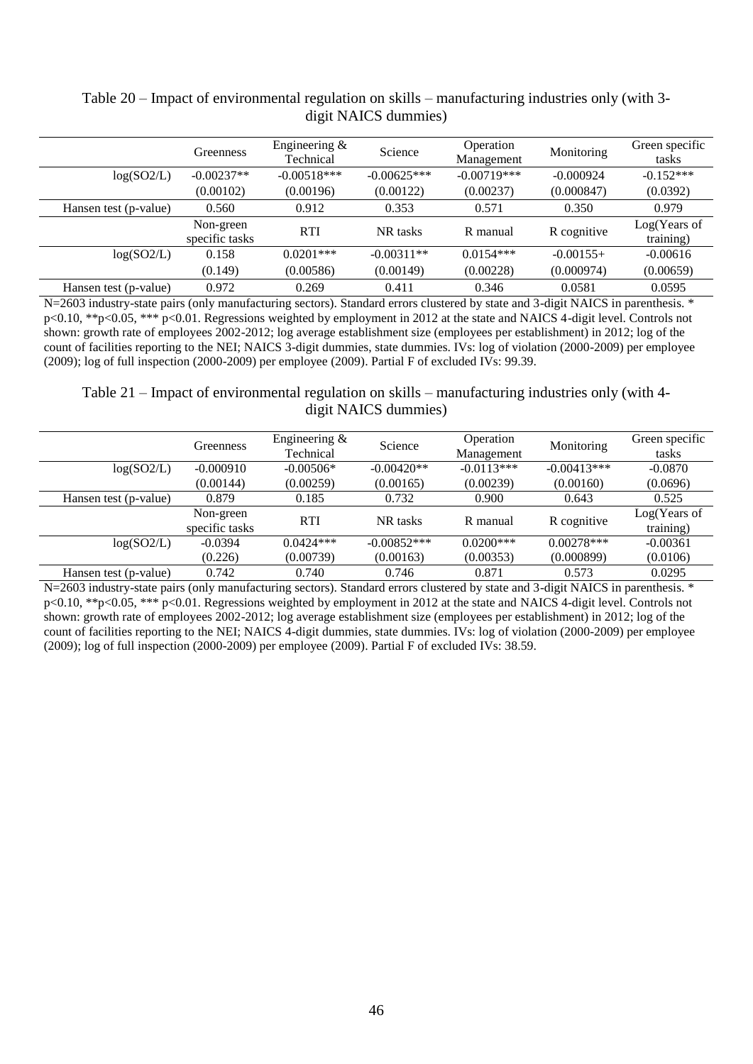Table 20 – Impact of environmental regulation on skills – manufacturing industries only (with 3-digit NAICS dummies)

| | Greenness | Engineering & Technical | Science | Operation Management | Monitoring | Green specific tasks |
|---|---|---|---|---|---|---|
| log(SO2/L) | -0.00237** | -0.00518*** | -0.00625*** | -0.00719*** | -0.000924 | -0.152*** |
| | (0.00102) | (0.00196) | (0.00122) | (0.00237) | (0.000847) | (0.0392) |
| Hansen test (p-value) | 0.560 | 0.912 | 0.353 | 0.571 | 0.350 | 0.979 |
| | Non-green specific tasks | RTI | NR tasks | R manual | R cognitive | Log(Years of training) |
| log(SO2/L) | 0.158 | 0.0201*** | -0.00311** | 0.0154*** | -0.00155+ | -0.00616 |
| | (0.149) | (0.00586) | (0.00149) | (0.00228) | (0.000974) | (0.00659) |
| Hansen test (p-value) | 0.972 | 0.269 | 0.411 | 0.346 | 0.0581 | 0.0595 |

N=2603 industry-state pairs (only manufacturing sectors). Standard errors clustered by state and 3-digit NAICS in parenthesis. * p<0.10, **p<0.05, *** p<0.01. Regressions weighted by employment in 2012 at the state and NAICS 4-digit level. Controls not shown: growth rate of employees 2002-2012; log average establishment size (employees per establishment) in 2012; log of the count of facilities reporting to the NEI; NAICS 3-digit dummies, state dummies. IVs: log of violation (2000-2009) per employee (2009); log of full inspection (2000-2009) per employee (2009). Partial F of excluded IVs: 99.39.

Table 21 – Impact of environmental regulation on skills – manufacturing industries only (with 4-digit NAICS dummies)

| | Greenness | Engineering & Technical | Science | Operation Management | Monitoring | Green specific tasks |
|---|---|---|---|---|---|---|
| log(SO2/L) | -0.000910 | -0.00506* | -0.00420** | -0.0113*** | -0.00413*** | -0.0870 |
| | (0.00144) | (0.00259) | (0.00165) | (0.00239) | (0.00160) | (0.0696) |
| Hansen test (p-value) | 0.879 | 0.185 | 0.732 | 0.900 | 0.643 | 0.525 |
| | Non-green specific tasks | RTI | NR tasks | R manual | R cognitive | Log(Years of training) |
| log(SO2/L) | -0.0394 | 0.0424*** | -0.00852*** | 0.0200*** | 0.00278*** | -0.00361 |
| | (0.226) | (0.00739) | (0.00163) | (0.00353) | (0.000899) | (0.0106) |
| Hansen test (p-value) | 0.742 | 0.740 | 0.746 | 0.871 | 0.573 | 0.0295 |

N=2603 industry-state pairs (only manufacturing sectors). Standard errors clustered by state and 3-digit NAICS in parenthesis. * p<0.10, **p<0.05, *** p<0.01. Regressions weighted by employment in 2012 at the state and NAICS 4-digit level. Controls not shown: growth rate of employees 2002-2012; log average establishment size (employees per establishment) in 2012; log of the count of facilities reporting to the NEI; NAICS 4-digit dummies, state dummies. IVs: log of violation (2000-2009) per employee (2009); log of full inspection (2000-2009) per employee (2009). Partial F of excluded IVs: 38.59.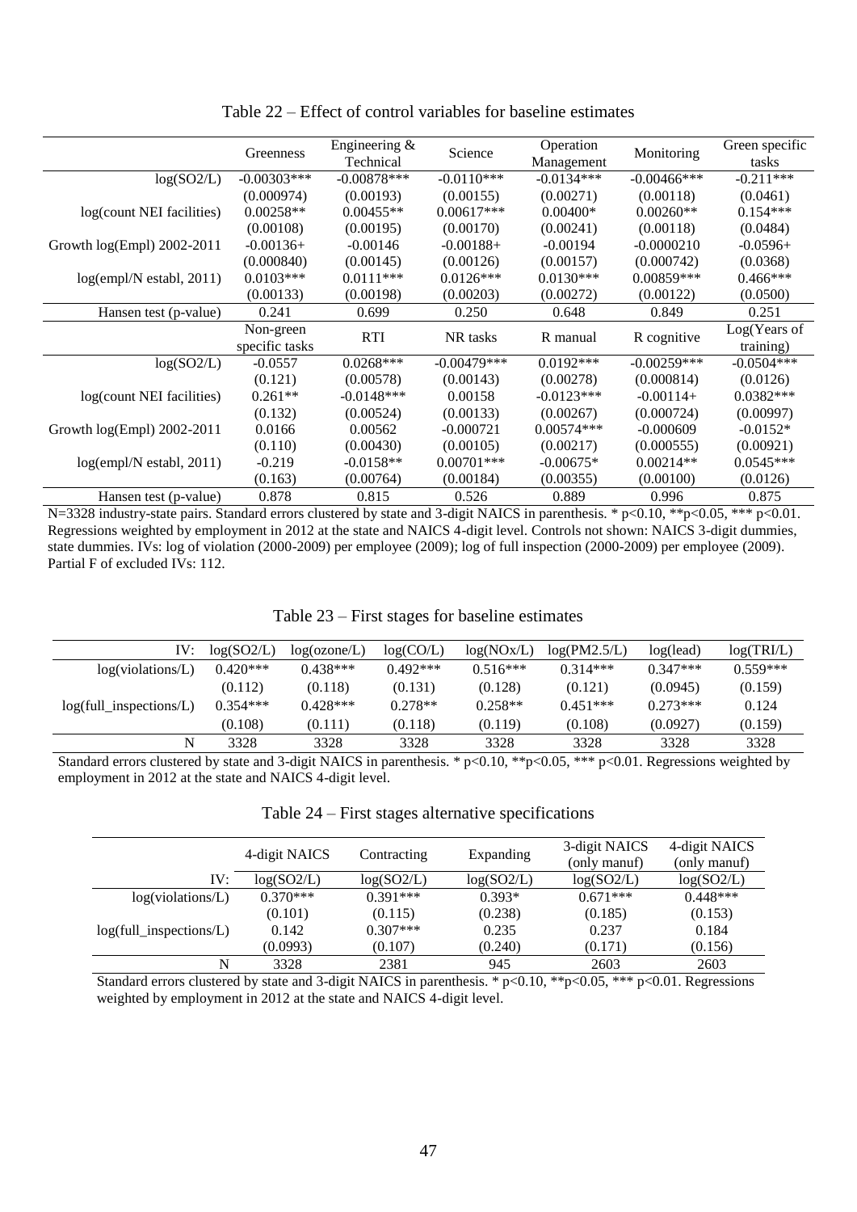Table 22 – Effect of control variables for baseline estimates

| | Greenness | Engineering & Technical | Science | Operation Management | Monitoring | Green specific tasks |
|---|---|---|---|---|---|---|
| log(SO2/L) | -0.00303*** | -0.00878*** | -0.0110*** | -0.0134*** | -0.00466*** | -0.211*** |
| | (0.000974) | (0.00193) | (0.00155) | (0.00271) | (0.00118) | (0.0461) |
| log(count NEI facilities) | 0.00258** | 0.00455** | 0.00617*** | 0.00400* | 0.00260** | 0.154*** |
| | (0.00108) | (0.00195) | (0.00170) | (0.00241) | (0.00118) | (0.0484) |
| Growth log(Empl) 2002-2011 | -0.00136+ | -0.00146 | -0.00188+ | -0.00194 | -0.0000210 | -0.0596+ |
| | (0.000840) | (0.00145) | (0.00126) | (0.00157) | (0.000742) | (0.0368) |
| log(empl/N establ, 2011) | 0.0103*** | 0.0111*** | 0.0126*** | 0.0130*** | 0.00859*** | 0.466*** |
| | (0.00133) | (0.00198) | (0.00203) | (0.00272) | (0.00122) | (0.0500) |
| Hansen test (p-value) | 0.241 | 0.699 | 0.250 | 0.648 | 0.849 | 0.251 |
| | Non-green specific tasks | RTI | NR tasks | R manual | R cognitive | Log(Years of training) |
| log(SO2/L) | -0.0557 | 0.0268*** | -0.00479*** | 0.0192*** | -0.00259*** | -0.0504*** |
| | (0.121) | (0.00578) | (0.00143) | (0.00278) | (0.000814) | (0.0126) |
| log(count NEI facilities) | 0.261** | -0.0148*** | 0.00158 | -0.0123*** | -0.00114+ | 0.0382*** |
| | (0.132) | (0.00524) | (0.00133) | (0.00267) | (0.000724) | (0.00997) |
| Growth log(Empl) 2002-2011 | 0.0166 | 0.00562 | -0.000721 | 0.00574*** | -0.000609 | -0.0152* |
| | (0.110) | (0.00430) | (0.00105) | (0.00217) | (0.000555) | (0.00921) |
| log(empl/N establ, 2011) | -0.219 | -0.0158** | 0.00701*** | -0.00675* | 0.00214** | 0.0545*** |
| | (0.163) | (0.00764) | (0.00184) | (0.00355) | (0.00100) | (0.0126) |
| Hansen test (p-value) | 0.878 | 0.815 | 0.526 | 0.889 | 0.996 | 0.875 |

N=3328 industry-state pairs. Standard errors clustered by state and 3-digit NAICS in parenthesis. * p<0.10, **p<0.05, *** p<0.01. Regressions weighted by employment in 2012 at the state and NAICS 4-digit level. Controls not shown: NAICS 3-digit dummies, state dummies. IVs: log of violation (2000-2009) per employee (2009); log of full inspection (2000-2009) per employee (2009). Partial F of excluded IVs: 112.

Table 23 – First stages for baseline estimates

| IV: | log(SO2/L) | log(ozone/L) | log(CO/L) | log(NOx/L) | log(PM2.5/L) | log(lead) | log(TRI/L) |
|---|---|---|---|---|---|---|---|
| log(violations/L) | 0.420*** | 0.438*** | 0.492*** | 0.516*** | 0.314*** | 0.347*** | 0.559*** |
| | (0.112) | (0.118) | (0.131) | (0.128) | (0.121) | (0.0945) | (0.159) |
| log(full_inspections/L) | 0.354*** | 0.428*** | 0.278** | 0.258** | 0.451*** | 0.273*** | 0.124 |
| | (0.108) | (0.111) | (0.118) | (0.119) | (0.108) | (0.0927) | (0.159) |
| N | 3328 | 3328 | 3328 | 3328 | 3328 | 3328 | 3328 |

Standard errors clustered by state and 3-digit NAICS in parenthesis. * p<0.10, **p<0.05, *** p<0.01. Regressions weighted by employment in 2012 at the state and NAICS 4-digit level.

Table 24 – First stages alternative specifications

| | 4-digit NAICS | Contracting | Expanding | 3-digit NAICS (only manuf) | 4-digit NAICS (only manuf) |
|---|---|---|---|---|---|
| IV: | log(SO2/L) | log(SO2/L) | log(SO2/L) | log(SO2/L) | log(SO2/L) |
| log(violations/L) | 0.370*** | 0.391*** | 0.393* | 0.671*** | 0.448*** |
| | (0.101) | (0.115) | (0.238) | (0.185) | (0.153) |
| log(full_inspections/L) | 0.142 | 0.307*** | 0.235 | 0.237 | 0.184 |
| | (0.0993) | (0.107) | (0.240) | (0.171) | (0.156) |
| N | 3328 | 2381 | 945 | 2603 | 2603 |

Standard errors clustered by state and 3-digit NAICS in parenthesis. * p<0.10, **p<0.05, *** p<0.01. Regressions weighted by employment in 2012 at the state and NAICS 4-digit level.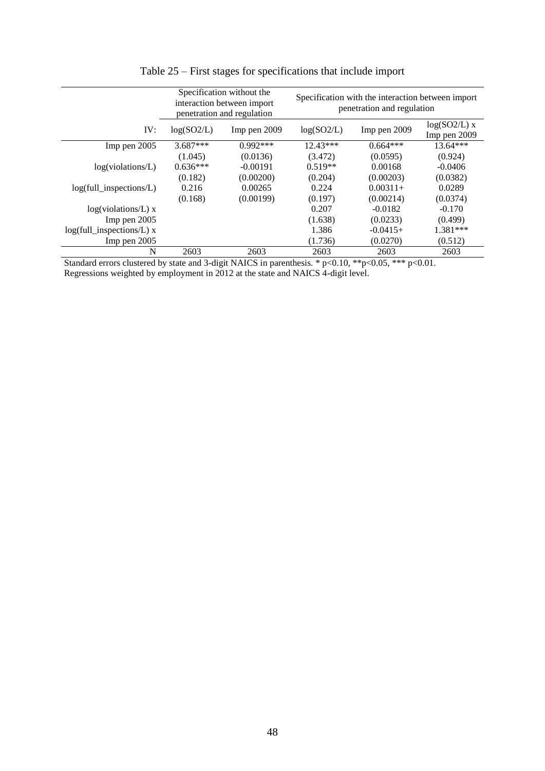Table 25 – First stages for specifications that include import

| | Specification without the interaction between import penetration and regulation | | Specification with the interaction between import penetration and regulation | | |
|---|---|---|---|---|---|
| IV: | log(SO2/L) | Imp pen 2009 | log(SO2/L) | Imp pen 2009 | log(SO2/L) x Imp pen 2009 |
| Imp pen 2005 | 3.687*** | 0.992*** | 12.43*** | 0.664*** | 13.64*** |
| | (1.045) | (0.0136) | (3.472) | (0.0595) | (0.924) |
| log(violations/L) | 0.636*** | -0.00191 | 0.519** | 0.00168 | -0.0406 |
| | (0.182) | (0.00200) | (0.204) | (0.00203) | (0.0382) |
| log(full_inspections/L) | 0.216 | 0.00265 | 0.224 | 0.00311+ | 0.0289 |
| | (0.168) | (0.00199) | (0.197) | (0.00214) | (0.0374) |
| log(violations/L) x Imp pen 2005 | | | 0.207 | -0.0182 | -0.170 |
| | | | (1.638) | (0.0233) | (0.499) |
| log(full_inspections/L) x Imp pen 2005 | | | 1.386 | -0.0415+ | 1.381*** |
| | | | (1.736) | (0.0270) | (0.512) |
| N | 2603 | 2603 | 2603 | 2603 | 2603 |

Standard errors clustered by state and 3-digit NAICS in parenthesis. * $p<0.10$, ** $p<0.05$, *** $p<0.01$.
Regressions weighted by employment in 2012 at the state and NAICS 4-digit level.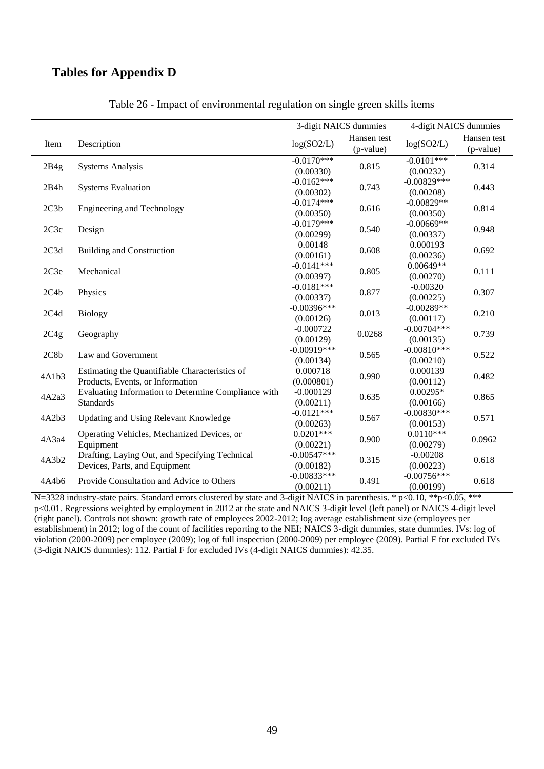## Tables for Appendix D

Table 26 - Impact of environmental regulation on single green skills items

| | | 3-digit NAICS dummies | | 4-digit NAICS dummies | |
|---|---|---|---|---|---|
| Item | Description | log(SO2/L) | Hansen test (p-value) | log(SO2/L) | Hansen test (p-value) |
| 2B4g | Systems Analysis | -0.0170*** (0.00330) | 0.815 | -0.0101*** (0.00232) | 0.314 |
| 2B4h | Systems Evaluation | -0.0162*** (0.00302) | 0.743 | -0.00829*** (0.00208) | 0.443 |
| 2C3b | Engineering and Technology | -0.0174*** (0.00350) | 0.616 | -0.00829** (0.00350) | 0.814 |
| 2C3c | Design | -0.0179*** (0.00299) | 0.540 | -0.00669** (0.00337) | 0.948 |
| 2C3d | Building and Construction | 0.00148 (0.00161) | 0.608 | 0.000193 (0.00236) | 0.692 |
| 2C3e | Mechanical | -0.0141*** (0.00397) | 0.805 | 0.00649** (0.00270) | 0.111 |
| 2C4b | Physics | -0.0181*** (0.00337) | 0.877 | -0.00320 (0.00225) | 0.307 |
| 2C4d | Biology | -0.00396*** (0.00126) | 0.013 | -0.00289** (0.00117) | 0.210 |
| 2C4g | Geography | -0.000722 (0.00129) | 0.0268 | -0.00704*** (0.00135) | 0.739 |
| 2C8b | Law and Government | -0.00919*** (0.00134) | 0.565 | -0.00810*** (0.00210) | 0.522 |
| 4A1b3 | Estimating the Quantifiable Characteristics of Products, Events, or Information | 0.000718 (0.000801) | 0.990 | 0.000139 (0.00112) | 0.482 |
| 4A2a3 | Evaluating Information to Determine Compliance with Standards | -0.000129 (0.00211) | 0.635 | 0.00295* (0.00166) | 0.865 |
| 4A2b3 | Updating and Using Relevant Knowledge | -0.0121*** (0.00263) | 0.567 | -0.00830*** (0.00153) | 0.571 |
| 4A3a4 | Operating Vehicles, Mechanized Devices, or Equipment | 0.0201*** (0.00221) | 0.900 | 0.0110*** (0.00279) | 0.0962 |
| 4A3b2 | Drafting, Laying Out, and Specifying Technical Devices, Parts, and Equipment | -0.00547*** (0.00182) | 0.315 | -0.00208 (0.00223) | 0.618 |
| 4A4b6 | Provide Consultation and Advice to Others | -0.00833*** (0.00211) | 0.491 | -0.00756*** (0.00199) | 0.618 |

N=3328 industry-state pairs. Standard errors clustered by state and 3-digit NAICS in parenthesis. * p<0.10, **p<0.05, *** p<0.01. Regressions weighted by employment in 2012 at the state and NAICS 3-digit level (left panel) or NAICS 4-digit level (right panel). Controls not shown: growth rate of employees 2002-2012; log average establishment size (employees per establishment) in 2012; log of the count of facilities reporting to the NEI; NAICS 3-digit dummies, state dummies. IVs: log of violation (2000-2009) per employee (2009); log of full inspection (2000-2009) per employee (2009). Partial F for excluded IVs (3-digit NAICS dummies): 112. Partial F for excluded IVs (4-digit NAICS dummies): 42.35.